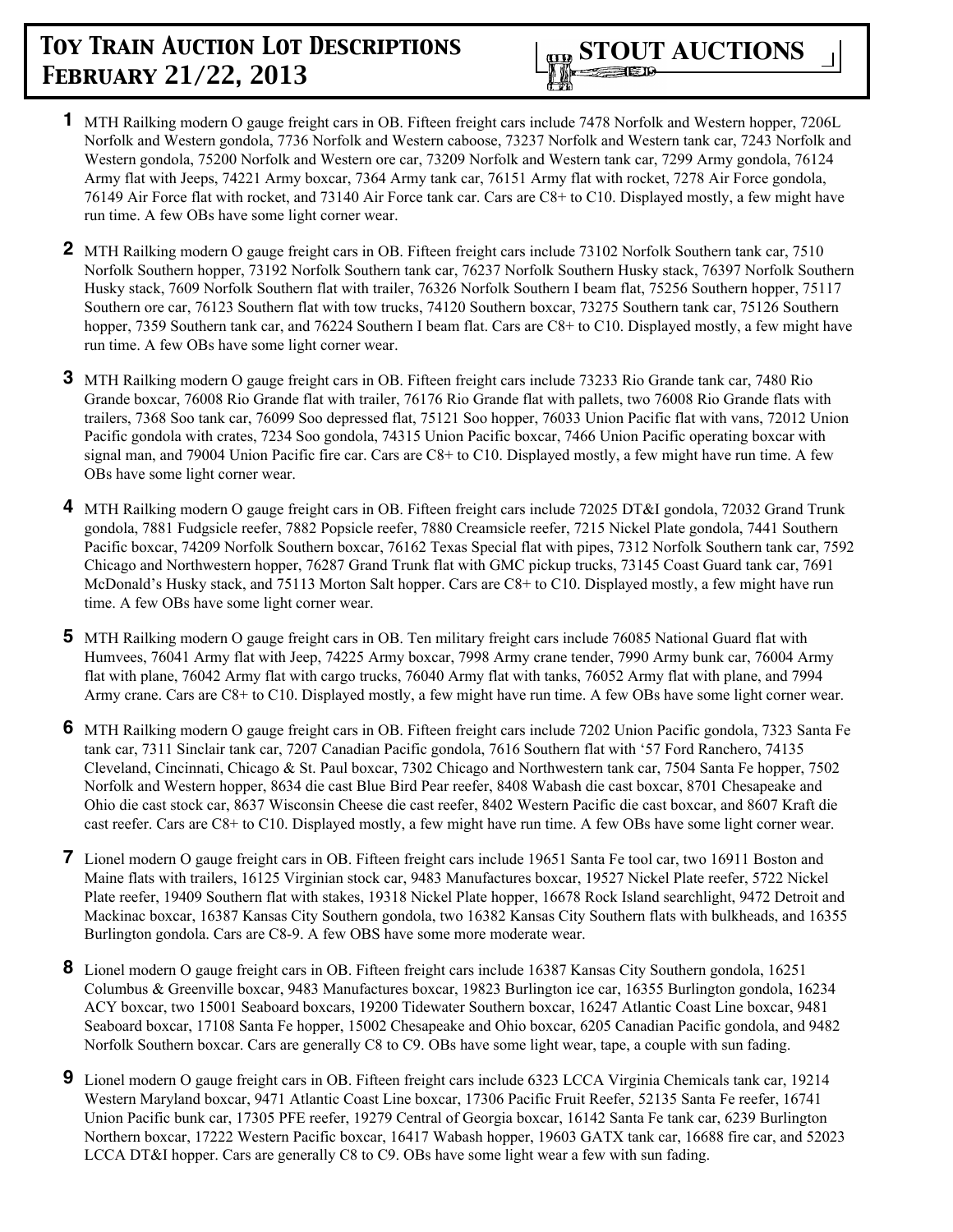# Toy Train Auction Lot Descriptions
# February 21/22, 2013

STOUT AUCTIONS

**1** MTH Railking modern O gauge freight cars in OB. Fifteen freight cars include 7478 Norfolk and Western hopper, 7206L Norfolk and Western gondola, 7736 Norfolk and Western caboose, 73237 Norfolk and Western tank car, 7243 Norfolk and Western gondola, 75200 Norfolk and Western ore car, 73209 Norfolk and Western tank car, 7299 Army gondola, 76124 Army flat with Jeeps, 74221 Army boxcar, 7364 Army tank car, 76151 Army flat with rocket, 7278 Air Force gondola, 76149 Air Force flat with rocket, and 73140 Air Force tank car. Cars are C8+ to C10. Displayed mostly, a few might have run time. A few OBs have some light corner wear.

**2** MTH Railking modern O gauge freight cars in OB. Fifteen freight cars include 73102 Norfolk Southern tank car, 7510 Norfolk Southern hopper, 73192 Norfolk Southern tank car, 76237 Norfolk Southern Husky stack, 76397 Norfolk Southern Husky stack, 7609 Norfolk Southern flat with trailer, 76326 Norfolk Southern I beam flat, 75256 Southern hopper, 75117 Southern ore car, 76123 Southern flat with tow trucks, 74120 Southern boxcar, 73275 Southern tank car, 75126 Southern hopper, 7359 Southern tank car, and 76224 Southern I beam flat. Cars are C8+ to C10. Displayed mostly, a few might have run time. A few OBs have some light corner wear.

**3** MTH Railking modern O gauge freight cars in OB. Fifteen freight cars include 73233 Rio Grande tank car, 7480 Rio Grande boxcar, 76008 Rio Grande flat with trailer, 76176 Rio Grande flat with pallets, two 76008 Rio Grande flats with trailers, 7368 Soo tank car, 76099 Soo depressed flat, 75121 Soo hopper, 76033 Union Pacific flat with vans, 72012 Union Pacific gondola with crates, 7234 Soo gondola, 74315 Union Pacific boxcar, 7466 Union Pacific operating boxcar with signal man, and 79004 Union Pacific fire car. Cars are C8+ to C10. Displayed mostly, a few might have run time. A few OBs have some light corner wear.

**4** MTH Railking modern O gauge freight cars in OB. Fifteen freight cars include 72025 DT&I gondola, 72032 Grand Trunk gondola, 7881 Fudgsicle reefer, 7882 Popsicle reefer, 7880 Creamsicle reefer, 7215 Nickel Plate gondola, 7441 Southern Pacific boxcar, 74209 Norfolk Southern boxcar, 76162 Texas Special flat with pipes, 7312 Norfolk Southern tank car, 7592 Chicago and Northwestern hopper, 76287 Grand Trunk flat with GMC pickup trucks, 73145 Coast Guard tank car, 7691 McDonald's Husky stack, and 75113 Morton Salt hopper. Cars are C8+ to C10. Displayed mostly, a few might have run time. A few OBs have some light corner wear.

**5** MTH Railking modern O gauge freight cars in OB. Ten military freight cars include 76085 National Guard flat with Humvees, 76041 Army flat with Jeep, 74225 Army boxcar, 7998 Army crane tender, 7990 Army bunk car, 76004 Army flat with plane, 76042 Army flat with cargo trucks, 76040 Army flat with tanks, 76052 Army flat with plane, and 7994 Army crane. Cars are C8+ to C10. Displayed mostly, a few might have run time. A few OBs have some light corner wear.

**6** MTH Railking modern O gauge freight cars in OB. Fifteen freight cars include 7202 Union Pacific gondola, 7323 Santa Fe tank car, 7311 Sinclair tank car, 7207 Canadian Pacific gondola, 7616 Southern flat with '57 Ford Ranchero, 74135 Cleveland, Cincinnati, Chicago & St. Paul boxcar, 7302 Chicago and Northwestern tank car, 7504 Santa Fe hopper, 7502 Norfolk and Western hopper, 8634 die cast Blue Bird Pear reefer, 8408 Wabash die cast boxcar, 8701 Chesapeake and Ohio die cast stock car, 8637 Wisconsin Cheese die cast reefer, 8402 Western Pacific die cast boxcar, and 8607 Kraft die cast reefer. Cars are C8+ to C10. Displayed mostly, a few might have run time. A few OBs have some light corner wear.

**7** Lionel modern O gauge freight cars in OB. Fifteen freight cars include 19651 Santa Fe tool car, two 16911 Boston and Maine flats with trailers, 16125 Virginian stock car, 9483 Manufactures boxcar, 19527 Nickel Plate reefer, 5722 Nickel Plate reefer, 19409 Southern flat with stakes, 19318 Nickel Plate hopper, 16678 Rock Island searchlight, 9472 Detroit and Mackinac boxcar, 16387 Kansas City Southern gondola, two 16382 Kansas City Southern flats with bulkheads, and 16355 Burlington gondola. Cars are C8-9. A few OBS have some more moderate wear.

**8** Lionel modern O gauge freight cars in OB. Fifteen freight cars include 16387 Kansas City Southern gondola, 16251 Columbus & Greenville boxcar, 9483 Manufactures boxcar, 19823 Burlington ice car, 16355 Burlington gondola, 16234 ACY boxcar, two 15001 Seaboard boxcars, 19200 Tidewater Southern boxcar, 16247 Atlantic Coast Line boxcar, 9481 Seaboard boxcar, 17108 Santa Fe hopper, 15002 Chesapeake and Ohio boxcar, 6205 Canadian Pacific gondola, and 9482 Norfolk Southern boxcar. Cars are generally C8 to C9. OBs have some light wear, tape, a couple with sun fading.

**9** Lionel modern O gauge freight cars in OB. Fifteen freight cars include 6323 LCCA Virginia Chemicals tank car, 19214 Western Maryland boxcar, 9471 Atlantic Coast Line boxcar, 17306 Pacific Fruit Reefer, 52135 Santa Fe reefer, 16741 Union Pacific bunk car, 17305 PFE reefer, 19279 Central of Georgia boxcar, 16142 Santa Fe tank car, 6239 Burlington Northern boxcar, 17222 Western Pacific boxcar, 16417 Wabash hopper, 19603 GATX tank car, 16688 fire car, and 52023 LCCA DT&I hopper. Cars are generally C8 to C9. OBs have some light wear a few with sun fading.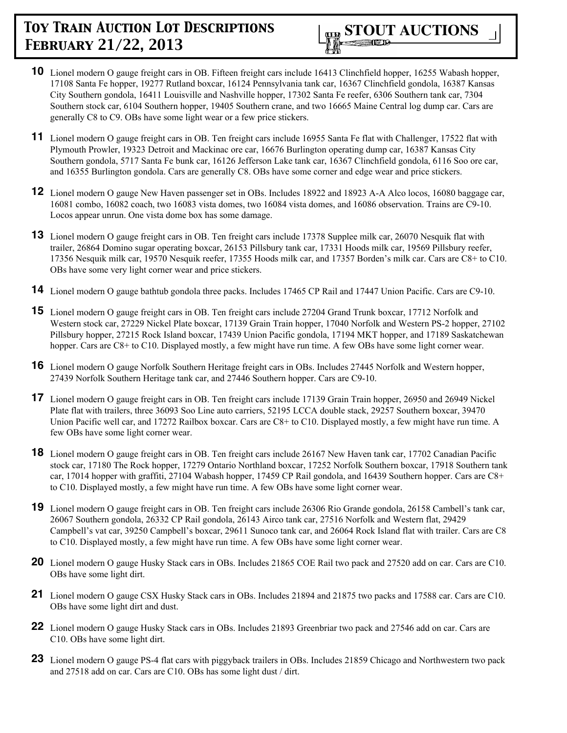**10** Lionel modern O gauge freight cars in OB. Fifteen freight cars include 16413 Clinchfield hopper, 16255 Wabash hopper, 17108 Santa Fe hopper, 19277 Rutland boxcar, 16124 Pennsylvania tank car, 16367 Clinchfield gondola, 16387 Kansas City Southern gondola, 16411 Louisville and Nashville hopper, 17302 Santa Fe reefer, 6306 Southern tank car, 7304 Southern stock car, 6104 Southern hopper, 19405 Southern crane, and two 16665 Maine Central log dump car. Cars are generally C8 to C9. OBs have some light wear or a few price stickers.

**11** Lionel modern O gauge freight cars in OB. Ten freight cars include 16955 Santa Fe flat with Challenger, 17522 flat with Plymouth Prowler, 19323 Detroit and Mackinac ore car, 16676 Burlington operating dump car, 16387 Kansas City Southern gondola, 5717 Santa Fe bunk car, 16126 Jefferson Lake tank car, 16367 Clinchfield gondola, 6116 Soo ore car, and 16355 Burlington gondola. Cars are generally C8. OBs have some corner and edge wear and price stickers.

**12** Lionel modern O gauge New Haven passenger set in OBs. Includes 18922 and 18923 A-A Alco locos, 16080 baggage car, 16081 combo, 16082 coach, two 16083 vista domes, two 16084 vista domes, and 16086 observation. Trains are C9-10. Locos appear unrun. One vista dome box has some damage.

**13** Lionel modern O gauge freight cars in OB. Ten freight cars include 17378 Supplee milk car, 26070 Nesquik flat with trailer, 26864 Domino sugar operating boxcar, 26153 Pillsbury tank car, 17331 Hoods milk car, 19569 Pillsbury reefer, 17356 Nesquik milk car, 19570 Nesquik reefer, 17355 Hoods milk car, and 17357 Borden's milk car. Cars are C8+ to C10. OBs have some very light corner wear and price stickers.

**14** Lionel modern O gauge bathtub gondola three packs. Includes 17465 CP Rail and 17447 Union Pacific. Cars are C9-10.

**15** Lionel modern O gauge freight cars in OB. Ten freight cars include 27204 Grand Trunk boxcar, 17712 Norfolk and Western stock car, 27229 Nickel Plate boxcar, 17139 Grain Train hopper, 17040 Norfolk and Western PS-2 hopper, 27102 Pillsbury hopper, 27215 Rock Island boxcar, 17439 Union Pacific gondola, 17194 MKT hopper, and 17189 Saskatchewan hopper. Cars are C8+ to C10. Displayed mostly, a few might have run time. A few OBs have some light corner wear.

**16** Lionel modern O gauge Norfolk Southern Heritage freight cars in OBs. Includes 27445 Norfolk and Western hopper, 27439 Norfolk Southern Heritage tank car, and 27446 Southern hopper. Cars are C9-10.

**17** Lionel modern O gauge freight cars in OB. Ten freight cars include 17139 Grain Train hopper, 26950 and 26949 Nickel Plate flat with trailers, three 36093 Soo Line auto carriers, 52195 LCCA double stack, 29257 Southern boxcar, 39470 Union Pacific well car, and 17272 Railbox boxcar. Cars are C8+ to C10. Displayed mostly, a few might have run time. A few OBs have some light corner wear.

**18** Lionel modern O gauge freight cars in OB. Ten freight cars include 26167 New Haven tank car, 17702 Canadian Pacific stock car, 17180 The Rock hopper, 17279 Ontario Northland boxcar, 17252 Norfolk Southern boxcar, 17918 Southern tank car, 17014 hopper with graffiti, 27104 Wabash hopper, 17459 CP Rail gondola, and 16439 Southern hopper. Cars are C8+ to C10. Displayed mostly, a few might have run time. A few OBs have some light corner wear.

**19** Lionel modern O gauge freight cars in OB. Ten freight cars include 26306 Rio Grande gondola, 26158 Cambell's tank car, 26067 Southern gondola, 26332 CP Rail gondola, 26143 Airco tank car, 27516 Norfolk and Western flat, 29429 Campbell's vat car, 39250 Campbell's boxcar, 29611 Sunoco tank car, and 26064 Rock Island flat with trailer. Cars are C8 to C10. Displayed mostly, a few might have run time. A few OBs have some light corner wear.

**20** Lionel modern O gauge Husky Stack cars in OBs. Includes 21865 COE Rail two pack and 27520 add on car. Cars are C10. OBs have some light dirt.

**21** Lionel modern O gauge CSX Husky Stack cars in OBs. Includes 21894 and 21875 two packs and 17588 car. Cars are C10. OBs have some light dirt and dust.

**22** Lionel modern O gauge Husky Stack cars in OBs. Includes 21893 Greenbriar two pack and 27546 add on car. Cars are C10. OBs have some light dirt.

**23** Lionel modern O gauge PS-4 flat cars with piggyback trailers in OBs. Includes 21859 Chicago and Northwestern two pack and 27518 add on car. Cars are C10. OBs has some light dust / dirt.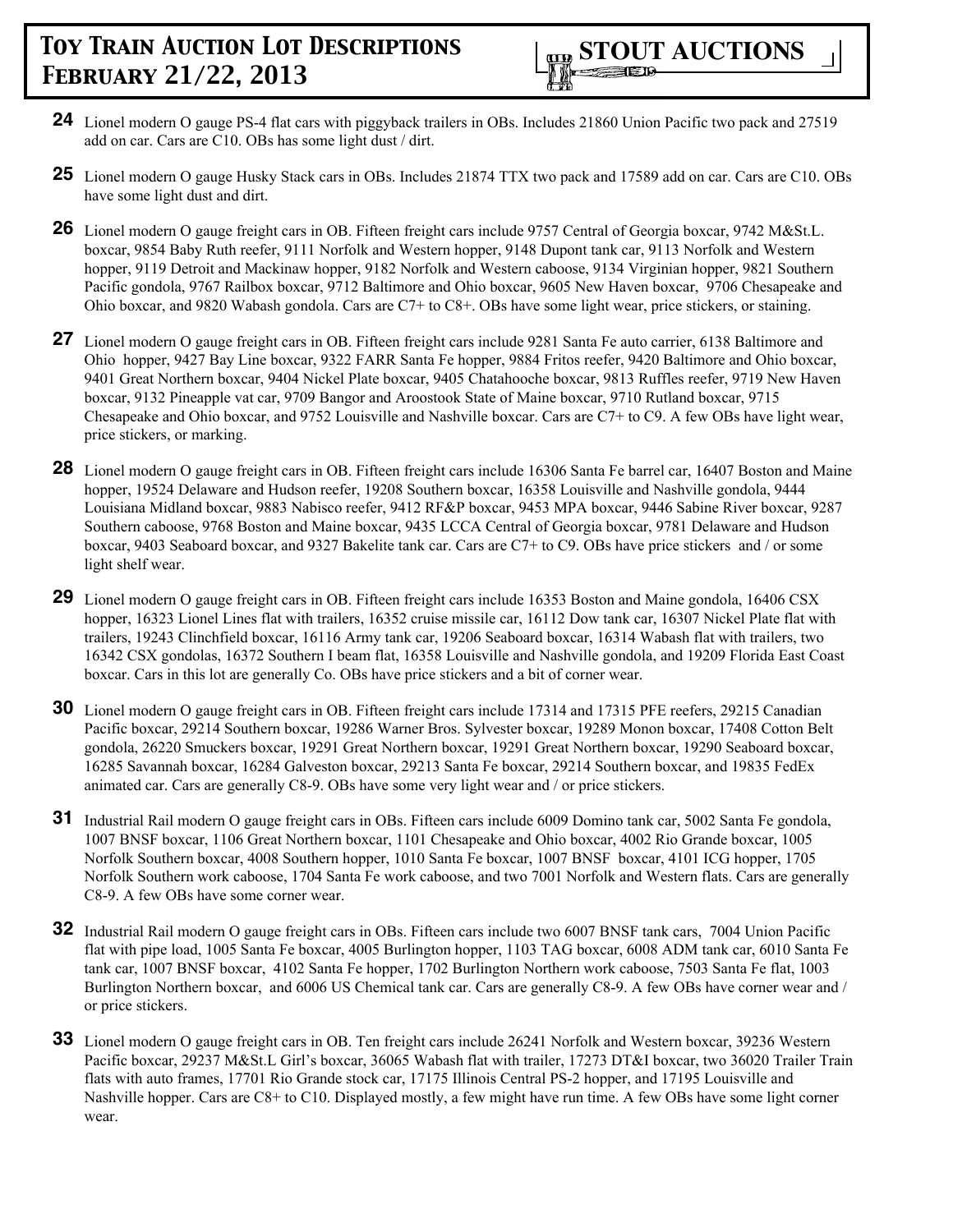**24** Lionel modern O gauge PS-4 flat cars with piggyback trailers in OBs. Includes 21860 Union Pacific two pack and 27519 add on car. Cars are C10. OBs has some light dust / dirt.

**25** Lionel modern O gauge Husky Stack cars in OBs. Includes 21874 TTX two pack and 17589 add on car. Cars are C10. OBs have some light dust and dirt.

**26** Lionel modern O gauge freight cars in OB. Fifteen freight cars include 9757 Central of Georgia boxcar, 9742 M&St.L. boxcar, 9854 Baby Ruth reefer, 9111 Norfolk and Western hopper, 9148 Dupont tank car, 9113 Norfolk and Western hopper, 9119 Detroit and Mackinaw hopper, 9182 Norfolk and Western caboose, 9134 Virginian hopper, 9821 Southern Pacific gondola, 9767 Railbox boxcar, 9712 Baltimore and Ohio boxcar, 9605 New Haven boxcar, 9706 Chesapeake and Ohio boxcar, and 9820 Wabash gondola. Cars are C7+ to C8+. OBs have some light wear, price stickers, or staining.

**27** Lionel modern O gauge freight cars in OB. Fifteen freight cars include 9281 Santa Fe auto carrier, 6138 Baltimore and Ohio hopper, 9427 Bay Line boxcar, 9322 FARR Santa Fe hopper, 9884 Fritos reefer, 9420 Baltimore and Ohio boxcar, 9401 Great Northern boxcar, 9404 Nickel Plate boxcar, 9405 Chatahooche boxcar, 9813 Ruffles reefer, 9719 New Haven boxcar, 9132 Pineapple vat car, 9709 Bangor and Aroostook State of Maine boxcar, 9710 Rutland boxcar, 9715 Chesapeake and Ohio boxcar, and 9752 Louisville and Nashville boxcar. Cars are C7+ to C9. A few OBs have light wear, price stickers, or marking.

**28** Lionel modern O gauge freight cars in OB. Fifteen freight cars include 16306 Santa Fe barrel car, 16407 Boston and Maine hopper, 19524 Delaware and Hudson reefer, 19208 Southern boxcar, 16358 Louisville and Nashville gondola, 9444 Louisiana Midland boxcar, 9883 Nabisco reefer, 9412 RF&P boxcar, 9453 MPA boxcar, 9446 Sabine River boxcar, 9287 Southern caboose, 9768 Boston and Maine boxcar, 9435 LCCA Central of Georgia boxcar, 9781 Delaware and Hudson boxcar, 9403 Seaboard boxcar, and 9327 Bakelite tank car. Cars are C7+ to C9. OBs have price stickers and / or some light shelf wear.

**29** Lionel modern O gauge freight cars in OB. Fifteen freight cars include 16353 Boston and Maine gondola, 16406 CSX hopper, 16323 Lionel Lines flat with trailers, 16352 cruise missile car, 16112 Dow tank car, 16307 Nickel Plate flat with trailers, 19243 Clinchfield boxcar, 16116 Army tank car, 19206 Seaboard boxcar, 16314 Wabash flat with trailers, two 16342 CSX gondolas, 16372 Southern I beam flat, 16358 Louisville and Nashville gondola, and 19209 Florida East Coast boxcar. Cars in this lot are generally Co. OBs have price stickers and a bit of corner wear.

**30** Lionel modern O gauge freight cars in OB. Fifteen freight cars include 17314 and 17315 PFE reefers, 29215 Canadian Pacific boxcar, 29214 Southern boxcar, 19286 Warner Bros. Sylvester boxcar, 19289 Monon boxcar, 17408 Cotton Belt gondola, 26220 Smuckers boxcar, 19291 Great Northern boxcar, 19291 Great Northern boxcar, 19290 Seaboard boxcar, 16285 Savannah boxcar, 16284 Galveston boxcar, 29213 Santa Fe boxcar, 29214 Southern boxcar, and 19835 FedEx animated car. Cars are generally C8-9. OBs have some very light wear and / or price stickers.

**31** Industrial Rail modern O gauge freight cars in OBs. Fifteen cars include 6009 Domino tank car, 5002 Santa Fe gondola, 1007 BNSF boxcar, 1106 Great Northern boxcar, 1101 Chesapeake and Ohio boxcar, 4002 Rio Grande boxcar, 1005 Norfolk Southern boxcar, 4008 Southern hopper, 1010 Santa Fe boxcar, 1007 BNSF boxcar, 4101 ICG hopper, 1705 Norfolk Southern work caboose, 1704 Santa Fe work caboose, and two 7001 Norfolk and Western flats. Cars are generally C8-9. A few OBs have some corner wear.

**32** Industrial Rail modern O gauge freight cars in OBs. Fifteen cars include two 6007 BNSF tank cars, 7004 Union Pacific flat with pipe load, 1005 Santa Fe boxcar, 4005 Burlington hopper, 1103 TAG boxcar, 6008 ADM tank car, 6010 Santa Fe tank car, 1007 BNSF boxcar, 4102 Santa Fe hopper, 1702 Burlington Northern work caboose, 7503 Santa Fe flat, 1003 Burlington Northern boxcar, and 6006 US Chemical tank car. Cars are generally C8-9. A few OBs have corner wear and / or price stickers.

**33** Lionel modern O gauge freight cars in OB. Ten freight cars include 26241 Norfolk and Western boxcar, 39236 Western Pacific boxcar, 29237 M&St.L Girl's boxcar, 36065 Wabash flat with trailer, 17273 DT&I boxcar, two 36020 Trailer Train flats with auto frames, 17701 Rio Grande stock car, 17175 Illinois Central PS-2 hopper, and 17195 Louisville and Nashville hopper. Cars are C8+ to C10. Displayed mostly, a few might have run time. A few OBs have some light corner wear.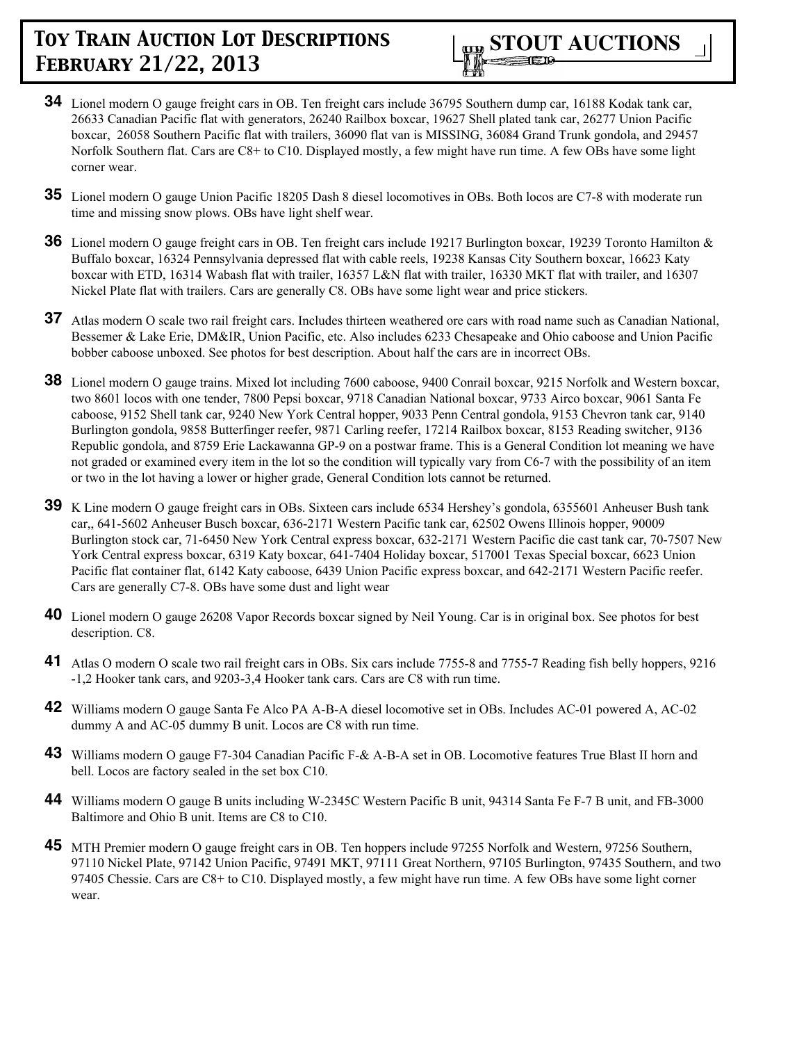**34** Lionel modern O gauge freight cars in OB. Ten freight cars include 36795 Southern dump car, 16188 Kodak tank car, 26633 Canadian Pacific flat with generators, 26240 Railbox boxcar, 19627 Shell plated tank car, 26277 Union Pacific boxcar, 26058 Southern Pacific flat with trailers, 36090 flat van is MISSING, 36084 Grand Trunk gondola, and 29457 Norfolk Southern flat. Cars are C8+ to C10. Displayed mostly, a few might have run time. A few OBs have some light corner wear.

**35** Lionel modern O gauge Union Pacific 18205 Dash 8 diesel locomotives in OBs. Both locos are C7-8 with moderate run time and missing snow plows. OBs have light shelf wear.

**36** Lionel modern O gauge freight cars in OB. Ten freight cars include 19217 Burlington boxcar, 19239 Toronto Hamilton & Buffalo boxcar, 16324 Pennsylvania depressed flat with cable reels, 19238 Kansas City Southern boxcar, 16623 Katy boxcar with ETD, 16314 Wabash flat with trailer, 16357 L&N flat with trailer, 16330 MKT flat with trailer, and 16307 Nickel Plate flat with trailers. Cars are generally C8. OBs have some light wear and price stickers.

**37** Atlas modern O scale two rail freight cars. Includes thirteen weathered ore cars with road name such as Canadian National, Bessemer & Lake Erie, DM&IR, Union Pacific, etc. Also includes 6233 Chesapeake and Ohio caboose and Union Pacific bobber caboose unboxed. See photos for best description. About half the cars are in incorrect OBs.

**38** Lionel modern O gauge trains. Mixed lot including 7600 caboose, 9400 Conrail boxcar, 9215 Norfolk and Western boxcar, two 8601 locos with one tender, 7800 Pepsi boxcar, 9718 Canadian National boxcar, 9733 Airco boxcar, 9061 Santa Fe caboose, 9152 Shell tank car, 9240 New York Central hopper, 9033 Penn Central gondola, 9153 Chevron tank car, 9140 Burlington gondola, 9858 Butterfinger reefer, 9871 Carling reefer, 17214 Railbox boxcar, 8153 Reading switcher, 9136 Republic gondola, and 8759 Erie Lackawanna GP-9 on a postwar frame. This is a General Condition lot meaning we have not graded or examined every item in the lot so the condition will typically vary from C6-7 with the possibility of an item or two in the lot having a lower or higher grade, General Condition lots cannot be returned.

**39** K Line modern O gauge freight cars in OBs. Sixteen cars include 6534 Hershey's gondola, 6355601 Anheuser Bush tank car,, 641-5602 Anheuser Busch boxcar, 636-2171 Western Pacific tank car, 62502 Owens Illinois hopper, 90009 Burlington stock car, 71-6450 New York Central express boxcar, 632-2171 Western Pacific die cast tank car, 70-7507 New York Central express boxcar, 6319 Katy boxcar, 641-7404 Holiday boxcar, 517001 Texas Special boxcar, 6623 Union Pacific flat container flat, 6142 Katy caboose, 6439 Union Pacific express boxcar, and 642-2171 Western Pacific reefer. Cars are generally C7-8. OBs have some dust and light wear

**40** Lionel modern O gauge 26208 Vapor Records boxcar signed by Neil Young. Car is in original box. See photos for best description. C8.

**41** Atlas O modern O scale two rail freight cars in OBs. Six cars include 7755-8 and 7755-7 Reading fish belly hoppers, 9216 -1,2 Hooker tank cars, and 9203-3,4 Hooker tank cars. Cars are C8 with run time.

**42** Williams modern O gauge Santa Fe Alco PA A-B-A diesel locomotive set in OBs. Includes AC-01 powered A, AC-02 dummy A and AC-05 dummy B unit. Locos are C8 with run time.

**43** Williams modern O gauge F7-304 Canadian Pacific F-& A-B-A set in OB. Locomotive features True Blast II horn and bell. Locos are factory sealed in the set box C10.

**44** Williams modern O gauge B units including W-2345C Western Pacific B unit, 94314 Santa Fe F-7 B unit, and FB-3000 Baltimore and Ohio B unit. Items are C8 to C10.

**45** MTH Premier modern O gauge freight cars in OB. Ten hoppers include 97255 Norfolk and Western, 97256 Southern, 97110 Nickel Plate, 97142 Union Pacific, 97491 MKT, 97111 Great Northern, 97105 Burlington, 97435 Southern, and two 97405 Chessie. Cars are C8+ to C10. Displayed mostly, a few might have run time. A few OBs have some light corner wear.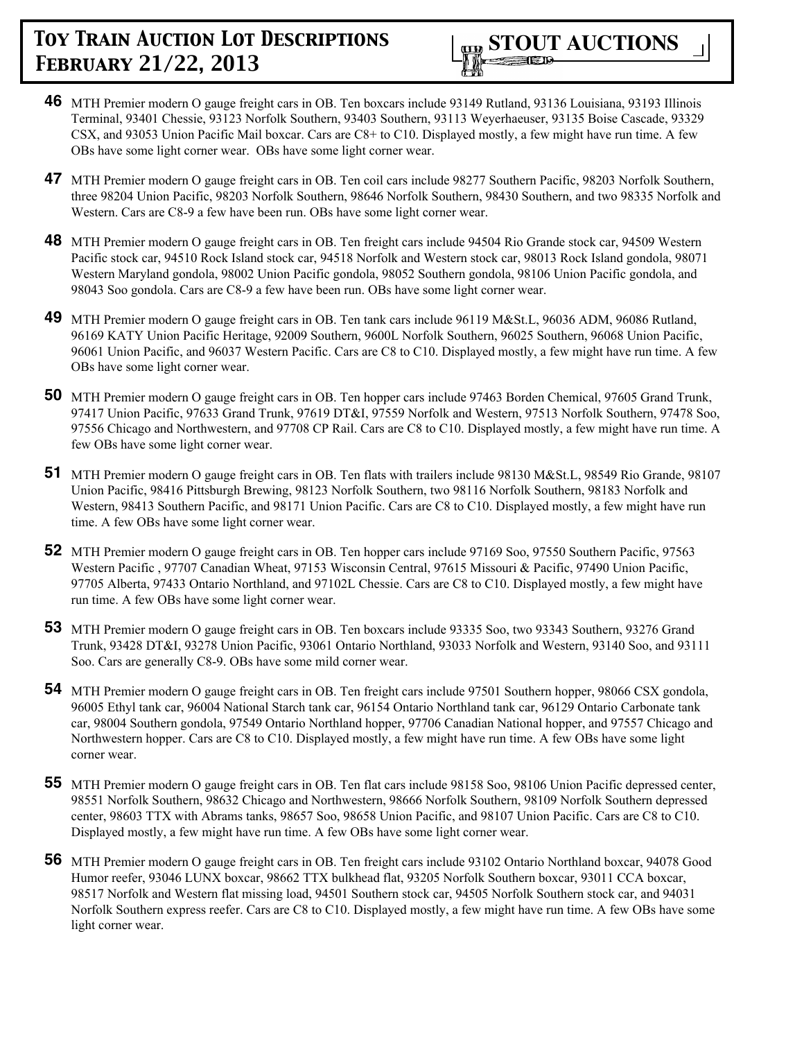**46** MTH Premier modern O gauge freight cars in OB. Ten boxcars include 93149 Rutland, 93136 Louisiana, 93193 Illinois Terminal, 93401 Chessie, 93123 Norfolk Southern, 93403 Southern, 93113 Weyerhaeuser, 93135 Boise Cascade, 93329 CSX, and 93053 Union Pacific Mail boxcar. Cars are C8+ to C10. Displayed mostly, a few might have run time. A few OBs have some light corner wear. OBs have some light corner wear.

**47** MTH Premier modern O gauge freight cars in OB. Ten coil cars include 98277 Southern Pacific, 98203 Norfolk Southern, three 98204 Union Pacific, 98203 Norfolk Southern, 98646 Norfolk Southern, 98430 Southern, and two 98335 Norfolk and Western. Cars are C8-9 a few have been run. OBs have some light corner wear.

**48** MTH Premier modern O gauge freight cars in OB. Ten freight cars include 94504 Rio Grande stock car, 94509 Western Pacific stock car, 94510 Rock Island stock car, 94518 Norfolk and Western stock car, 98013 Rock Island gondola, 98071 Western Maryland gondola, 98002 Union Pacific gondola, 98052 Southern gondola, 98106 Union Pacific gondola, and 98043 Soo gondola. Cars are C8-9 a few have been run. OBs have some light corner wear.

**49** MTH Premier modern O gauge freight cars in OB. Ten tank cars include 96119 M&St.L, 96036 ADM, 96086 Rutland, 96169 KATY Union Pacific Heritage, 92009 Southern, 9600L Norfolk Southern, 96025 Southern, 96068 Union Pacific, 96061 Union Pacific, and 96037 Western Pacific. Cars are C8 to C10. Displayed mostly, a few might have run time. A few OBs have some light corner wear.

**50** MTH Premier modern O gauge freight cars in OB. Ten hopper cars include 97463 Borden Chemical, 97605 Grand Trunk, 97417 Union Pacific, 97633 Grand Trunk, 97619 DT&I, 97559 Norfolk and Western, 97513 Norfolk Southern, 97478 Soo, 97556 Chicago and Northwestern, and 97708 CP Rail. Cars are C8 to C10. Displayed mostly, a few might have run time. A few OBs have some light corner wear.

**51** MTH Premier modern O gauge freight cars in OB. Ten flats with trailers include 98130 M&St.L, 98549 Rio Grande, 98107 Union Pacific, 98416 Pittsburgh Brewing, 98123 Norfolk Southern, two 98116 Norfolk Southern, 98183 Norfolk and Western, 98413 Southern Pacific, and 98171 Union Pacific. Cars are C8 to C10. Displayed mostly, a few might have run time. A few OBs have some light corner wear.

**52** MTH Premier modern O gauge freight cars in OB. Ten hopper cars include 97169 Soo, 97550 Southern Pacific, 97563 Western Pacific , 97707 Canadian Wheat, 97153 Wisconsin Central, 97615 Missouri & Pacific, 97490 Union Pacific, 97705 Alberta, 97433 Ontario Northland, and 97102L Chessie. Cars are C8 to C10. Displayed mostly, a few might have run time. A few OBs have some light corner wear.

**53** MTH Premier modern O gauge freight cars in OB. Ten boxcars include 93335 Soo, two 93343 Southern, 93276 Grand Trunk, 93428 DT&I, 93278 Union Pacific, 93061 Ontario Northland, 93033 Norfolk and Western, 93140 Soo, and 93111 Soo. Cars are generally C8-9. OBs have some mild corner wear.

**54** MTH Premier modern O gauge freight cars in OB. Ten freight cars include 97501 Southern hopper, 98066 CSX gondola, 96005 Ethyl tank car, 96004 National Starch tank car, 96154 Ontario Northland tank car, 96129 Ontario Carbonate tank car, 98004 Southern gondola, 97549 Ontario Northland hopper, 97706 Canadian National hopper, and 97557 Chicago and Northwestern hopper. Cars are C8 to C10. Displayed mostly, a few might have run time. A few OBs have some light corner wear.

**55** MTH Premier modern O gauge freight cars in OB. Ten flat cars include 98158 Soo, 98106 Union Pacific depressed center, 98551 Norfolk Southern, 98632 Chicago and Northwestern, 98666 Norfolk Southern, 98109 Norfolk Southern depressed center, 98603 TTX with Abrams tanks, 98657 Soo, 98658 Union Pacific, and 98107 Union Pacific. Cars are C8 to C10. Displayed mostly, a few might have run time. A few OBs have some light corner wear.

**56** MTH Premier modern O gauge freight cars in OB. Ten freight cars include 93102 Ontario Northland boxcar, 94078 Good Humor reefer, 93046 LUNX boxcar, 98662 TTX bulkhead flat, 93205 Norfolk Southern boxcar, 93011 CCA boxcar, 98517 Norfolk and Western flat missing load, 94501 Southern stock car, 94505 Norfolk Southern stock car, and 94031 Norfolk Southern express reefer. Cars are C8 to C10. Displayed mostly, a few might have run time. A few OBs have some light corner wear.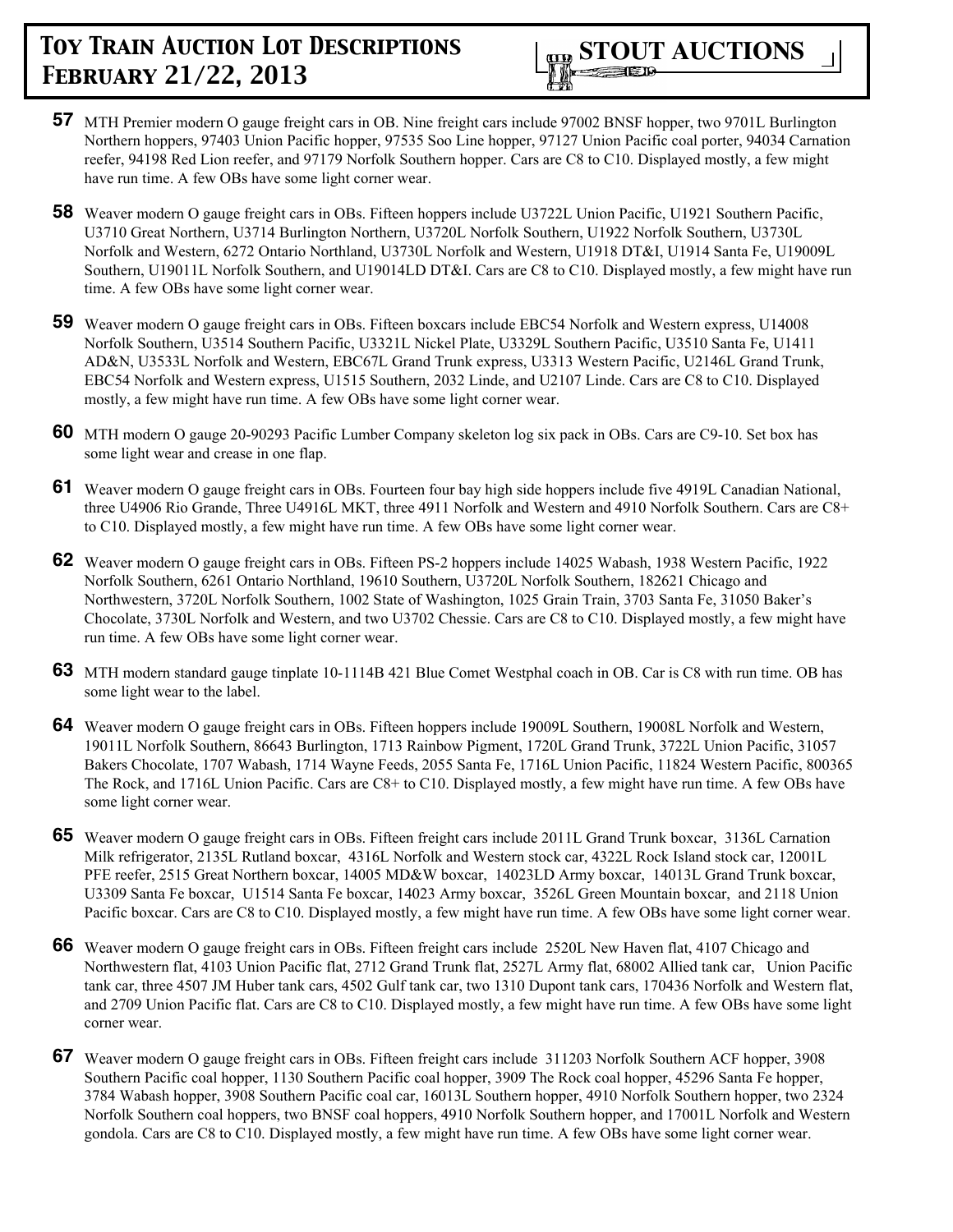**57** MTH Premier modern O gauge freight cars in OB. Nine freight cars include 97002 BNSF hopper, two 9701L Burlington Northern hoppers, 97403 Union Pacific hopper, 97535 Soo Line hopper, 97127 Union Pacific coal porter, 94034 Carnation reefer, 94198 Red Lion reefer, and 97179 Norfolk Southern hopper. Cars are C8 to C10. Displayed mostly, a few might have run time. A few OBs have some light corner wear.

**58** Weaver modern O gauge freight cars in OBs. Fifteen hoppers include U3722L Union Pacific, U1921 Southern Pacific, U3710 Great Northern, U3714 Burlington Northern, U3720L Norfolk Southern, U1922 Norfolk Southern, U3730L Norfolk and Western, 6272 Ontario Northland, U3730L Norfolk and Western, U1918 DT&I, U1914 Santa Fe, U19009L Southern, U19011L Norfolk Southern, and U19014LD DT&I. Cars are C8 to C10. Displayed mostly, a few might have run time. A few OBs have some light corner wear.

**59** Weaver modern O gauge freight cars in OBs. Fifteen boxcars include EBC54 Norfolk and Western express, U14008 Norfolk Southern, U3514 Southern Pacific, U3321L Nickel Plate, U3329L Southern Pacific, U3510 Santa Fe, U1411 AD&N, U3533L Norfolk and Western, EBC67L Grand Trunk express, U3313 Western Pacific, U2146L Grand Trunk, EBC54 Norfolk and Western express, U1515 Southern, 2032 Linde, and U2107 Linde. Cars are C8 to C10. Displayed mostly, a few might have run time. A few OBs have some light corner wear.

**60** MTH modern O gauge 20-90293 Pacific Lumber Company skeleton log six pack in OBs. Cars are C9-10. Set box has some light wear and crease in one flap.

**61** Weaver modern O gauge freight cars in OBs. Fourteen four bay high side hoppers include five 4919L Canadian National, three U4906 Rio Grande, Three U4916L MKT, three 4911 Norfolk and Western and 4910 Norfolk Southern. Cars are C8+ to C10. Displayed mostly, a few might have run time. A few OBs have some light corner wear.

**62** Weaver modern O gauge freight cars in OBs. Fifteen PS-2 hoppers include 14025 Wabash, 1938 Western Pacific, 1922 Norfolk Southern, 6261 Ontario Northland, 19610 Southern, U3720L Norfolk Southern, 182621 Chicago and Northwestern, 3720L Norfolk Southern, 1002 State of Washington, 1025 Grain Train, 3703 Santa Fe, 31050 Baker's Chocolate, 3730L Norfolk and Western, and two U3702 Chessie. Cars are C8 to C10. Displayed mostly, a few might have run time. A few OBs have some light corner wear.

**63** MTH modern standard gauge tinplate 10-1114B 421 Blue Comet Westphal coach in OB. Car is C8 with run time. OB has some light wear to the label.

**64** Weaver modern O gauge freight cars in OBs. Fifteen hoppers include 19009L Southern, 19008L Norfolk and Western, 19011L Norfolk Southern, 86643 Burlington, 1713 Rainbow Pigment, 1720L Grand Trunk, 3722L Union Pacific, 31057 Bakers Chocolate, 1707 Wabash, 1714 Wayne Feeds, 2055 Santa Fe, 1716L Union Pacific, 11824 Western Pacific, 800365 The Rock, and 1716L Union Pacific. Cars are C8+ to C10. Displayed mostly, a few might have run time. A few OBs have some light corner wear.

**65** Weaver modern O gauge freight cars in OBs. Fifteen freight cars include 2011L Grand Trunk boxcar, 3136L Carnation Milk refrigerator, 2135L Rutland boxcar, 4316L Norfolk and Western stock car, 4322L Rock Island stock car, 12001L PFE reefer, 2515 Great Northern boxcar, 14005 MD&W boxcar, 14023LD Army boxcar, 14013L Grand Trunk boxcar, U3309 Santa Fe boxcar, U1514 Santa Fe boxcar, 14023 Army boxcar, 3526L Green Mountain boxcar, and 2118 Union Pacific boxcar. Cars are C8 to C10. Displayed mostly, a few might have run time. A few OBs have some light corner wear.

**66** Weaver modern O gauge freight cars in OBs. Fifteen freight cars include 2520L New Haven flat, 4107 Chicago and Northwestern flat, 4103 Union Pacific flat, 2712 Grand Trunk flat, 2527L Army flat, 68002 Allied tank car, Union Pacific tank car, three 4507 JM Huber tank cars, 4502 Gulf tank car, two 1310 Dupont tank cars, 170436 Norfolk and Western flat, and 2709 Union Pacific flat. Cars are C8 to C10. Displayed mostly, a few might have run time. A few OBs have some light corner wear.

**67** Weaver modern O gauge freight cars in OBs. Fifteen freight cars include 311203 Norfolk Southern ACF hopper, 3908 Southern Pacific coal hopper, 1130 Southern Pacific coal hopper, 3909 The Rock coal hopper, 45296 Santa Fe hopper, 3784 Wabash hopper, 3908 Southern Pacific coal car, 16013L Southern hopper, 4910 Norfolk Southern hopper, two 2324 Norfolk Southern coal hoppers, two BNSF coal hoppers, 4910 Norfolk Southern hopper, and 17001L Norfolk and Western gondola. Cars are C8 to C10. Displayed mostly, a few might have run time. A few OBs have some light corner wear.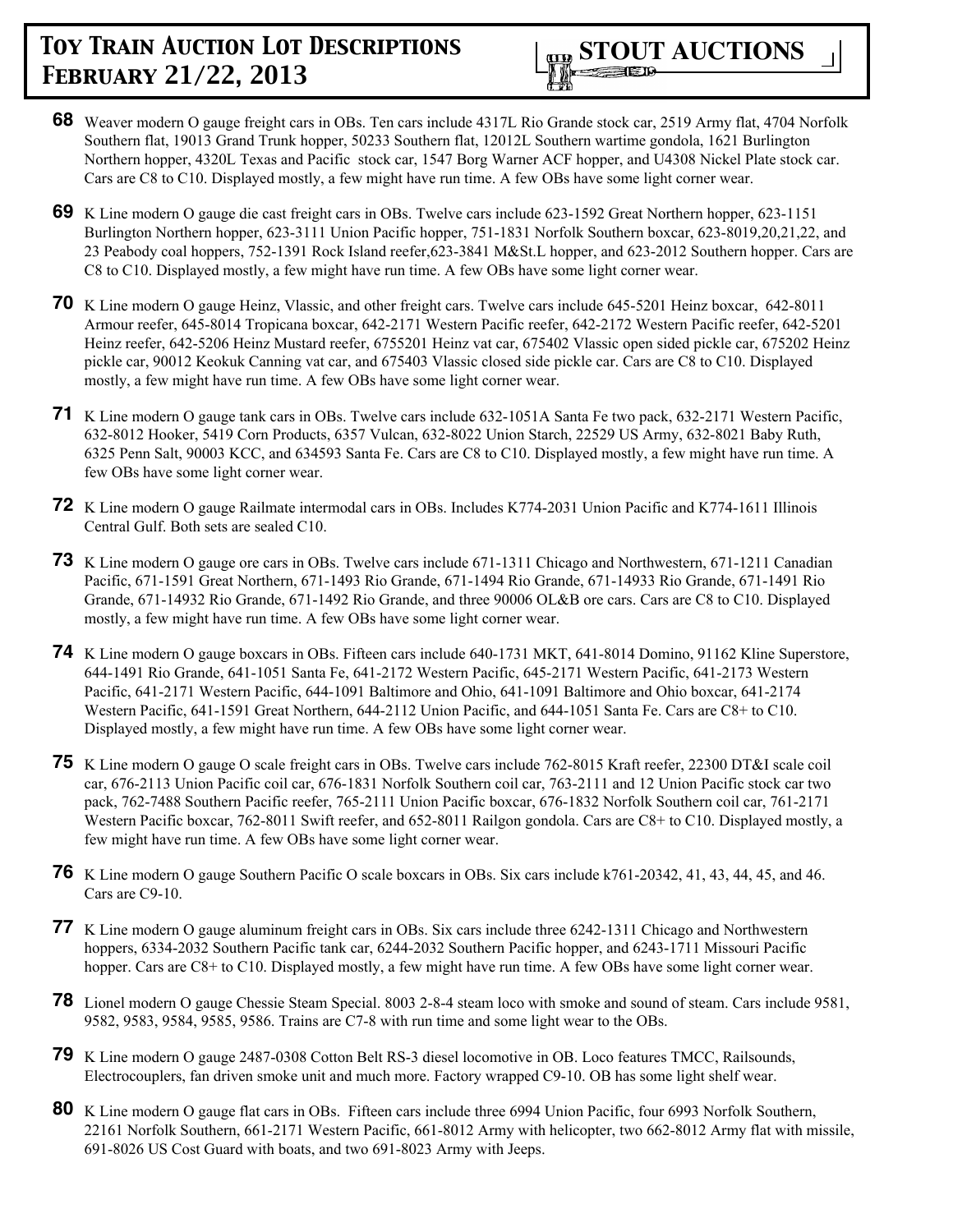**68** Weaver modern O gauge freight cars in OBs. Ten cars include 4317L Rio Grande stock car, 2519 Army flat, 4704 Norfolk Southern flat, 19013 Grand Trunk hopper, 50233 Southern flat, 12012L Southern wartime gondola, 1621 Burlington Northern hopper, 4320L Texas and Pacific stock car, 1547 Borg Warner ACF hopper, and U4308 Nickel Plate stock car. Cars are C8 to C10. Displayed mostly, a few might have run time. A few OBs have some light corner wear.

**69** K Line modern O gauge die cast freight cars in OBs. Twelve cars include 623-1592 Great Northern hopper, 623-1151 Burlington Northern hopper, 623-3111 Union Pacific hopper, 751-1831 Norfolk Southern boxcar, 623-8019,20,21,22, and 23 Peabody coal hoppers, 752-1391 Rock Island reefer,623-3841 M&St.L hopper, and 623-2012 Southern hopper. Cars are C8 to C10. Displayed mostly, a few might have run time. A few OBs have some light corner wear.

**70** K Line modern O gauge Heinz, Vlassic, and other freight cars. Twelve cars include 645-5201 Heinz boxcar, 642-8011 Armour reefer, 645-8014 Tropicana boxcar, 642-2171 Western Pacific reefer, 642-2172 Western Pacific reefer, 642-5201 Heinz reefer, 642-5206 Heinz Mustard reefer, 6755201 Heinz vat car, 675402 Vlassic open sided pickle car, 675202 Heinz pickle car, 90012 Keokuk Canning vat car, and 675403 Vlassic closed side pickle car. Cars are C8 to C10. Displayed mostly, a few might have run time. A few OBs have some light corner wear.

**71** K Line modern O gauge tank cars in OBs. Twelve cars include 632-1051A Santa Fe two pack, 632-2171 Western Pacific, 632-8012 Hooker, 5419 Corn Products, 6357 Vulcan, 632-8022 Union Starch, 22529 US Army, 632-8021 Baby Ruth, 6325 Penn Salt, 90003 KCC, and 634593 Santa Fe. Cars are C8 to C10. Displayed mostly, a few might have run time. A few OBs have some light corner wear.

**72** K Line modern O gauge Railmate intermodal cars in OBs. Includes K774-2031 Union Pacific and K774-1611 Illinois Central Gulf. Both sets are sealed C10.

**73** K Line modern O gauge ore cars in OBs. Twelve cars include 671-1311 Chicago and Northwestern, 671-1211 Canadian Pacific, 671-1591 Great Northern, 671-1493 Rio Grande, 671-1494 Rio Grande, 671-14933 Rio Grande, 671-1491 Rio Grande, 671-14932 Rio Grande, 671-1492 Rio Grande, and three 90006 OL&B ore cars. Cars are C8 to C10. Displayed mostly, a few might have run time. A few OBs have some light corner wear.

**74** K Line modern O gauge boxcars in OBs. Fifteen cars include 640-1731 MKT, 641-8014 Domino, 91162 Kline Superstore, 644-1491 Rio Grande, 641-1051 Santa Fe, 641-2172 Western Pacific, 645-2171 Western Pacific, 641-2173 Western Pacific, 641-2171 Western Pacific, 644-1091 Baltimore and Ohio, 641-1091 Baltimore and Ohio boxcar, 641-2174 Western Pacific, 641-1591 Great Northern, 644-2112 Union Pacific, and 644-1051 Santa Fe. Cars are C8+ to C10. Displayed mostly, a few might have run time. A few OBs have some light corner wear.

**75** K Line modern O gauge O scale freight cars in OBs. Twelve cars include 762-8015 Kraft reefer, 22300 DT&I scale coil car, 676-2113 Union Pacific coil car, 676-1831 Norfolk Southern coil car, 763-2111 and 12 Union Pacific stock car two pack, 762-7488 Southern Pacific reefer, 765-2111 Union Pacific boxcar, 676-1832 Norfolk Southern coil car, 761-2171 Western Pacific boxcar, 762-8011 Swift reefer, and 652-8011 Railgon gondola. Cars are C8+ to C10. Displayed mostly, a few might have run time. A few OBs have some light corner wear.

**76** K Line modern O gauge Southern Pacific O scale boxcars in OBs. Six cars include k761-20342, 41, 43, 44, 45, and 46. Cars are C9-10.

**77** K Line modern O gauge aluminum freight cars in OBs. Six cars include three 6242-1311 Chicago and Northwestern hoppers, 6334-2032 Southern Pacific tank car, 6244-2032 Southern Pacific hopper, and 6243-1711 Missouri Pacific hopper. Cars are C8+ to C10. Displayed mostly, a few might have run time. A few OBs have some light corner wear.

**78** Lionel modern O gauge Chessie Steam Special. 8003 2-8-4 steam loco with smoke and sound of steam. Cars include 9581, 9582, 9583, 9584, 9585, 9586. Trains are C7-8 with run time and some light wear to the OBs.

**79** K Line modern O gauge 2487-0308 Cotton Belt RS-3 diesel locomotive in OB. Loco features TMCC, Railsounds, Electrocouplers, fan driven smoke unit and much more. Factory wrapped C9-10. OB has some light shelf wear.

**80** K Line modern O gauge flat cars in OBs. Fifteen cars include three 6994 Union Pacific, four 6993 Norfolk Southern, 22161 Norfolk Southern, 661-2171 Western Pacific, 661-8012 Army with helicopter, two 662-8012 Army flat with missile, 691-8026 US Cost Guard with boats, and two 691-8023 Army with Jeeps.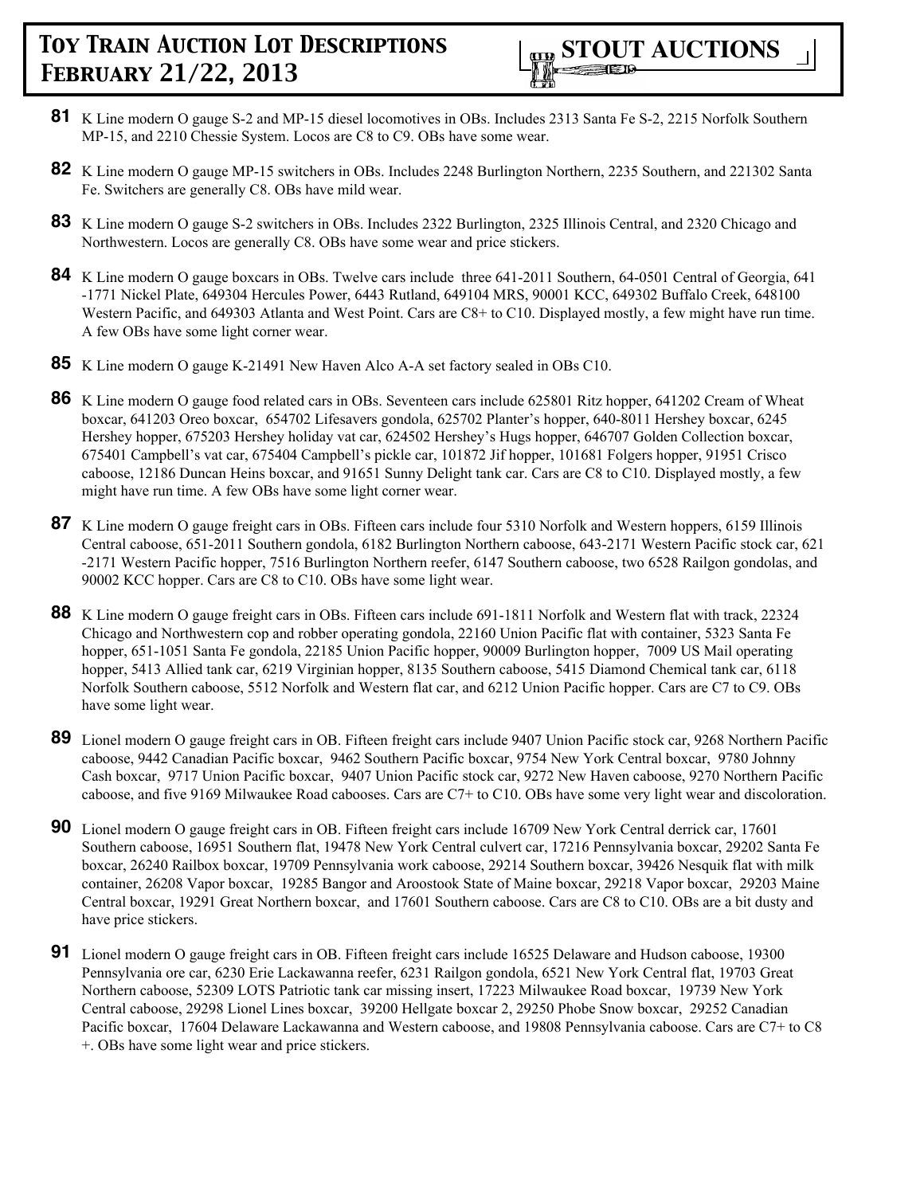**81** K Line modern O gauge S-2 and MP-15 diesel locomotives in OBs. Includes 2313 Santa Fe S-2, 2215 Norfolk Southern MP-15, and 2210 Chessie System. Locos are C8 to C9. OBs have some wear.

**82** K Line modern O gauge MP-15 switchers in OBs. Includes 2248 Burlington Northern, 2235 Southern, and 221302 Santa Fe. Switchers are generally C8. OBs have mild wear.

**83** K Line modern O gauge S-2 switchers in OBs. Includes 2322 Burlington, 2325 Illinois Central, and 2320 Chicago and Northwestern. Locos are generally C8. OBs have some wear and price stickers.

**84** K Line modern O gauge boxcars in OBs. Twelve cars include three 641-2011 Southern, 64-0501 Central of Georgia, 641-1771 Nickel Plate, 649304 Hercules Power, 6443 Rutland, 649104 MRS, 90001 KCC, 649302 Buffalo Creek, 648100 Western Pacific, and 649303 Atlanta and West Point. Cars are C8+ to C10. Displayed mostly, a few might have run time. A few OBs have some light corner wear.

**85** K Line modern O gauge K-21491 New Haven Alco A-A set factory sealed in OBs C10.

**86** K Line modern O gauge food related cars in OBs. Seventeen cars include 625801 Ritz hopper, 641202 Cream of Wheat boxcar, 641203 Oreo boxcar, 654702 Lifesavers gondola, 625702 Planter's hopper, 640-8011 Hershey boxcar, 6245 Hershey hopper, 675203 Hershey holiday vat car, 624502 Hershey's Hugs hopper, 646707 Golden Collection boxcar, 675401 Campbell's vat car, 675404 Campbell's pickle car, 101872 Jif hopper, 101681 Folgers hopper, 91951 Crisco caboose, 12186 Duncan Heins boxcar, and 91651 Sunny Delight tank car. Cars are C8 to C10. Displayed mostly, a few might have run time. A few OBs have some light corner wear.

**87** K Line modern O gauge freight cars in OBs. Fifteen cars include four 5310 Norfolk and Western hoppers, 6159 Illinois Central caboose, 651-2011 Southern gondola, 6182 Burlington Northern caboose, 643-2171 Western Pacific stock car, 621-2171 Western Pacific hopper, 7516 Burlington Northern reefer, 6147 Southern caboose, two 6528 Railgon gondolas, and 90002 KCC hopper. Cars are C8 to C10. OBs have some light wear.

**88** K Line modern O gauge freight cars in OBs. Fifteen cars include 691-1811 Norfolk and Western flat with track, 22324 Chicago and Northwestern cop and robber operating gondola, 22160 Union Pacific flat with container, 5323 Santa Fe hopper, 651-1051 Santa Fe gondola, 22185 Union Pacific hopper, 90009 Burlington hopper, 7009 US Mail operating hopper, 5413 Allied tank car, 6219 Virginian hopper, 8135 Southern caboose, 5415 Diamond Chemical tank car, 6118 Norfolk Southern caboose, 5512 Norfolk and Western flat car, and 6212 Union Pacific hopper. Cars are C7 to C9. OBs have some light wear.

**89** Lionel modern O gauge freight cars in OB. Fifteen freight cars include 9407 Union Pacific stock car, 9268 Northern Pacific caboose, 9442 Canadian Pacific boxcar, 9462 Southern Pacific boxcar, 9754 New York Central boxcar, 9780 Johnny Cash boxcar, 9717 Union Pacific boxcar, 9407 Union Pacific stock car, 9272 New Haven caboose, 9270 Northern Pacific caboose, and five 9169 Milwaukee Road cabooses. Cars are C7+ to C10. OBs have some very light wear and discoloration.

**90** Lionel modern O gauge freight cars in OB. Fifteen freight cars include 16709 New York Central derrick car, 17601 Southern caboose, 16951 Southern flat, 19478 New York Central culvert car, 17216 Pennsylvania boxcar, 29202 Santa Fe boxcar, 26240 Railbox boxcar, 19709 Pennsylvania work caboose, 29214 Southern boxcar, 39426 Nesquik flat with milk container, 26208 Vapor boxcar, 19285 Bangor and Aroostook State of Maine boxcar, 29218 Vapor boxcar, 29203 Maine Central boxcar, 19291 Great Northern boxcar, and 17601 Southern caboose. Cars are C8 to C10. OBs are a bit dusty and have price stickers.

**91** Lionel modern O gauge freight cars in OB. Fifteen freight cars include 16525 Delaware and Hudson caboose, 19300 Pennsylvania ore car, 6230 Erie Lackawanna reefer, 6231 Railgon gondola, 6521 New York Central flat, 19703 Great Northern caboose, 52309 LOTS Patriotic tank car missing insert, 17223 Milwaukee Road boxcar, 19739 New York Central caboose, 29298 Lionel Lines boxcar, 39200 Hellgate boxcar 2, 29250 Phobe Snow boxcar, 29252 Canadian Pacific boxcar, 17604 Delaware Lackawanna and Western caboose, and 19808 Pennsylvania caboose. Cars are C7+ to C8+. OBs have some light wear and price stickers.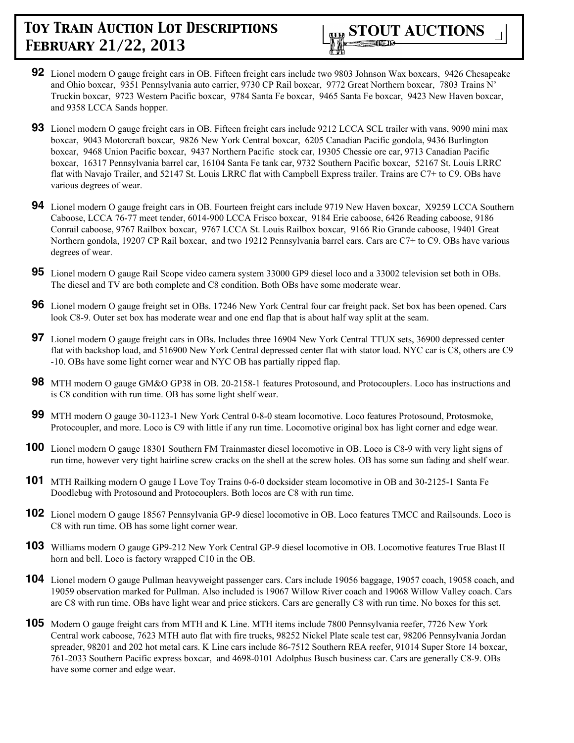**92** Lionel modern O gauge freight cars in OB. Fifteen freight cars include two 9803 Johnson Wax boxcars, 9426 Chesapeake and Ohio boxcar, 9351 Pennsylvania auto carrier, 9730 CP Rail boxcar, 9772 Great Northern boxcar, 7803 Trains N' Truckin boxcar, 9723 Western Pacific boxcar, 9784 Santa Fe boxcar, 9465 Santa Fe boxcar, 9423 New Haven boxcar, and 9358 LCCA Sands hopper.

**93** Lionel modern O gauge freight cars in OB. Fifteen freight cars include 9212 LCCA SCL trailer with vans, 9090 mini max boxcar, 9043 Motorcraft boxcar, 9826 New York Central boxcar, 6205 Canadian Pacific gondola, 9436 Burlington boxcar, 9468 Union Pacific boxcar, 9437 Northern Pacific stock car, 19305 Chessie ore car, 9713 Canadian Pacific boxcar, 16317 Pennsylvania barrel car, 16104 Santa Fe tank car, 9732 Southern Pacific boxcar, 52167 St. Louis LRRC flat with Navajo Trailer, and 52147 St. Louis LRRC flat with Campbell Express trailer. Trains are C7+ to C9. OBs have various degrees of wear.

**94** Lionel modern O gauge freight cars in OB. Fourteen freight cars include 9719 New Haven boxcar, X9259 LCCA Southern Caboose, LCCA 76-77 meet tender, 6014-900 LCCA Frisco boxcar, 9184 Erie caboose, 6426 Reading caboose, 9186 Conrail caboose, 9767 Railbox boxcar, 9767 LCCA St. Louis Railbox boxcar, 9166 Rio Grande caboose, 19401 Great Northern gondola, 19207 CP Rail boxcar, and two 19212 Pennsylvania barrel cars. Cars are C7+ to C9. OBs have various degrees of wear.

**95** Lionel modern O gauge Rail Scope video camera system 33000 GP9 diesel loco and a 33002 television set both in OBs. The diesel and TV are both complete and C8 condition. Both OBs have some moderate wear.

**96** Lionel modern O gauge freight set in OBs. 17246 New York Central four car freight pack. Set box has been opened. Cars look C8-9. Outer set box has moderate wear and one end flap that is about half way split at the seam.

**97** Lionel modern O gauge freight cars in OBs. Includes three 16904 New York Central TTUX sets, 36900 depressed center flat with backshop load, and 516900 New York Central depressed center flat with stator load. NYC car is C8, others are C9 -10. OBs have some light corner wear and NYC OB has partially ripped flap.

**98** MTH modern O gauge GM&O GP38 in OB. 20-2158-1 features Protosound, and Protocouplers. Loco has instructions and is C8 condition with run time. OB has some light shelf wear.

**99** MTH modern O gauge 30-1123-1 New York Central 0-8-0 steam locomotive. Loco features Protosound, Protosmoke, Protocoupler, and more. Loco is C9 with little if any run time. Locomotive original box has light corner and edge wear.

**100** Lionel modern O gauge 18301 Southern FM Trainmaster diesel locomotive in OB. Loco is C8-9 with very light signs of run time, however very tight hairline screw cracks on the shell at the screw holes. OB has some sun fading and shelf wear.

**101** MTH Railking modern O gauge I Love Toy Trains 0-6-0 docksider steam locomotive in OB and 30-2125-1 Santa Fe Doodlebug with Protosound and Protocouplers. Both locos are C8 with run time.

**102** Lionel modern O gauge 18567 Pennsylvania GP-9 diesel locomotive in OB. Loco features TMCC and Railsounds. Loco is C8 with run time. OB has some light corner wear.

**103** Williams modern O gauge GP9-212 New York Central GP-9 diesel locomotive in OB. Locomotive features True Blast II horn and bell. Loco is factory wrapped C10 in the OB.

**104** Lionel modern O gauge Pullman heavyweight passenger cars. Cars include 19056 baggage, 19057 coach, 19058 coach, and 19059 observation marked for Pullman. Also included is 19067 Willow River coach and 19068 Willow Valley coach. Cars are C8 with run time. OBs have light wear and price stickers. Cars are generally C8 with run time. No boxes for this set.

**105** Modern O gauge freight cars from MTH and K Line. MTH items include 7800 Pennsylvania reefer, 7726 New York Central work caboose, 7623 MTH auto flat with fire trucks, 98252 Nickel Plate scale test car, 98206 Pennsylvania Jordan spreader, 98201 and 202 hot metal cars. K Line cars include 86-7512 Southern REA reefer, 91014 Super Store 14 boxcar, 761-2033 Southern Pacific express boxcar, and 4698-0101 Adolphus Busch business car. Cars are generally C8-9. OBs have some corner and edge wear.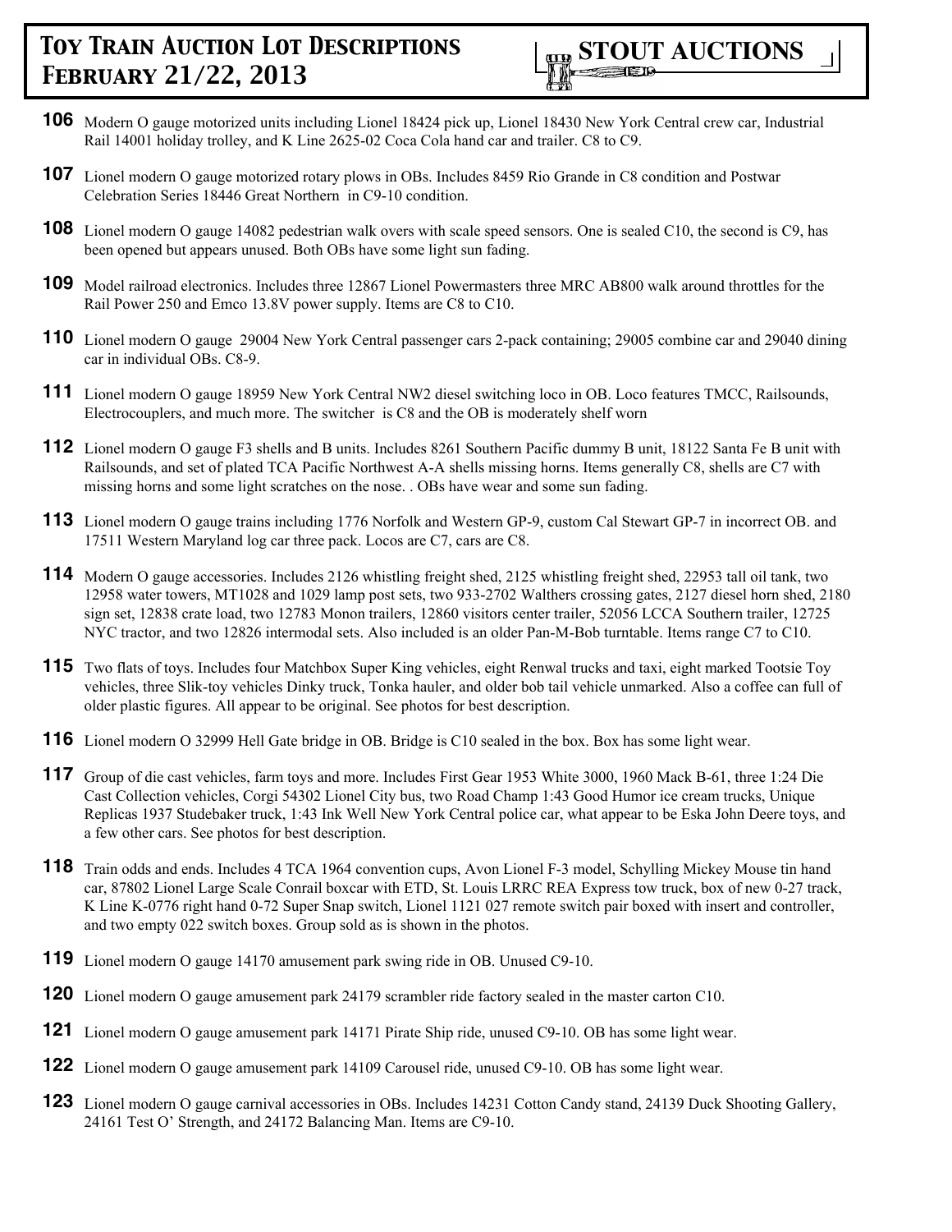**106** Modern O gauge motorized units including Lionel 18424 pick up, Lionel 18430 New York Central crew car, Industrial Rail 14001 holiday trolley, and K Line 2625-02 Coca Cola hand car and trailer. C8 to C9.

**107** Lionel modern O gauge motorized rotary plows in OBs. Includes 8459 Rio Grande in C8 condition and Postwar Celebration Series 18446 Great Northern in C9-10 condition.

**108** Lionel modern O gauge 14082 pedestrian walk overs with scale speed sensors. One is sealed C10, the second is C9, has been opened but appears unused. Both OBs have some light sun fading.

**109** Model railroad electronics. Includes three 12867 Lionel Powermasters three MRC AB800 walk around throttles for the Rail Power 250 and Emco 13.8V power supply. Items are C8 to C10.

**110** Lionel modern O gauge 29004 New York Central passenger cars 2-pack containing; 29005 combine car and 29040 dining car in individual OBs. C8-9.

**111** Lionel modern O gauge 18959 New York Central NW2 diesel switching loco in OB. Loco features TMCC, Railsounds, Electrocouplers, and much more. The switcher is C8 and the OB is moderately shelf worn

**112** Lionel modern O gauge F3 shells and B units. Includes 8261 Southern Pacific dummy B unit, 18122 Santa Fe B unit with Railsounds, and set of plated TCA Pacific Northwest A-A shells missing horns. Items generally C8, shells are C7 with missing horns and some light scratches on the nose. . OBs have wear and some sun fading.

**113** Lionel modern O gauge trains including 1776 Norfolk and Western GP-9, custom Cal Stewart GP-7 in incorrect OB. and 17511 Western Maryland log car three pack. Locos are C7, cars are C8.

**114** Modern O gauge accessories. Includes 2126 whistling freight shed, 2125 whistling freight shed, 22953 tall oil tank, two 12958 water towers, MT1028 and 1029 lamp post sets, two 933-2702 Walthers crossing gates, 2127 diesel horn shed, 2180 sign set, 12838 crate load, two 12783 Monon trailers, 12860 visitors center trailer, 52056 LCCA Southern trailer, 12725 NYC tractor, and two 12826 intermodal sets. Also included is an older Pan-M-Bob turntable. Items range C7 to C10.

**115** Two flats of toys. Includes four Matchbox Super King vehicles, eight Renwal trucks and taxi, eight marked Tootsie Toy vehicles, three Slik-toy vehicles Dinky truck, Tonka hauler, and older bob tail vehicle unmarked. Also a coffee can full of older plastic figures. All appear to be original. See photos for best description.

**116** Lionel modern O 32999 Hell Gate bridge in OB. Bridge is C10 sealed in the box. Box has some light wear.

**117** Group of die cast vehicles, farm toys and more. Includes First Gear 1953 White 3000, 1960 Mack B-61, three 1:24 Die Cast Collection vehicles, Corgi 54302 Lionel City bus, two Road Champ 1:43 Good Humor ice cream trucks, Unique Replicas 1937 Studebaker truck, 1:43 Ink Well New York Central police car, what appear to be Eska John Deere toys, and a few other cars. See photos for best description.

**118** Train odds and ends. Includes 4 TCA 1964 convention cups, Avon Lionel F-3 model, Schylling Mickey Mouse tin hand car, 87802 Lionel Large Scale Conrail boxcar with ETD, St. Louis LRRC REA Express tow truck, box of new 0-27 track, K Line K-0776 right hand 0-72 Super Snap switch, Lionel 1121 027 remote switch pair boxed with insert and controller, and two empty 022 switch boxes. Group sold as is shown in the photos.

**119** Lionel modern O gauge 14170 amusement park swing ride in OB. Unused C9-10.

**120** Lionel modern O gauge amusement park 24179 scrambler ride factory sealed in the master carton C10.

**121** Lionel modern O gauge amusement park 14171 Pirate Ship ride, unused C9-10. OB has some light wear.

**122** Lionel modern O gauge amusement park 14109 Carousel ride, unused C9-10. OB has some light wear.

**123** Lionel modern O gauge carnival accessories in OBs. Includes 14231 Cotton Candy stand, 24139 Duck Shooting Gallery, 24161 Test O' Strength, and 24172 Balancing Man. Items are C9-10.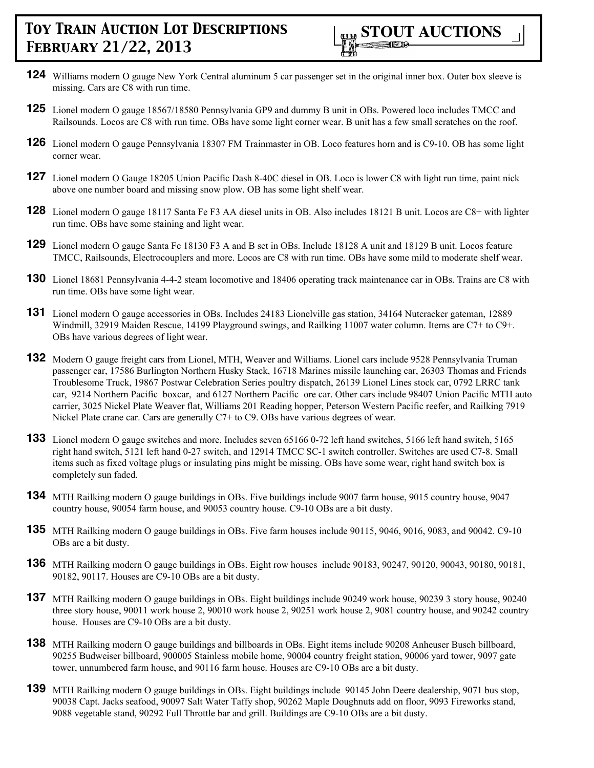**124** Williams modern O gauge New York Central aluminum 5 car passenger set in the original inner box. Outer box sleeve is missing. Cars are C8 with run time.

**125** Lionel modern O gauge 18567/18580 Pennsylvania GP9 and dummy B unit in OBs. Powered loco includes TMCC and Railsounds. Locos are C8 with run time. OBs have some light corner wear. B unit has a few small scratches on the roof.

**126** Lionel modern O gauge Pennsylvania 18307 FM Trainmaster in OB. Loco features horn and is C9-10. OB has some light corner wear.

**127** Lionel modern O Gauge 18205 Union Pacific Dash 8-40C diesel in OB. Loco is lower C8 with light run time, paint nick above one number board and missing snow plow. OB has some light shelf wear.

**128** Lionel modern O gauge 18117 Santa Fe F3 AA diesel units in OB. Also includes 18121 B unit. Locos are C8+ with lighter run time. OBs have some staining and light wear.

**129** Lionel modern O gauge Santa Fe 18130 F3 A and B set in OBs. Include 18128 A unit and 18129 B unit. Locos feature TMCC, Railsounds, Electrocouplers and more. Locos are C8 with run time. OBs have some mild to moderate shelf wear.

**130** Lionel 18681 Pennsylvania 4-4-2 steam locomotive and 18406 operating track maintenance car in OBs. Trains are C8 with run time. OBs have some light wear.

**131** Lionel modern O gauge accessories in OBs. Includes 24183 Lionelville gas station, 34164 Nutcracker gateman, 12889 Windmill, 32919 Maiden Rescue, 14199 Playground swings, and Railking 11007 water column. Items are C7+ to C9+. OBs have various degrees of light wear.

**132** Modern O gauge freight cars from Lionel, MTH, Weaver and Williams. Lionel cars include 9528 Pennsylvania Truman passenger car, 17586 Burlington Northern Husky Stack, 16718 Marines missile launching car, 26303 Thomas and Friends Troublesome Truck, 19867 Postwar Celebration Series poultry dispatch, 26139 Lionel Lines stock car, 0792 LRRC tank car, 9214 Northern Pacific boxcar, and 6127 Northern Pacific ore car. Other cars include 98407 Union Pacific MTH auto carrier, 3025 Nickel Plate Weaver flat, Williams 201 Reading hopper, Peterson Western Pacific reefer, and Railking 7919 Nickel Plate crane car. Cars are generally C7+ to C9. OBs have various degrees of wear.

**133** Lionel modern O gauge switches and more. Includes seven 65166 0-72 left hand switches, 5166 left hand switch, 5165 right hand switch, 5121 left hand 0-27 switch, and 12914 TMCC SC-1 switch controller. Switches are used C7-8. Small items such as fixed voltage plugs or insulating pins might be missing. OBs have some wear, right hand switch box is completely sun faded.

**134** MTH Railking modern O gauge buildings in OBs. Five buildings include 9007 farm house, 9015 country house, 9047 country house, 90054 farm house, and 90053 country house. C9-10 OBs are a bit dusty.

**135** MTH Railking modern O gauge buildings in OBs. Five farm houses include 90115, 9046, 9016, 9083, and 90042. C9-10 OBs are a bit dusty.

**136** MTH Railking modern O gauge buildings in OBs. Eight row houses include 90183, 90247, 90120, 90043, 90180, 90181, 90182, 90117. Houses are C9-10 OBs are a bit dusty.

**137** MTH Railking modern O gauge buildings in OBs. Eight buildings include 90249 work house, 90239 3 story house, 90240 three story house, 90011 work house 2, 90010 work house 2, 90251 work house 2, 9081 country house, and 90242 country house. Houses are C9-10 OBs are a bit dusty.

**138** MTH Railking modern O gauge buildings and billboards in OBs. Eight items include 90208 Anheuser Busch billboard, 90255 Budweiser billboard, 900005 Stainless mobile home, 90004 country freight station, 90006 yard tower, 9097 gate tower, unnumbered farm house, and 90116 farm house. Houses are C9-10 OBs are a bit dusty.

**139** MTH Railking modern O gauge buildings in OBs. Eight buildings include 90145 John Deere dealership, 9071 bus stop, 90038 Capt. Jacks seafood, 90097 Salt Water Taffy shop, 90262 Maple Doughnuts add on floor, 9093 Fireworks stand, 9088 vegetable stand, 90292 Full Throttle bar and grill. Buildings are C9-10 OBs are a bit dusty.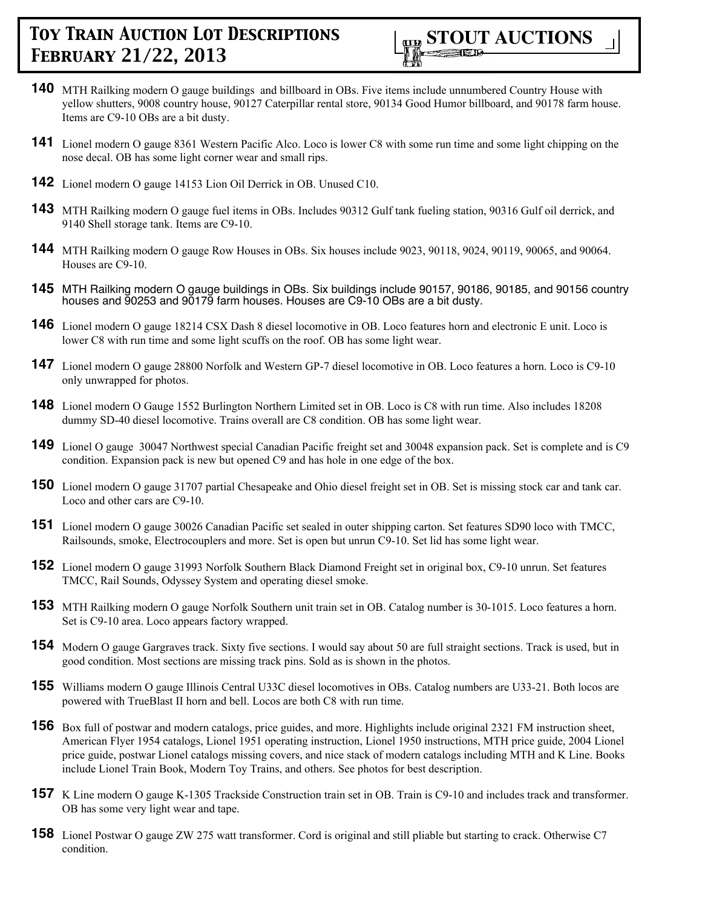**140** MTH Railking modern O gauge buildings  and billboard in OBs. Five items include unnumbered Country House with yellow shutters, 9008 country house, 90127 Caterpillar rental store, 90134 Good Humor billboard, and 90178 farm house. Items are C9-10 OBs are a bit dusty.

**141** Lionel modern O gauge 8361 Western Pacific Alco. Loco is lower C8 with some run time and some light chipping on the nose decal. OB has some light corner wear and small rips.

**142** Lionel modern O gauge 14153 Lion Oil Derrick in OB. Unused C10.

**143** MTH Railking modern O gauge fuel items in OBs. Includes 90312 Gulf tank fueling station, 90316 Gulf oil derrick, and 9140 Shell storage tank. Items are C9-10.

**144** MTH Railking modern O gauge Row Houses in OBs. Six houses include 9023, 90118, 9024, 90119, 90065, and 90064. Houses are C9-10.

**145** MTH Railking modern O gauge buildings in OBs. Six buildings include 90157, 90186, 90185, and 90156 country houses and 90253 and 90179 farm houses. Houses are C9-10 OBs are a bit dusty.

**146** Lionel modern O gauge 18214 CSX Dash 8 diesel locomotive in OB. Loco features horn and electronic E unit. Loco is lower C8 with run time and some light scuffs on the roof. OB has some light wear.

**147** Lionel modern O gauge 28800 Norfolk and Western GP-7 diesel locomotive in OB. Loco features a horn. Loco is C9-10 only unwrapped for photos.

**148** Lionel modern O Gauge 1552 Burlington Northern Limited set in OB. Loco is C8 with run time. Also includes 18208 dummy SD-40 diesel locomotive. Trains overall are C8 condition. OB has some light wear.

**149** Lionel O gauge  30047 Northwest special Canadian Pacific freight set and 30048 expansion pack. Set is complete and is C9 condition. Expansion pack is new but opened C9 and has hole in one edge of the box.

**150** Lionel modern O gauge 31707 partial Chesapeake and Ohio diesel freight set in OB. Set is missing stock car and tank car. Loco and other cars are C9-10.

**151** Lionel modern O gauge 30026 Canadian Pacific set sealed in outer shipping carton. Set features SD90 loco with TMCC, Railsounds, smoke, Electrocouplers and more. Set is open but unrun C9-10. Set lid has some light wear.

**152** Lionel modern O gauge 31993 Norfolk Southern Black Diamond Freight set in original box, C9-10 unrun. Set features TMCC, Rail Sounds, Odyssey System and operating diesel smoke.

**153** MTH Railking modern O gauge Norfolk Southern unit train set in OB. Catalog number is 30-1015. Loco features a horn. Set is C9-10 area. Loco appears factory wrapped.

**154** Modern O gauge Gargraves track. Sixty five sections. I would say about 50 are full straight sections. Track is used, but in good condition. Most sections are missing track pins. Sold as is shown in the photos.

**155** Williams modern O gauge Illinois Central U33C diesel locomotives in OBs. Catalog numbers are U33-21. Both locos are powered with TrueBlast II horn and bell. Locos are both C8 with run time.

**156** Box full of postwar and modern catalogs, price guides, and more. Highlights include original 2321 FM instruction sheet, American Flyer 1954 catalogs, Lionel 1951 operating instruction, Lionel 1950 instructions, MTH price guide, 2004 Lionel price guide, postwar Lionel catalogs missing covers, and nice stack of modern catalogs including MTH and K Line. Books include Lionel Train Book, Modern Toy Trains, and others. See photos for best description.

**157** K Line modern O gauge K-1305 Trackside Construction train set in OB. Train is C9-10 and includes track and transformer. OB has some very light wear and tape.

**158** Lionel Postwar O gauge ZW 275 watt transformer. Cord is original and still pliable but starting to crack. Otherwise C7 condition.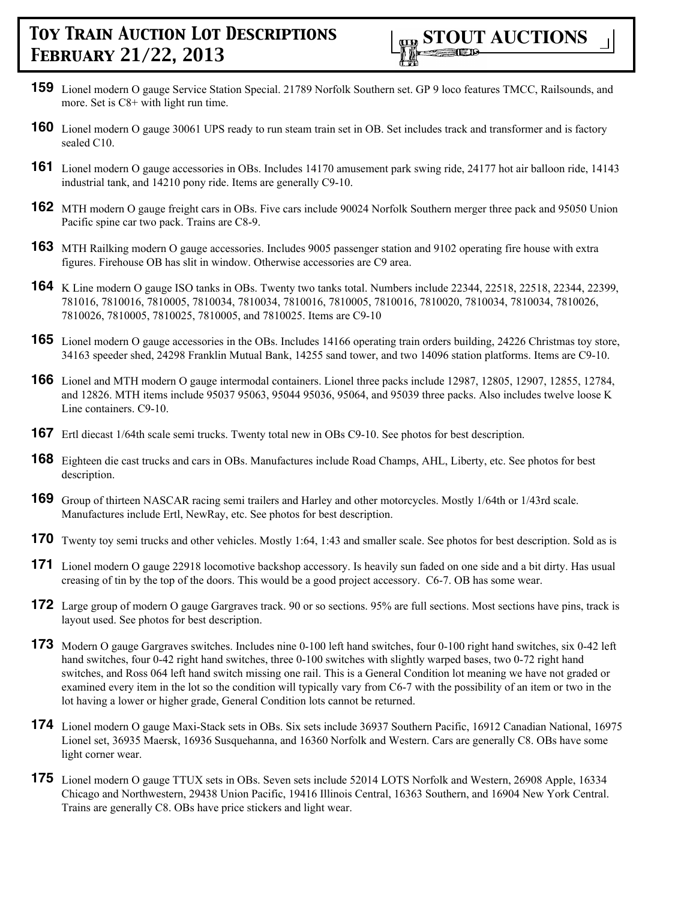**159** Lionel modern O gauge Service Station Special. 21789 Norfolk Southern set. GP 9 loco features TMCC, Railsounds, and more. Set is C8+ with light run time.

**160** Lionel modern O gauge 30061 UPS ready to run steam train set in OB. Set includes track and transformer and is factory sealed C10.

**161** Lionel modern O gauge accessories in OBs. Includes 14170 amusement park swing ride, 24177 hot air balloon ride, 14143 industrial tank, and 14210 pony ride. Items are generally C9-10.

**162** MTH modern O gauge freight cars in OBs. Five cars include 90024 Norfolk Southern merger three pack and 95050 Union Pacific spine car two pack. Trains are C8-9.

**163** MTH Railking modern O gauge accessories. Includes 9005 passenger station and 9102 operating fire house with extra figures. Firehouse OB has slit in window. Otherwise accessories are C9 area.

**164** K Line modern O gauge ISO tanks in OBs. Twenty two tanks total. Numbers include 22344, 22518, 22518, 22344, 22399, 781016, 7810016, 7810005, 7810034, 7810034, 7810016, 7810005, 7810016, 7810020, 7810034, 7810034, 7810026, 7810026, 7810005, 7810025, 7810005, and 7810025. Items are C9-10

**165** Lionel modern O gauge accessories in the OBs. Includes 14166 operating train orders building, 24226 Christmas toy store, 34163 speeder shed, 24298 Franklin Mutual Bank, 14255 sand tower, and two 14096 station platforms. Items are C9-10.

**166** Lionel and MTH modern O gauge intermodal containers. Lionel three packs include 12987, 12805, 12907, 12855, 12784, and 12826. MTH items include 95037 95063, 95044 95036, 95064, and 95039 three packs. Also includes twelve loose K Line containers. C9-10.

**167** Ertl diecast 1/64th scale semi trucks. Twenty total new in OBs C9-10. See photos for best description.

**168** Eighteen die cast trucks and cars in OBs. Manufactures include Road Champs, AHL, Liberty, etc. See photos for best description.

**169** Group of thirteen NASCAR racing semi trailers and Harley and other motorcycles. Mostly 1/64th or 1/43rd scale. Manufactures include Ertl, NewRay, etc. See photos for best description.

**170** Twenty toy semi trucks and other vehicles. Mostly 1:64, 1:43 and smaller scale. See photos for best description. Sold as is

**171** Lionel modern O gauge 22918 locomotive backshop accessory. Is heavily sun faded on one side and a bit dirty. Has usual creasing of tin by the top of the doors. This would be a good project accessory. C6-7. OB has some wear.

**172** Large group of modern O gauge Gargraves track. 90 or so sections. 95% are full sections. Most sections have pins, track is layout used. See photos for best description.

**173** Modern O gauge Gargraves switches. Includes nine 0-100 left hand switches, four 0-100 right hand switches, six 0-42 left hand switches, four 0-42 right hand switches, three 0-100 switches with slightly warped bases, two 0-72 right hand switches, and Ross 064 left hand switch missing one rail. This is a General Condition lot meaning we have not graded or examined every item in the lot so the condition will typically vary from C6-7 with the possibility of an item or two in the lot having a lower or higher grade, General Condition lots cannot be returned.

**174** Lionel modern O gauge Maxi-Stack sets in OBs. Six sets include 36937 Southern Pacific, 16912 Canadian National, 16975 Lionel set, 36935 Maersk, 16936 Susquehanna, and 16360 Norfolk and Western. Cars are generally C8. OBs have some light corner wear.

**175** Lionel modern O gauge TTUX sets in OBs. Seven sets include 52014 LOTS Norfolk and Western, 26908 Apple, 16334 Chicago and Northwestern, 29438 Union Pacific, 19416 Illinois Central, 16363 Southern, and 16904 New York Central. Trains are generally C8. OBs have price stickers and light wear.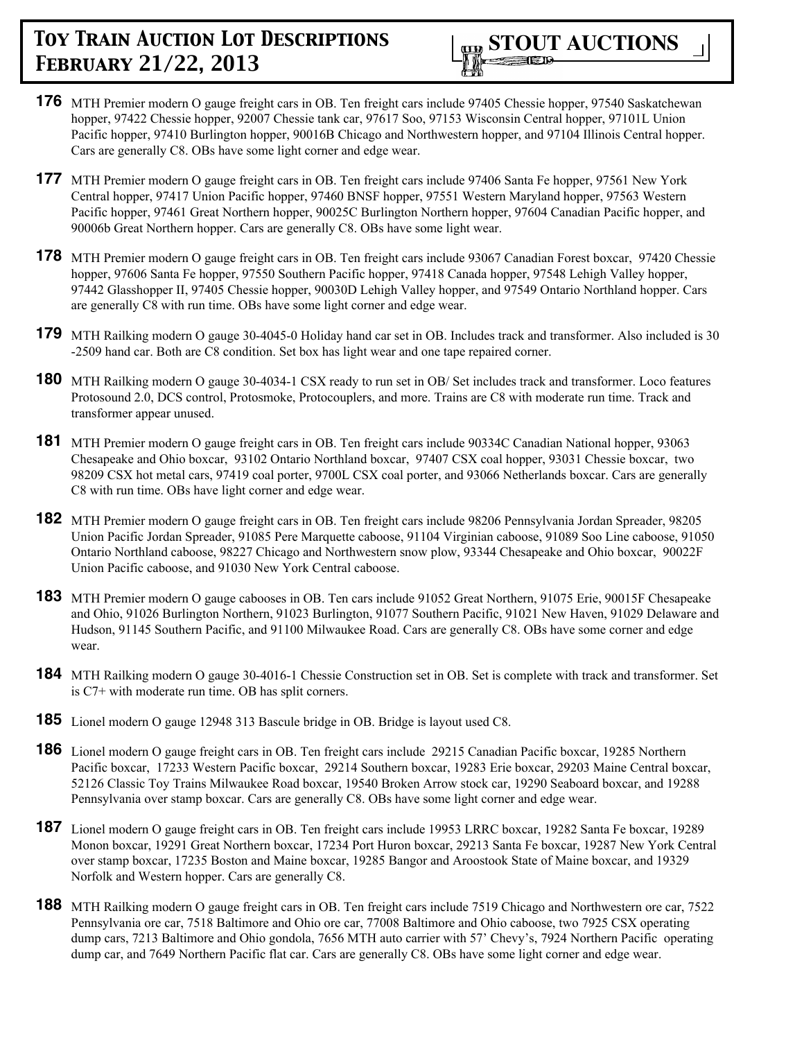**176** MTH Premier modern O gauge freight cars in OB. Ten freight cars include 97405 Chessie hopper, 97540 Saskatchewan hopper, 97422 Chessie hopper, 92007 Chessie tank car, 97617 Soo, 97153 Wisconsin Central hopper, 97101L Union Pacific hopper, 97410 Burlington hopper, 90016B Chicago and Northwestern hopper, and 97104 Illinois Central hopper. Cars are generally C8. OBs have some light corner and edge wear.

**177** MTH Premier modern O gauge freight cars in OB. Ten freight cars include 97406 Santa Fe hopper, 97561 New York Central hopper, 97417 Union Pacific hopper, 97460 BNSF hopper, 97551 Western Maryland hopper, 97563 Western Pacific hopper, 97461 Great Northern hopper, 90025C Burlington Northern hopper, 97604 Canadian Pacific hopper, and 90006b Great Northern hopper. Cars are generally C8. OBs have some light wear.

**178** MTH Premier modern O gauge freight cars in OB. Ten freight cars include 93067 Canadian Forest boxcar, 97420 Chessie hopper, 97606 Santa Fe hopper, 97550 Southern Pacific hopper, 97418 Canada hopper, 97548 Lehigh Valley hopper, 97442 Glasshopper II, 97405 Chessie hopper, 90030D Lehigh Valley hopper, and 97549 Ontario Northland hopper. Cars are generally C8 with run time. OBs have some light corner and edge wear.

**179** MTH Railking modern O gauge 30-4045-0 Holiday hand car set in OB. Includes track and transformer. Also included is 30 -2509 hand car. Both are C8 condition. Set box has light wear and one tape repaired corner.

**180** MTH Railking modern O gauge 30-4034-1 CSX ready to run set in OB/ Set includes track and transformer. Loco features Protosound 2.0, DCS control, Protosmoke, Protocouplers, and more. Trains are C8 with moderate run time. Track and transformer appear unused.

**181** MTH Premier modern O gauge freight cars in OB. Ten freight cars include 90334C Canadian National hopper, 93063 Chesapeake and Ohio boxcar, 93102 Ontario Northland boxcar, 97407 CSX coal hopper, 93031 Chessie boxcar, two 98209 CSX hot metal cars, 97419 coal porter, 9700L CSX coal porter, and 93066 Netherlands boxcar. Cars are generally C8 with run time. OBs have light corner and edge wear.

**182** MTH Premier modern O gauge freight cars in OB. Ten freight cars include 98206 Pennsylvania Jordan Spreader, 98205 Union Pacific Jordan Spreader, 91085 Pere Marquette caboose, 91104 Virginian caboose, 91089 Soo Line caboose, 91050 Ontario Northland caboose, 98227 Chicago and Northwestern snow plow, 93344 Chesapeake and Ohio boxcar, 90022F Union Pacific caboose, and 91030 New York Central caboose.

**183** MTH Premier modern O gauge cabooses in OB. Ten cars include 91052 Great Northern, 91075 Erie, 90015F Chesapeake and Ohio, 91026 Burlington Northern, 91023 Burlington, 91077 Southern Pacific, 91021 New Haven, 91029 Delaware and Hudson, 91145 Southern Pacific, and 91100 Milwaukee Road. Cars are generally C8. OBs have some corner and edge wear.

**184** MTH Railking modern O gauge 30-4016-1 Chessie Construction set in OB. Set is complete with track and transformer. Set is C7+ with moderate run time. OB has split corners.

**185** Lionel modern O gauge 12948 313 Bascule bridge in OB. Bridge is layout used C8.

**186** Lionel modern O gauge freight cars in OB. Ten freight cars include 29215 Canadian Pacific boxcar, 19285 Northern Pacific boxcar, 17233 Western Pacific boxcar, 29214 Southern boxcar, 19283 Erie boxcar, 29203 Maine Central boxcar, 52126 Classic Toy Trains Milwaukee Road boxcar, 19540 Broken Arrow stock car, 19290 Seaboard boxcar, and 19288 Pennsylvania over stamp boxcar. Cars are generally C8. OBs have some light corner and edge wear.

**187** Lionel modern O gauge freight cars in OB. Ten freight cars include 19953 LRRC boxcar, 19282 Santa Fe boxcar, 19289 Monon boxcar, 19291 Great Northern boxcar, 17234 Port Huron boxcar, 29213 Santa Fe boxcar, 19287 New York Central over stamp boxcar, 17235 Boston and Maine boxcar, 19285 Bangor and Aroostook State of Maine boxcar, and 19329 Norfolk and Western hopper. Cars are generally C8.

**188** MTH Railking modern O gauge freight cars in OB. Ten freight cars include 7519 Chicago and Northwestern ore car, 7522 Pennsylvania ore car, 7518 Baltimore and Ohio ore car, 77008 Baltimore and Ohio caboose, two 7925 CSX operating dump cars, 7213 Baltimore and Ohio gondola, 7656 MTH auto carrier with 57' Chevy's, 7924 Northern Pacific operating dump car, and 7649 Northern Pacific flat car. Cars are generally C8. OBs have some light corner and edge wear.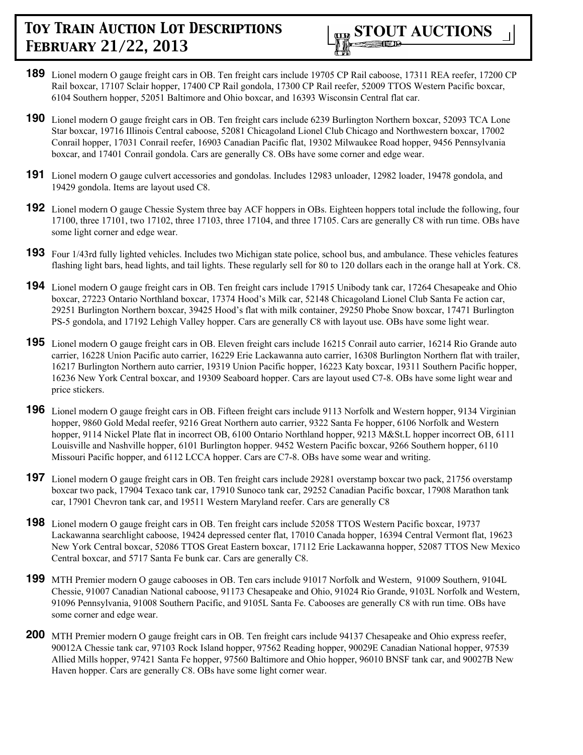**189** Lionel modern O gauge freight cars in OB. Ten freight cars include 19705 CP Rail caboose, 17311 REA reefer, 17200 CP Rail boxcar, 17107 Sclair hopper, 17400 CP Rail gondola, 17300 CP Rail reefer, 52009 TTOS Western Pacific boxcar, 6104 Southern hopper, 52051 Baltimore and Ohio boxcar, and 16393 Wisconsin Central flat car.

**190** Lionel modern O gauge freight cars in OB. Ten freight cars include 6239 Burlington Northern boxcar, 52093 TCA Lone Star boxcar, 19716 Illinois Central caboose, 52081 Chicagoland Lionel Club Chicago and Northwestern boxcar, 17002 Conrail hopper, 17031 Conrail reefer, 16903 Canadian Pacific flat, 19302 Milwaukee Road hopper, 9456 Pennsylvania boxcar, and 17401 Conrail gondola. Cars are generally C8. OBs have some corner and edge wear.

**191** Lionel modern O gauge culvert accessories and gondolas. Includes 12983 unloader, 12982 loader, 19478 gondola, and 19429 gondola. Items are layout used C8.

**192** Lionel modern O gauge Chessie System three bay ACF hoppers in OBs. Eighteen hoppers total include the following, four 17100, three 17101, two 17102, three 17103, three 17104, and three 17105. Cars are generally C8 with run time. OBs have some light corner and edge wear.

**193** Four 1/43rd fully lighted vehicles. Includes two Michigan state police, school bus, and ambulance. These vehicles features flashing light bars, head lights, and tail lights. These regularly sell for 80 to 120 dollars each in the orange hall at York. C8.

**194** Lionel modern O gauge freight cars in OB. Ten freight cars include 17915 Unibody tank car, 17264 Chesapeake and Ohio boxcar, 27223 Ontario Northland boxcar, 17374 Hood's Milk car, 52148 Chicagoland Lionel Club Santa Fe action car, 29251 Burlington Northern boxcar, 39425 Hood's flat with milk container, 29250 Phobe Snow boxcar, 17471 Burlington PS-5 gondola, and 17192 Lehigh Valley hopper. Cars are generally C8 with layout use. OBs have some light wear.

**195** Lionel modern O gauge freight cars in OB. Eleven freight cars include 16215 Conrail auto carrier, 16214 Rio Grande auto carrier, 16228 Union Pacific auto carrier, 16229 Erie Lackawanna auto carrier, 16308 Burlington Northern flat with trailer, 16217 Burlington Northern auto carrier, 19319 Union Pacific hopper, 16223 Katy boxcar, 19311 Southern Pacific hopper, 16236 New York Central boxcar, and 19309 Seaboard hopper. Cars are layout used C7-8. OBs have some light wear and price stickers.

**196** Lionel modern O gauge freight cars in OB. Fifteen freight cars include 9113 Norfolk and Western hopper, 9134 Virginian hopper, 9860 Gold Medal reefer, 9216 Great Northern auto carrier, 9322 Santa Fe hopper, 6106 Norfolk and Western hopper, 9114 Nickel Plate flat in incorrect OB, 6100 Ontario Northland hopper, 9213 M&St.L hopper incorrect OB, 6111 Louisville and Nashville hopper, 6101 Burlington hopper. 9452 Western Pacific boxcar, 9266 Southern hopper, 6110 Missouri Pacific hopper, and 6112 LCCA hopper. Cars are C7-8. OBs have some wear and writing.

**197** Lionel modern O gauge freight cars in OB. Ten freight cars include 29281 overstamp boxcar two pack, 21756 overstamp boxcar two pack, 17904 Texaco tank car, 17910 Sunoco tank car, 29252 Canadian Pacific boxcar, 17908 Marathon tank car, 17901 Chevron tank car, and 19511 Western Maryland reefer. Cars are generally C8

**198** Lionel modern O gauge freight cars in OB. Ten freight cars include 52058 TTOS Western Pacific boxcar, 19737 Lackawanna searchlight caboose, 19424 depressed center flat, 17010 Canada hopper, 16394 Central Vermont flat, 19623 New York Central boxcar, 52086 TTOS Great Eastern boxcar, 17112 Erie Lackawanna hopper, 52087 TTOS New Mexico Central boxcar, and 5717 Santa Fe bunk car. Cars are generally C8.

**199** MTH Premier modern O gauge cabooses in OB. Ten cars include 91017 Norfolk and Western, 91009 Southern, 9104L Chessie, 91007 Canadian National caboose, 91173 Chesapeake and Ohio, 91024 Rio Grande, 9103L Norfolk and Western, 91096 Pennsylvania, 91008 Southern Pacific, and 9105L Santa Fe. Cabooses are generally C8 with run time. OBs have some corner and edge wear.

**200** MTH Premier modern O gauge freight cars in OB. Ten freight cars include 94137 Chesapeake and Ohio express reefer, 90012A Chessie tank car, 97103 Rock Island hopper, 97562 Reading hopper, 90029E Canadian National hopper, 97539 Allied Mills hopper, 97421 Santa Fe hopper, 97560 Baltimore and Ohio hopper, 96010 BNSF tank car, and 90027B New Haven hopper. Cars are generally C8. OBs have some light corner wear.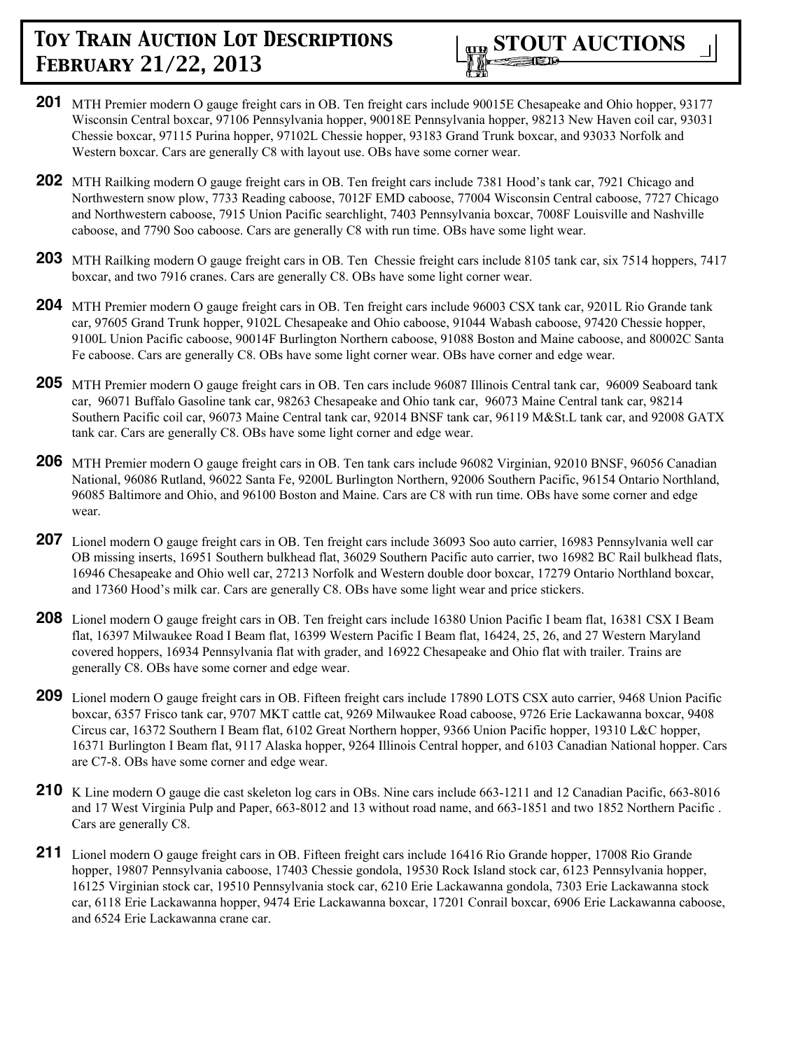**201** MTH Premier modern O gauge freight cars in OB. Ten freight cars include 90015E Chesapeake and Ohio hopper, 93177 Wisconsin Central boxcar, 97106 Pennsylvania hopper, 90018E Pennsylvania hopper, 98213 New Haven coil car, 93031 Chessie boxcar, 97115 Purina hopper, 97102L Chessie hopper, 93183 Grand Trunk boxcar, and 93033 Norfolk and Western boxcar. Cars are generally C8 with layout use. OBs have some corner wear.

**202** MTH Railking modern O gauge freight cars in OB. Ten freight cars include 7381 Hood's tank car, 7921 Chicago and Northwestern snow plow, 7733 Reading caboose, 7012F EMD caboose, 77004 Wisconsin Central caboose, 7727 Chicago and Northwestern caboose, 7915 Union Pacific searchlight, 7403 Pennsylvania boxcar, 7008F Louisville and Nashville caboose, and 7790 Soo caboose. Cars are generally C8 with run time. OBs have some light wear.

**203** MTH Railking modern O gauge freight cars in OB. Ten Chessie freight cars include 8105 tank car, six 7514 hoppers, 7417 boxcar, and two 7916 cranes. Cars are generally C8. OBs have some light corner wear.

**204** MTH Premier modern O gauge freight cars in OB. Ten freight cars include 96003 CSX tank car, 9201L Rio Grande tank car, 97605 Grand Trunk hopper, 9102L Chesapeake and Ohio caboose, 91044 Wabash caboose, 97420 Chessie hopper, 9100L Union Pacific caboose, 90014F Burlington Northern caboose, 91088 Boston and Maine caboose, and 80002C Santa Fe caboose. Cars are generally C8. OBs have some light corner wear. OBs have corner and edge wear.

**205** MTH Premier modern O gauge freight cars in OB. Ten cars include 96087 Illinois Central tank car, 96009 Seaboard tank car, 96071 Buffalo Gasoline tank car, 98263 Chesapeake and Ohio tank car, 96073 Maine Central tank car, 98214 Southern Pacific coil car, 96073 Maine Central tank car, 92014 BNSF tank car, 96119 M&St.L tank car, and 92008 GATX tank car. Cars are generally C8. OBs have some light corner and edge wear.

**206** MTH Premier modern O gauge freight cars in OB. Ten tank cars include 96082 Virginian, 92010 BNSF, 96056 Canadian National, 96086 Rutland, 96022 Santa Fe, 9200L Burlington Northern, 92006 Southern Pacific, 96154 Ontario Northland, 96085 Baltimore and Ohio, and 96100 Boston and Maine. Cars are C8 with run time. OBs have some corner and edge wear.

**207** Lionel modern O gauge freight cars in OB. Ten freight cars include 36093 Soo auto carrier, 16983 Pennsylvania well car OB missing inserts, 16951 Southern bulkhead flat, 36029 Southern Pacific auto carrier, two 16982 BC Rail bulkhead flats, 16946 Chesapeake and Ohio well car, 27213 Norfolk and Western double door boxcar, 17279 Ontario Northland boxcar, and 17360 Hood's milk car. Cars are generally C8. OBs have some light wear and price stickers.

**208** Lionel modern O gauge freight cars in OB. Ten freight cars include 16380 Union Pacific I beam flat, 16381 CSX I Beam flat, 16397 Milwaukee Road I Beam flat, 16399 Western Pacific I Beam flat, 16424, 25, 26, and 27 Western Maryland covered hoppers, 16934 Pennsylvania flat with grader, and 16922 Chesapeake and Ohio flat with trailer. Trains are generally C8. OBs have some corner and edge wear.

**209** Lionel modern O gauge freight cars in OB. Fifteen freight cars include 17890 LOTS CSX auto carrier, 9468 Union Pacific boxcar, 6357 Frisco tank car, 9707 MKT cattle cat, 9269 Milwaukee Road caboose, 9726 Erie Lackawanna boxcar, 9408 Circus car, 16372 Southern I Beam flat, 6102 Great Northern hopper, 9366 Union Pacific hopper, 19310 L&C hopper, 16371 Burlington I Beam flat, 9117 Alaska hopper, 9264 Illinois Central hopper, and 6103 Canadian National hopper. Cars are C7-8. OBs have some corner and edge wear.

**210** K Line modern O gauge die cast skeleton log cars in OBs. Nine cars include 663-1211 and 12 Canadian Pacific, 663-8016 and 17 West Virginia Pulp and Paper, 663-8012 and 13 without road name, and 663-1851 and two 1852 Northern Pacific . Cars are generally C8.

**211** Lionel modern O gauge freight cars in OB. Fifteen freight cars include 16416 Rio Grande hopper, 17008 Rio Grande hopper, 19807 Pennsylvania caboose, 17403 Chessie gondola, 19530 Rock Island stock car, 6123 Pennsylvania hopper, 16125 Virginian stock car, 19510 Pennsylvania stock car, 6210 Erie Lackawanna gondola, 7303 Erie Lackawanna stock car, 6118 Erie Lackawanna hopper, 9474 Erie Lackawanna boxcar, 17201 Conrail boxcar, 6906 Erie Lackawanna caboose, and 6524 Erie Lackawanna crane car.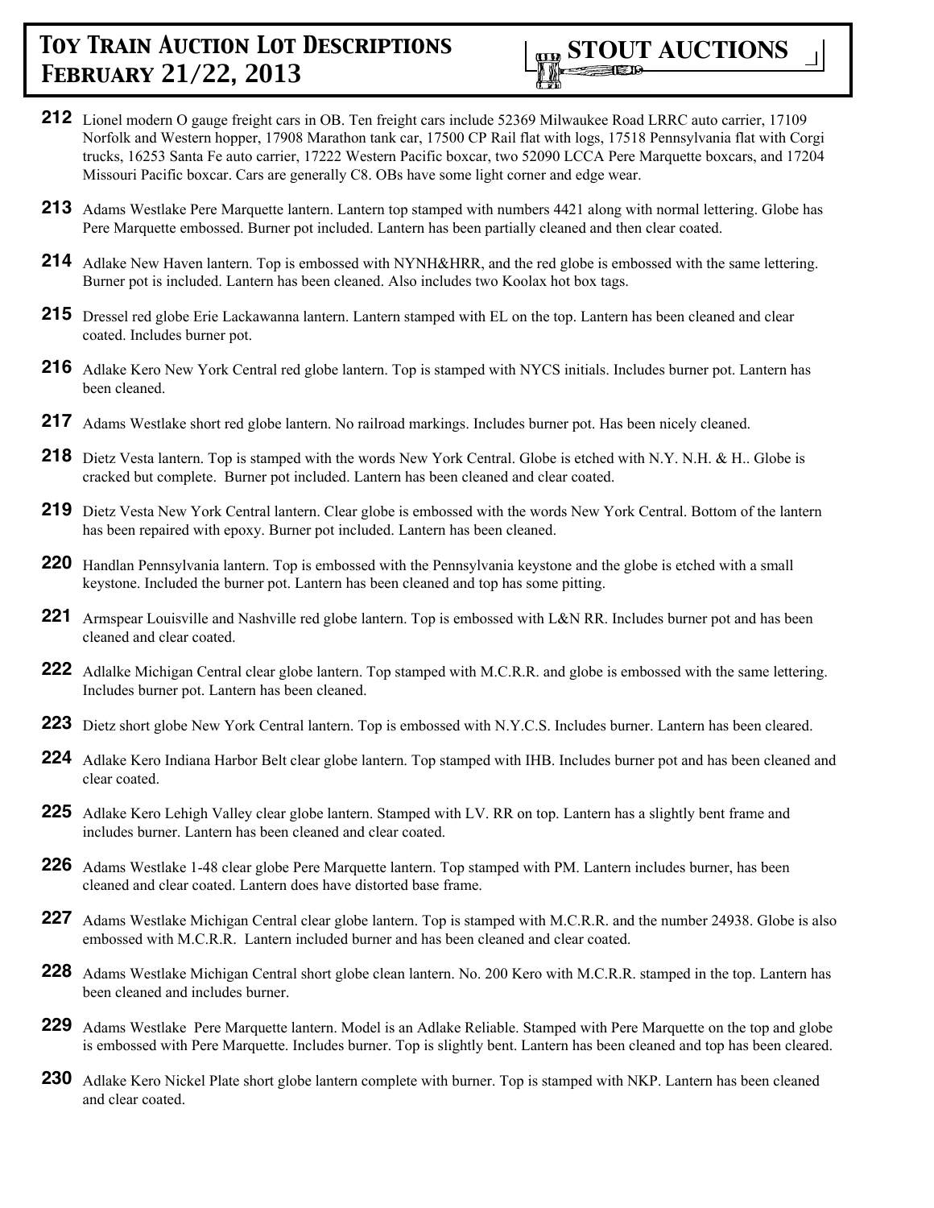**212** Lionel modern O gauge freight cars in OB. Ten freight cars include 52369 Milwaukee Road LRRC auto carrier, 17109 Norfolk and Western hopper, 17908 Marathon tank car, 17500 CP Rail flat with logs, 17518 Pennsylvania flat with Corgi trucks, 16253 Santa Fe auto carrier, 17222 Western Pacific boxcar, two 52090 LCCA Pere Marquette boxcars, and 17204 Missouri Pacific boxcar. Cars are generally C8. OBs have some light corner and edge wear.

**213** Adams Westlake Pere Marquette lantern. Lantern top stamped with numbers 4421 along with normal lettering. Globe has Pere Marquette embossed. Burner pot included. Lantern has been partially cleaned and then clear coated.

**214** Adlake New Haven lantern. Top is embossed with NYNH&HRR, and the red globe is embossed with the same lettering. Burner pot is included. Lantern has been cleaned. Also includes two Koolax hot box tags.

**215** Dressel red globe Erie Lackawanna lantern. Lantern stamped with EL on the top. Lantern has been cleaned and clear coated. Includes burner pot.

**216** Adlake Kero New York Central red globe lantern. Top is stamped with NYCS initials. Includes burner pot. Lantern has been cleaned.

**217** Adams Westlake short red globe lantern. No railroad markings. Includes burner pot. Has been nicely cleaned.

**218** Dietz Vesta lantern. Top is stamped with the words New York Central. Globe is etched with N.Y. N.H. & H.. Globe is cracked but complete. Burner pot included. Lantern has been cleaned and clear coated.

**219** Dietz Vesta New York Central lantern. Clear globe is embossed with the words New York Central. Bottom of the lantern has been repaired with epoxy. Burner pot included. Lantern has been cleaned.

**220** Handlan Pennsylvania lantern. Top is embossed with the Pennsylvania keystone and the globe is etched with a small keystone. Included the burner pot. Lantern has been cleaned and top has some pitting.

**221** Armspear Louisville and Nashville red globe lantern. Top is embossed with L&N RR. Includes burner pot and has been cleaned and clear coated.

**222** Adlalke Michigan Central clear globe lantern. Top stamped with M.C.R.R. and globe is embossed with the same lettering. Includes burner pot. Lantern has been cleaned.

**223** Dietz short globe New York Central lantern. Top is embossed with N.Y.C.S. Includes burner. Lantern has been cleared.

**224** Adlake Kero Indiana Harbor Belt clear globe lantern. Top stamped with IHB. Includes burner pot and has been cleaned and clear coated.

**225** Adlake Kero Lehigh Valley clear globe lantern. Stamped with LV. RR on top. Lantern has a slightly bent frame and includes burner. Lantern has been cleaned and clear coated.

**226** Adams Westlake 1-48 clear globe Pere Marquette lantern. Top stamped with PM. Lantern includes burner, has been cleaned and clear coated. Lantern does have distorted base frame.

**227** Adams Westlake Michigan Central clear globe lantern. Top is stamped with M.C.R.R. and the number 24938. Globe is also embossed with M.C.R.R. Lantern included burner and has been cleaned and clear coated.

**228** Adams Westlake Michigan Central short globe clean lantern. No. 200 Kero with M.C.R.R. stamped in the top. Lantern has been cleaned and includes burner.

**229** Adams Westlake Pere Marquette lantern. Model is an Adlake Reliable. Stamped with Pere Marquette on the top and globe is embossed with Pere Marquette. Includes burner. Top is slightly bent. Lantern has been cleaned and top has been cleared.

**230** Adlake Kero Nickel Plate short globe lantern complete with burner. Top is stamped with NKP. Lantern has been cleaned and clear coated.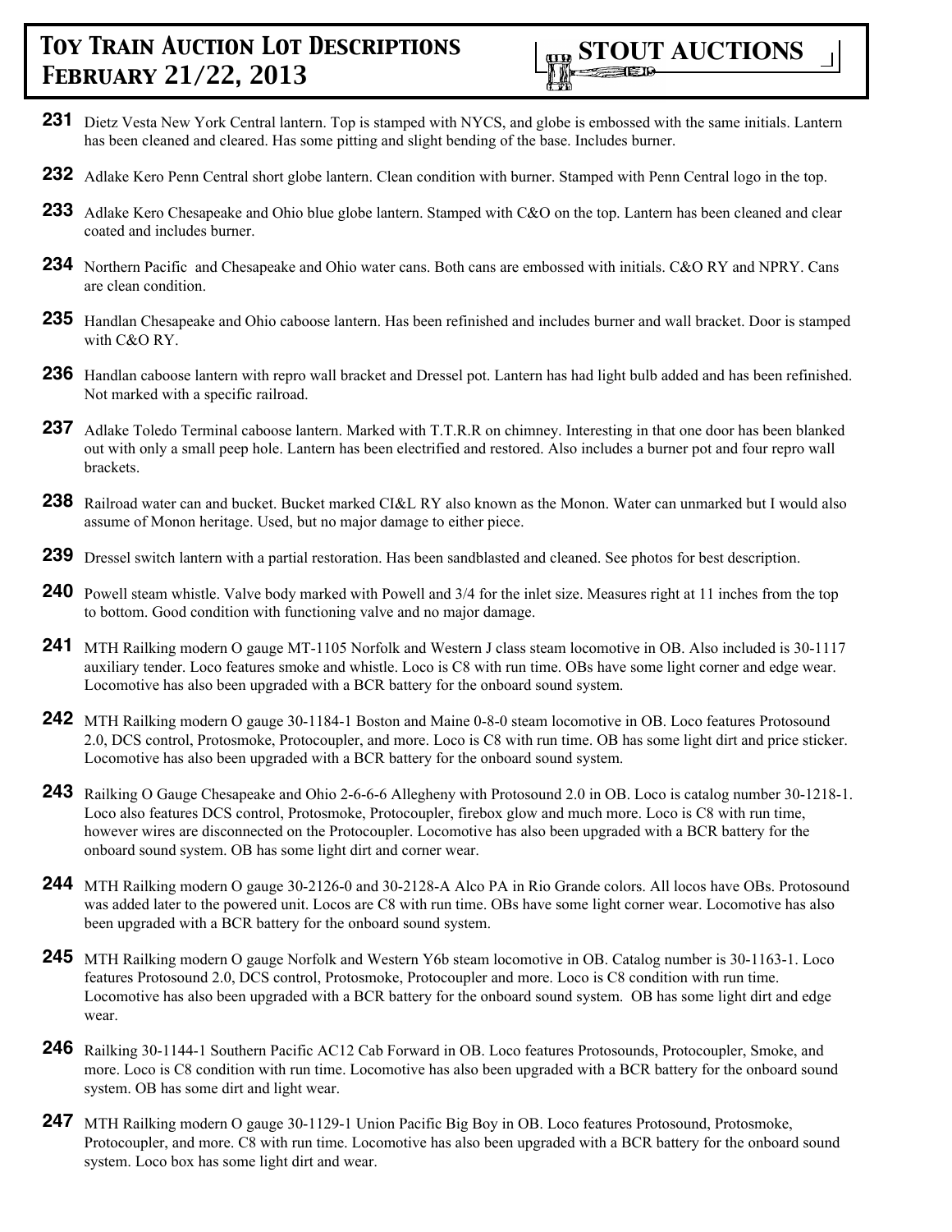**231** Dietz Vesta New York Central lantern. Top is stamped with NYCS, and globe is embossed with the same initials. Lantern has been cleaned and cleared. Has some pitting and slight bending of the base. Includes burner.

**232** Adlake Kero Penn Central short globe lantern. Clean condition with burner. Stamped with Penn Central logo in the top.

**233** Adlake Kero Chesapeake and Ohio blue globe lantern. Stamped with C&O on the top. Lantern has been cleaned and clear coated and includes burner.

**234** Northern Pacific and Chesapeake and Ohio water cans. Both cans are embossed with initials. C&O RY and NPRY. Cans are clean condition.

**235** Handlan Chesapeake and Ohio caboose lantern. Has been refinished and includes burner and wall bracket. Door is stamped with C&O RY.

**236** Handlan caboose lantern with repro wall bracket and Dressel pot. Lantern has had light bulb added and has been refinished. Not marked with a specific railroad.

**237** Adlake Toledo Terminal caboose lantern. Marked with T.T.R.R on chimney. Interesting in that one door has been blanked out with only a small peep hole. Lantern has been electrified and restored. Also includes a burner pot and four repro wall brackets.

**238** Railroad water can and bucket. Bucket marked CI&L RY also known as the Monon. Water can unmarked but I would also assume of Monon heritage. Used, but no major damage to either piece.

**239** Dressel switch lantern with a partial restoration. Has been sandblasted and cleaned. See photos for best description.

**240** Powell steam whistle. Valve body marked with Powell and 3/4 for the inlet size. Measures right at 11 inches from the top to bottom. Good condition with functioning valve and no major damage.

**241** MTH Railking modern O gauge MT-1105 Norfolk and Western J class steam locomotive in OB. Also included is 30-1117 auxiliary tender. Loco features smoke and whistle. Loco is C8 with run time. OBs have some light corner and edge wear. Locomotive has also been upgraded with a BCR battery for the onboard sound system.

**242** MTH Railking modern O gauge 30-1184-1 Boston and Maine 0-8-0 steam locomotive in OB. Loco features Protosound 2.0, DCS control, Protosmoke, Protocoupler, and more. Loco is C8 with run time. OB has some light dirt and price sticker. Locomotive has also been upgraded with a BCR battery for the onboard sound system.

**243** Railking O Gauge Chesapeake and Ohio 2-6-6-6 Allegheny with Protosound 2.0 in OB. Loco is catalog number 30-1218-1. Loco also features DCS control, Protosmoke, Protocoupler, firebox glow and much more. Loco is C8 with run time, however wires are disconnected on the Protocoupler. Locomotive has also been upgraded with a BCR battery for the onboard sound system. OB has some light dirt and corner wear.

**244** MTH Railking modern O gauge 30-2126-0 and 30-2128-A Alco PA in Rio Grande colors. All locos have OBs. Protosound was added later to the powered unit. Locos are C8 with run time. OBs have some light corner wear. Locomotive has also been upgraded with a BCR battery for the onboard sound system.

**245** MTH Railking modern O gauge Norfolk and Western Y6b steam locomotive in OB. Catalog number is 30-1163-1. Loco features Protosound 2.0, DCS control, Protosmoke, Protocoupler and more. Loco is C8 condition with run time. Locomotive has also been upgraded with a BCR battery for the onboard sound system. OB has some light dirt and edge wear.

**246** Railking 30-1144-1 Southern Pacific AC12 Cab Forward in OB. Loco features Protosounds, Protocoupler, Smoke, and more. Loco is C8 condition with run time. Locomotive has also been upgraded with a BCR battery for the onboard sound system. OB has some dirt and light wear.

**247** MTH Railking modern O gauge 30-1129-1 Union Pacific Big Boy in OB. Loco features Protosound, Protosmoke, Protocoupler, and more. C8 with run time. Locomotive has also been upgraded with a BCR battery for the onboard sound system. Loco box has some light dirt and wear.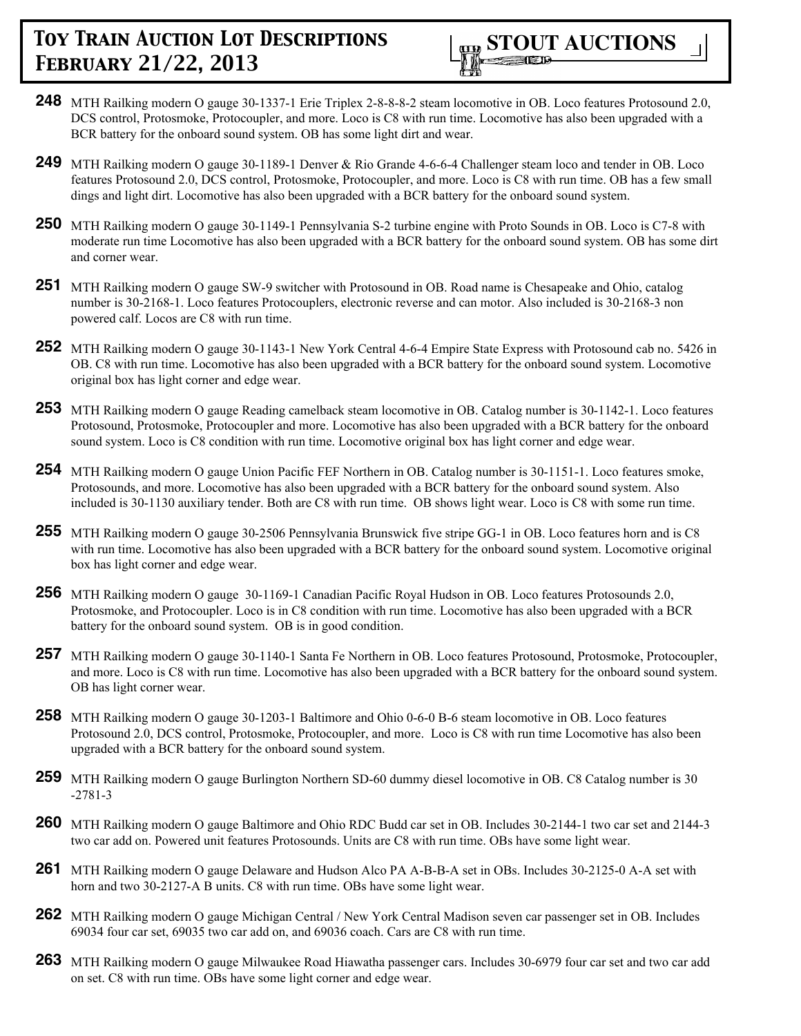**248** MTH Railking modern O gauge 30-1337-1 Erie Triplex 2-8-8-8-2 steam locomotive in OB. Loco features Protosound 2.0, DCS control, Protosmoke, Protocoupler, and more. Loco is C8 with run time. Locomotive has also been upgraded with a BCR battery for the onboard sound system. OB has some light dirt and wear.

**249** MTH Railking modern O gauge 30-1189-1 Denver & Rio Grande 4-6-6-4 Challenger steam loco and tender in OB. Loco features Protosound 2.0, DCS control, Protosmoke, Protocoupler, and more. Loco is C8 with run time. OB has a few small dings and light dirt. Locomotive has also been upgraded with a BCR battery for the onboard sound system.

**250** MTH Railking modern O gauge 30-1149-1 Pennsylvania S-2 turbine engine with Proto Sounds in OB. Loco is C7-8 with moderate run time Locomotive has also been upgraded with a BCR battery for the onboard sound system. OB has some dirt and corner wear.

**251** MTH Railking modern O gauge SW-9 switcher with Protosound in OB. Road name is Chesapeake and Ohio, catalog number is 30-2168-1. Loco features Protocouplers, electronic reverse and can motor. Also included is 30-2168-3 non powered calf. Locos are C8 with run time.

**252** MTH Railking modern O gauge 30-1143-1 New York Central 4-6-4 Empire State Express with Protosound cab no. 5426 in OB. C8 with run time. Locomotive has also been upgraded with a BCR battery for the onboard sound system. Locomotive original box has light corner and edge wear.

**253** MTH Railking modern O gauge Reading camelback steam locomotive in OB. Catalog number is 30-1142-1. Loco features Protosound, Protosmoke, Protocoupler and more. Locomotive has also been upgraded with a BCR battery for the onboard sound system. Loco is C8 condition with run time. Locomotive original box has light corner and edge wear.

**254** MTH Railking modern O gauge Union Pacific FEF Northern in OB. Catalog number is 30-1151-1. Loco features smoke, Protosounds, and more. Locomotive has also been upgraded with a BCR battery for the onboard sound system. Also included is 30-1130 auxiliary tender. Both are C8 with run time. OB shows light wear. Loco is C8 with some run time.

**255** MTH Railking modern O gauge 30-2506 Pennsylvania Brunswick five stripe GG-1 in OB. Loco features horn and is C8 with run time. Locomotive has also been upgraded with a BCR battery for the onboard sound system. Locomotive original box has light corner and edge wear.

**256** MTH Railking modern O gauge 30-1169-1 Canadian Pacific Royal Hudson in OB. Loco features Protosounds 2.0, Protosmoke, and Protocoupler. Loco is in C8 condition with run time. Locomotive has also been upgraded with a BCR battery for the onboard sound system. OB is in good condition.

**257** MTH Railking modern O gauge 30-1140-1 Santa Fe Northern in OB. Loco features Protosound, Protosmoke, Protocoupler, and more. Loco is C8 with run time. Locomotive has also been upgraded with a BCR battery for the onboard sound system. OB has light corner wear.

**258** MTH Railking modern O gauge 30-1203-1 Baltimore and Ohio 0-6-0 B-6 steam locomotive in OB. Loco features Protosound 2.0, DCS control, Protosmoke, Protocoupler, and more. Loco is C8 with run time Locomotive has also been upgraded with a BCR battery for the onboard sound system.

**259** MTH Railking modern O gauge Burlington Northern SD-60 dummy diesel locomotive in OB. C8 Catalog number is 30 -2781-3

**260** MTH Railking modern O gauge Baltimore and Ohio RDC Budd car set in OB. Includes 30-2144-1 two car set and 2144-3 two car add on. Powered unit features Protosounds. Units are C8 with run time. OBs have some light wear.

**261** MTH Railking modern O gauge Delaware and Hudson Alco PA A-B-B-A set in OBs. Includes 30-2125-0 A-A set with horn and two 30-2127-A B units. C8 with run time. OBs have some light wear.

**262** MTH Railking modern O gauge Michigan Central / New York Central Madison seven car passenger set in OB. Includes 69034 four car set, 69035 two car add on, and 69036 coach. Cars are C8 with run time.

**263** MTH Railking modern O gauge Milwaukee Road Hiawatha passenger cars. Includes 30-6979 four car set and two car add on set. C8 with run time. OBs have some light corner and edge wear.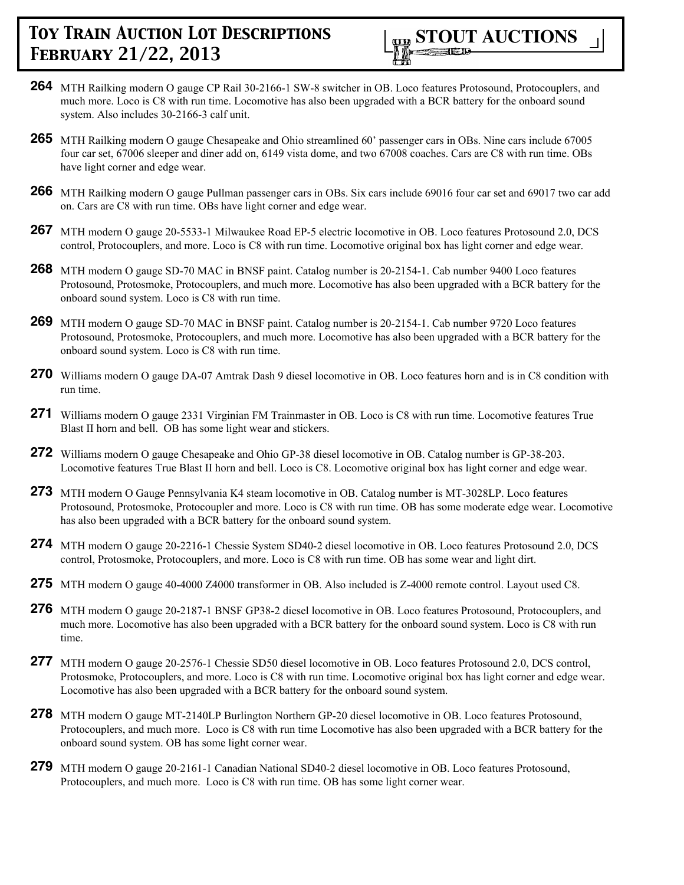**264** MTH Railking modern O gauge CP Rail 30-2166-1 SW-8 switcher in OB. Loco features Protosound, Protocouplers, and much more. Loco is C8 with run time. Locomotive has also been upgraded with a BCR battery for the onboard sound system. Also includes 30-2166-3 calf unit.

**265** MTH Railking modern O gauge Chesapeake and Ohio streamlined 60' passenger cars in OBs. Nine cars include 67005 four car set, 67006 sleeper and diner add on, 6149 vista dome, and two 67008 coaches. Cars are C8 with run time. OBs have light corner and edge wear.

**266** MTH Railking modern O gauge Pullman passenger cars in OBs. Six cars include 69016 four car set and 69017 two car add on. Cars are C8 with run time. OBs have light corner and edge wear.

**267** MTH modern O gauge 20-5533-1 Milwaukee Road EP-5 electric locomotive in OB. Loco features Protosound 2.0, DCS control, Protocouplers, and more. Loco is C8 with run time. Locomotive original box has light corner and edge wear.

**268** MTH modern O gauge SD-70 MAC in BNSF paint. Catalog number is 20-2154-1. Cab number 9400 Loco features Protosound, Protosmoke, Protocouplers, and much more. Locomotive has also been upgraded with a BCR battery for the onboard sound system. Loco is C8 with run time.

**269** MTH modern O gauge SD-70 MAC in BNSF paint. Catalog number is 20-2154-1. Cab number 9720 Loco features Protosound, Protosmoke, Protocouplers, and much more. Locomotive has also been upgraded with a BCR battery for the onboard sound system. Loco is C8 with run time.

**270** Williams modern O gauge DA-07 Amtrak Dash 9 diesel locomotive in OB. Loco features horn and is in C8 condition with run time.

**271** Williams modern O gauge 2331 Virginian FM Trainmaster in OB. Loco is C8 with run time. Locomotive features True Blast II horn and bell. OB has some light wear and stickers.

**272** Williams modern O gauge Chesapeake and Ohio GP-38 diesel locomotive in OB. Catalog number is GP-38-203. Locomotive features True Blast II horn and bell. Loco is C8. Locomotive original box has light corner and edge wear.

**273** MTH modern O Gauge Pennsylvania K4 steam locomotive in OB. Catalog number is MT-3028LP. Loco features Protosound, Protosmoke, Protocoupler and more. Loco is C8 with run time. OB has some moderate edge wear. Locomotive has also been upgraded with a BCR battery for the onboard sound system.

**274** MTH modern O gauge 20-2216-1 Chessie System SD40-2 diesel locomotive in OB. Loco features Protosound 2.0, DCS control, Protosmoke, Protocouplers, and more. Loco is C8 with run time. OB has some wear and light dirt.

**275** MTH modern O gauge 40-4000 Z4000 transformer in OB. Also included is Z-4000 remote control. Layout used C8.

**276** MTH modern O gauge 20-2187-1 BNSF GP38-2 diesel locomotive in OB. Loco features Protosound, Protocouplers, and much more. Locomotive has also been upgraded with a BCR battery for the onboard sound system. Loco is C8 with run time.

**277** MTH modern O gauge 20-2576-1 Chessie SD50 diesel locomotive in OB. Loco features Protosound 2.0, DCS control, Protosmoke, Protocouplers, and more. Loco is C8 with run time. Locomotive original box has light corner and edge wear. Locomotive has also been upgraded with a BCR battery for the onboard sound system.

**278** MTH modern O gauge MT-2140LP Burlington Northern GP-20 diesel locomotive in OB. Loco features Protosound, Protocouplers, and much more. Loco is C8 with run time Locomotive has also been upgraded with a BCR battery for the onboard sound system. OB has some light corner wear.

**279** MTH modern O gauge 20-2161-1 Canadian National SD40-2 diesel locomotive in OB. Loco features Protosound, Protocouplers, and much more. Loco is C8 with run time. OB has some light corner wear.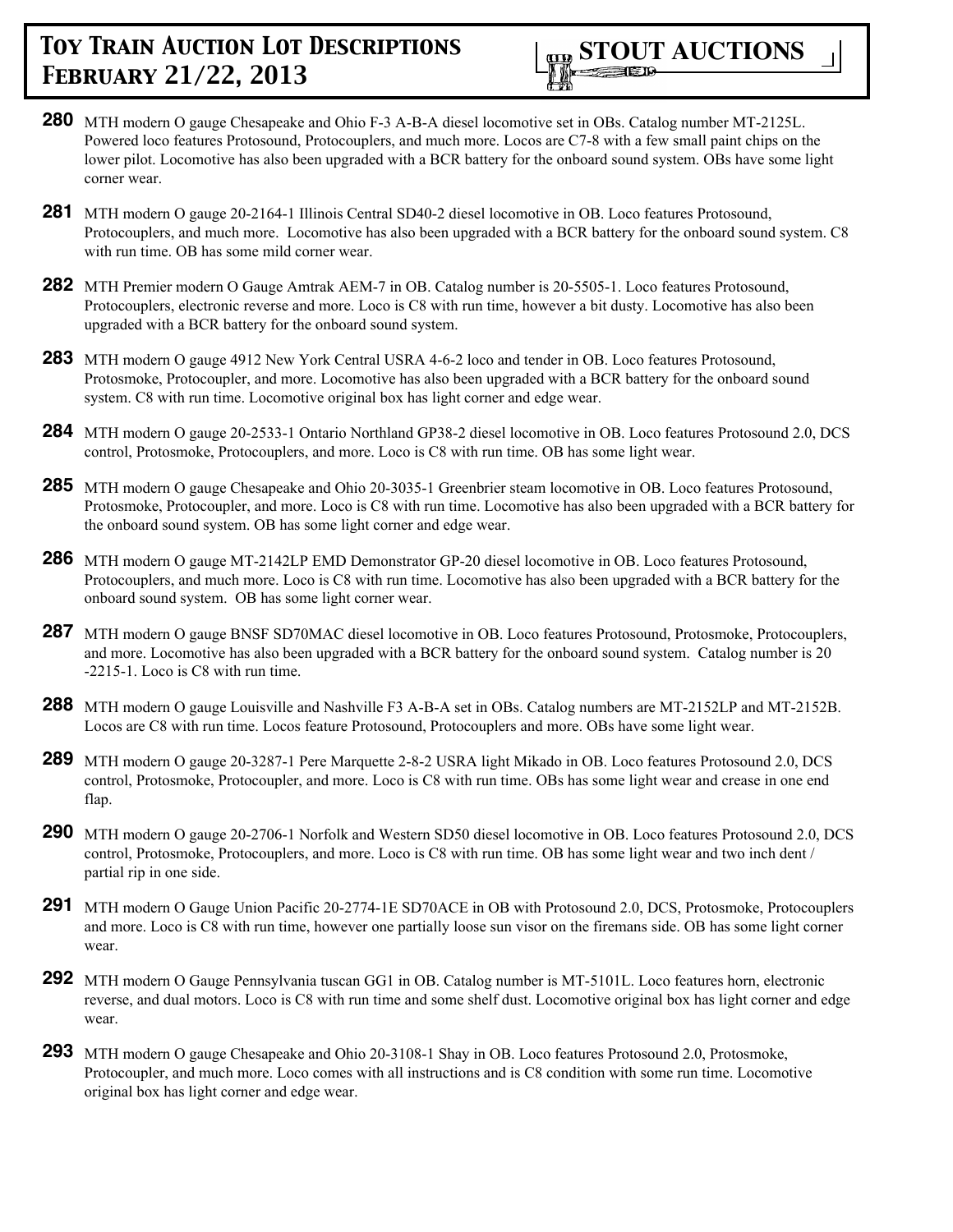**280** MTH modern O gauge Chesapeake and Ohio F-3 A-B-A diesel locomotive set in OBs. Catalog number MT-2125L. Powered loco features Protosound, Protocouplers, and much more. Locos are C7-8 with a few small paint chips on the lower pilot. Locomotive has also been upgraded with a BCR battery for the onboard sound system. OBs have some light corner wear.

**281** MTH modern O gauge 20-2164-1 Illinois Central SD40-2 diesel locomotive in OB. Loco features Protosound, Protocouplers, and much more. Locomotive has also been upgraded with a BCR battery for the onboard sound system. C8 with run time. OB has some mild corner wear.

**282** MTH Premier modern O Gauge Amtrak AEM-7 in OB. Catalog number is 20-5505-1. Loco features Protosound, Protocouplers, electronic reverse and more. Loco is C8 with run time, however a bit dusty. Locomotive has also been upgraded with a BCR battery for the onboard sound system.

**283** MTH modern O gauge 4912 New York Central USRA 4-6-2 loco and tender in OB. Loco features Protosound, Protosmoke, Protocoupler, and more. Locomotive has also been upgraded with a BCR battery for the onboard sound system. C8 with run time. Locomotive original box has light corner and edge wear.

**284** MTH modern O gauge 20-2533-1 Ontario Northland GP38-2 diesel locomotive in OB. Loco features Protosound 2.0, DCS control, Protosmoke, Protocouplers, and more. Loco is C8 with run time. OB has some light wear.

**285** MTH modern O gauge Chesapeake and Ohio 20-3035-1 Greenbrier steam locomotive in OB. Loco features Protosound, Protosmoke, Protocoupler, and more. Loco is C8 with run time. Locomotive has also been upgraded with a BCR battery for the onboard sound system. OB has some light corner and edge wear.

**286** MTH modern O gauge MT-2142LP EMD Demonstrator GP-20 diesel locomotive in OB. Loco features Protosound, Protocouplers, and much more. Loco is C8 with run time. Locomotive has also been upgraded with a BCR battery for the onboard sound system. OB has some light corner wear.

**287** MTH modern O gauge BNSF SD70MAC diesel locomotive in OB. Loco features Protosound, Protosmoke, Protocouplers, and more. Locomotive has also been upgraded with a BCR battery for the onboard sound system. Catalog number is 20 -2215-1. Loco is C8 with run time.

**288** MTH modern O gauge Louisville and Nashville F3 A-B-A set in OBs. Catalog numbers are MT-2152LP and MT-2152B. Locos are C8 with run time. Locos feature Protosound, Protocouplers and more. OBs have some light wear.

**289** MTH modern O gauge 20-3287-1 Pere Marquette 2-8-2 USRA light Mikado in OB. Loco features Protosound 2.0, DCS control, Protosmoke, Protocoupler, and more. Loco is C8 with run time. OBs has some light wear and crease in one end flap.

**290** MTH modern O gauge 20-2706-1 Norfolk and Western SD50 diesel locomotive in OB. Loco features Protosound 2.0, DCS control, Protosmoke, Protocouplers, and more. Loco is C8 with run time. OB has some light wear and two inch dent / partial rip in one side.

**291** MTH modern O Gauge Union Pacific 20-2774-1E SD70ACE in OB with Protosound 2.0, DCS, Protosmoke, Protocouplers and more. Loco is C8 with run time, however one partially loose sun visor on the firemans side. OB has some light corner wear.

**292** MTH modern O Gauge Pennsylvania tuscan GG1 in OB. Catalog number is MT-5101L. Loco features horn, electronic reverse, and dual motors. Loco is C8 with run time and some shelf dust. Locomotive original box has light corner and edge wear.

**293** MTH modern O gauge Chesapeake and Ohio 20-3108-1 Shay in OB. Loco features Protosound 2.0, Protosmoke, Protocoupler, and much more. Loco comes with all instructions and is C8 condition with some run time. Locomotive original box has light corner and edge wear.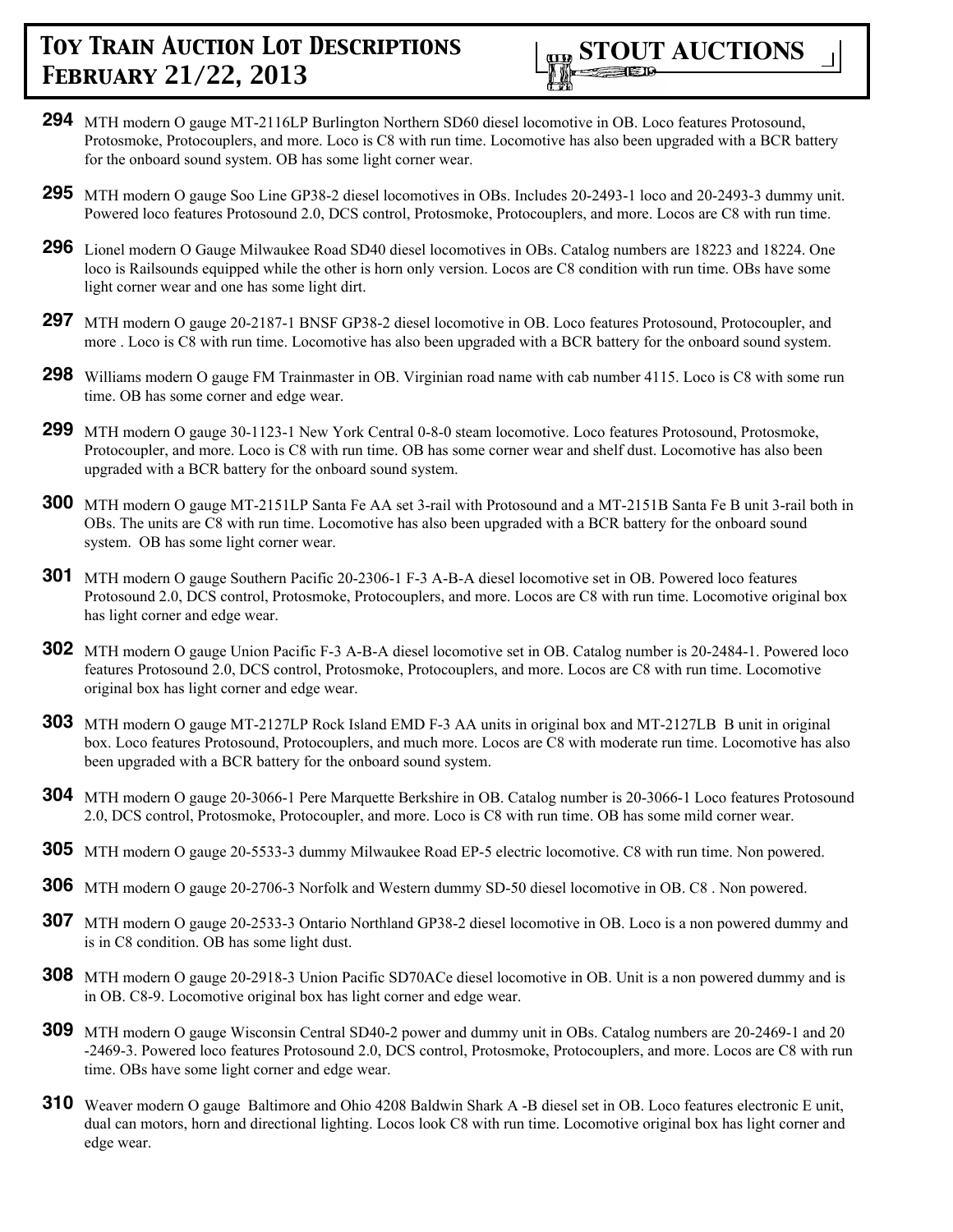**294** MTH modern O gauge MT-2116LP Burlington Northern SD60 diesel locomotive in OB. Loco features Protosound, Protosmoke, Protocouplers, and more. Loco is C8 with run time. Locomotive has also been upgraded with a BCR battery for the onboard sound system. OB has some light corner wear.

**295** MTH modern O gauge Soo Line GP38-2 diesel locomotives in OBs. Includes 20-2493-1 loco and 20-2493-3 dummy unit. Powered loco features Protosound 2.0, DCS control, Protosmoke, Protocouplers, and more. Locos are C8 with run time.

**296** Lionel modern O Gauge Milwaukee Road SD40 diesel locomotives in OBs. Catalog numbers are 18223 and 18224. One loco is Railsounds equipped while the other is horn only version. Locos are C8 condition with run time. OBs have some light corner wear and one has some light dirt.

**297** MTH modern O gauge 20-2187-1 BNSF GP38-2 diesel locomotive in OB. Loco features Protosound, Protocoupler, and more . Loco is C8 with run time. Locomotive has also been upgraded with a BCR battery for the onboard sound system.

**298** Williams modern O gauge FM Trainmaster in OB. Virginian road name with cab number 4115. Loco is C8 with some run time. OB has some corner and edge wear.

**299** MTH modern O gauge 30-1123-1 New York Central 0-8-0 steam locomotive. Loco features Protosound, Protosmoke, Protocoupler, and more. Loco is C8 with run time. OB has some corner wear and shelf dust. Locomotive has also been upgraded with a BCR battery for the onboard sound system.

**300** MTH modern O gauge MT-2151LP Santa Fe AA set 3-rail with Protosound and a MT-2151B Santa Fe B unit 3-rail both in OBs. The units are C8 with run time. Locomotive has also been upgraded with a BCR battery for the onboard sound system. OB has some light corner wear.

**301** MTH modern O gauge Southern Pacific 20-2306-1 F-3 A-B-A diesel locomotive set in OB. Powered loco features Protosound 2.0, DCS control, Protosmoke, Protocouplers, and more. Locos are C8 with run time. Locomotive original box has light corner and edge wear.

**302** MTH modern O gauge Union Pacific F-3 A-B-A diesel locomotive set in OB. Catalog number is 20-2484-1. Powered loco features Protosound 2.0, DCS control, Protosmoke, Protocouplers, and more. Locos are C8 with run time. Locomotive original box has light corner and edge wear.

**303** MTH modern O gauge MT-2127LP Rock Island EMD F-3 AA units in original box and MT-2127LB B unit in original box. Loco features Protosound, Protocouplers, and much more. Locos are C8 with moderate run time. Locomotive has also been upgraded with a BCR battery for the onboard sound system.

**304** MTH modern O gauge 20-3066-1 Pere Marquette Berkshire in OB. Catalog number is 20-3066-1 Loco features Protosound 2.0, DCS control, Protosmoke, Protocoupler, and more. Loco is C8 with run time. OB has some mild corner wear.

**305** MTH modern O gauge 20-5533-3 dummy Milwaukee Road EP-5 electric locomotive. C8 with run time. Non powered.

**306** MTH modern O gauge 20-2706-3 Norfolk and Western dummy SD-50 diesel locomotive in OB. C8 . Non powered.

**307** MTH modern O gauge 20-2533-3 Ontario Northland GP38-2 diesel locomotive in OB. Loco is a non powered dummy and is in C8 condition. OB has some light dust.

**308** MTH modern O gauge 20-2918-3 Union Pacific SD70ACe diesel locomotive in OB. Unit is a non powered dummy and is in OB. C8-9. Locomotive original box has light corner and edge wear.

**309** MTH modern O gauge Wisconsin Central SD40-2 power and dummy unit in OBs. Catalog numbers are 20-2469-1 and 20 -2469-3. Powered loco features Protosound 2.0, DCS control, Protosmoke, Protocouplers, and more. Locos are C8 with run time. OBs have some light corner and edge wear.

**310** Weaver modern O gauge Baltimore and Ohio 4208 Baldwin Shark A -B diesel set in OB. Loco features electronic E unit, dual can motors, horn and directional lighting. Locos look C8 with run time. Locomotive original box has light corner and edge wear.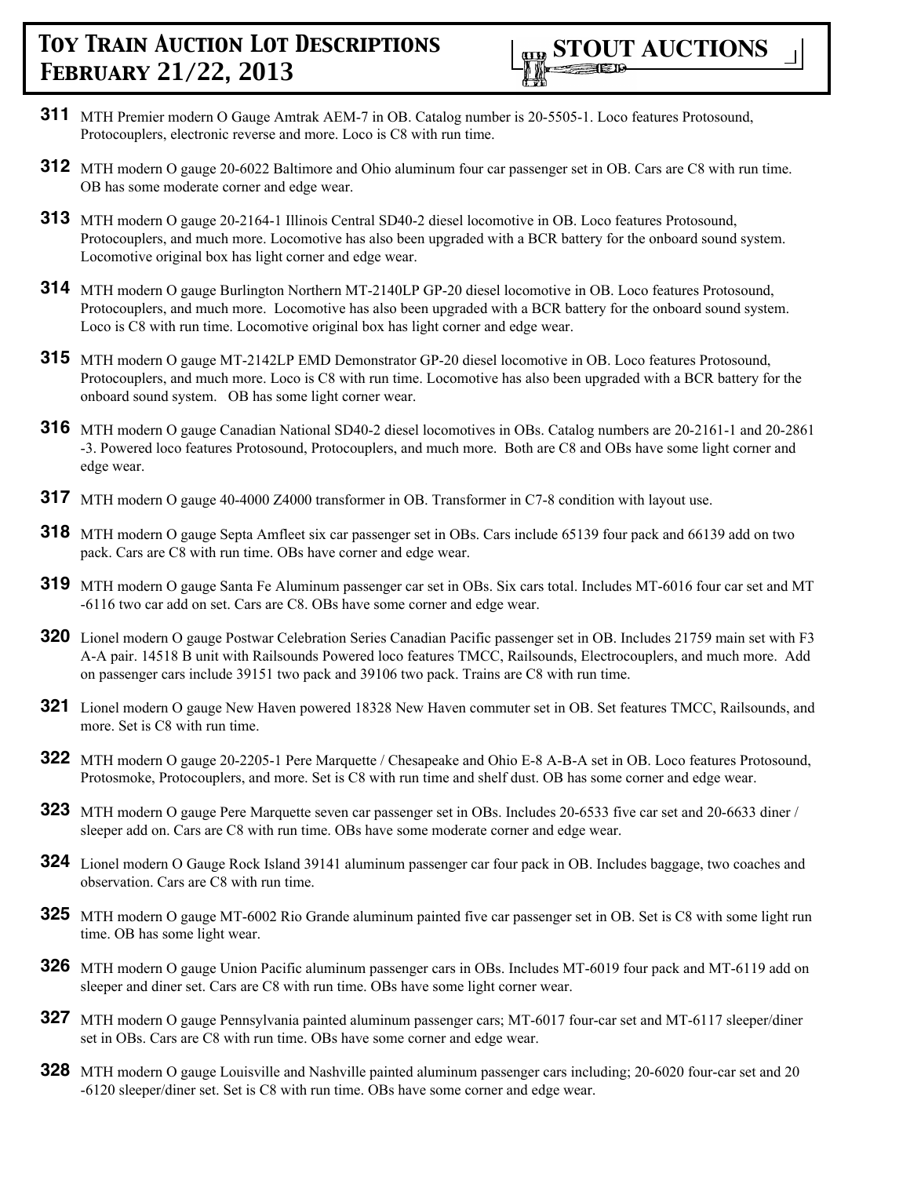**311** MTH Premier modern O Gauge Amtrak AEM-7 in OB. Catalog number is 20-5505-1. Loco features Protosound, Protocouplers, electronic reverse and more. Loco is C8 with run time.

**312** MTH modern O gauge 20-6022 Baltimore and Ohio aluminum four car passenger set in OB. Cars are C8 with run time. OB has some moderate corner and edge wear.

**313** MTH modern O gauge 20-2164-1 Illinois Central SD40-2 diesel locomotive in OB. Loco features Protosound, Protocouplers, and much more. Locomotive has also been upgraded with a BCR battery for the onboard sound system. Locomotive original box has light corner and edge wear.

**314** MTH modern O gauge Burlington Northern MT-2140LP GP-20 diesel locomotive in OB. Loco features Protosound, Protocouplers, and much more. Locomotive has also been upgraded with a BCR battery for the onboard sound system. Loco is C8 with run time. Locomotive original box has light corner and edge wear.

**315** MTH modern O gauge MT-2142LP EMD Demonstrator GP-20 diesel locomotive in OB. Loco features Protosound, Protocouplers, and much more. Loco is C8 with run time. Locomotive has also been upgraded with a BCR battery for the onboard sound system. OB has some light corner wear.

**316** MTH modern O gauge Canadian National SD40-2 diesel locomotives in OBs. Catalog numbers are 20-2161-1 and 20-2861-3. Powered loco features Protosound, Protocouplers, and much more. Both are C8 and OBs have some light corner and edge wear.

**317** MTH modern O gauge 40-4000 Z4000 transformer in OB. Transformer in C7-8 condition with layout use.

**318** MTH modern O gauge Septa Amfleet six car passenger set in OBs. Cars include 65139 four pack and 66139 add on two pack. Cars are C8 with run time. OBs have corner and edge wear.

**319** MTH modern O gauge Santa Fe Aluminum passenger car set in OBs. Six cars total. Includes MT-6016 four car set and MT-6116 two car add on set. Cars are C8. OBs have some corner and edge wear.

**320** Lionel modern O gauge Postwar Celebration Series Canadian Pacific passenger set in OB. Includes 21759 main set with F3 A-A pair. 14518 B unit with Railsounds Powered loco features TMCC, Railsounds, Electrocouplers, and much more. Add on passenger cars include 39151 two pack and 39106 two pack. Trains are C8 with run time.

**321** Lionel modern O gauge New Haven powered 18328 New Haven commuter set in OB. Set features TMCC, Railsounds, and more. Set is C8 with run time.

**322** MTH modern O gauge 20-2205-1 Pere Marquette / Chesapeake and Ohio E-8 A-B-A set in OB. Loco features Protosound, Protosmoke, Protocouplers, and more. Set is C8 with run time and shelf dust. OB has some corner and edge wear.

**323** MTH modern O gauge Pere Marquette seven car passenger set in OBs. Includes 20-6533 five car set and 20-6633 diner / sleeper add on. Cars are C8 with run time. OBs have some moderate corner and edge wear.

**324** Lionel modern O Gauge Rock Island 39141 aluminum passenger car four pack in OB. Includes baggage, two coaches and observation. Cars are C8 with run time.

**325** MTH modern O gauge MT-6002 Rio Grande aluminum painted five car passenger set in OB. Set is C8 with some light run time. OB has some light wear.

**326** MTH modern O gauge Union Pacific aluminum passenger cars in OBs. Includes MT-6019 four pack and MT-6119 add on sleeper and diner set. Cars are C8 with run time. OBs have some light corner wear.

**327** MTH modern O gauge Pennsylvania painted aluminum passenger cars; MT-6017 four-car set and MT-6117 sleeper/diner set in OBs. Cars are C8 with run time. OBs have some corner and edge wear.

**328** MTH modern O gauge Louisville and Nashville painted aluminum passenger cars including; 20-6020 four-car set and 20-6120 sleeper/diner set. Set is C8 with run time. OBs have some corner and edge wear.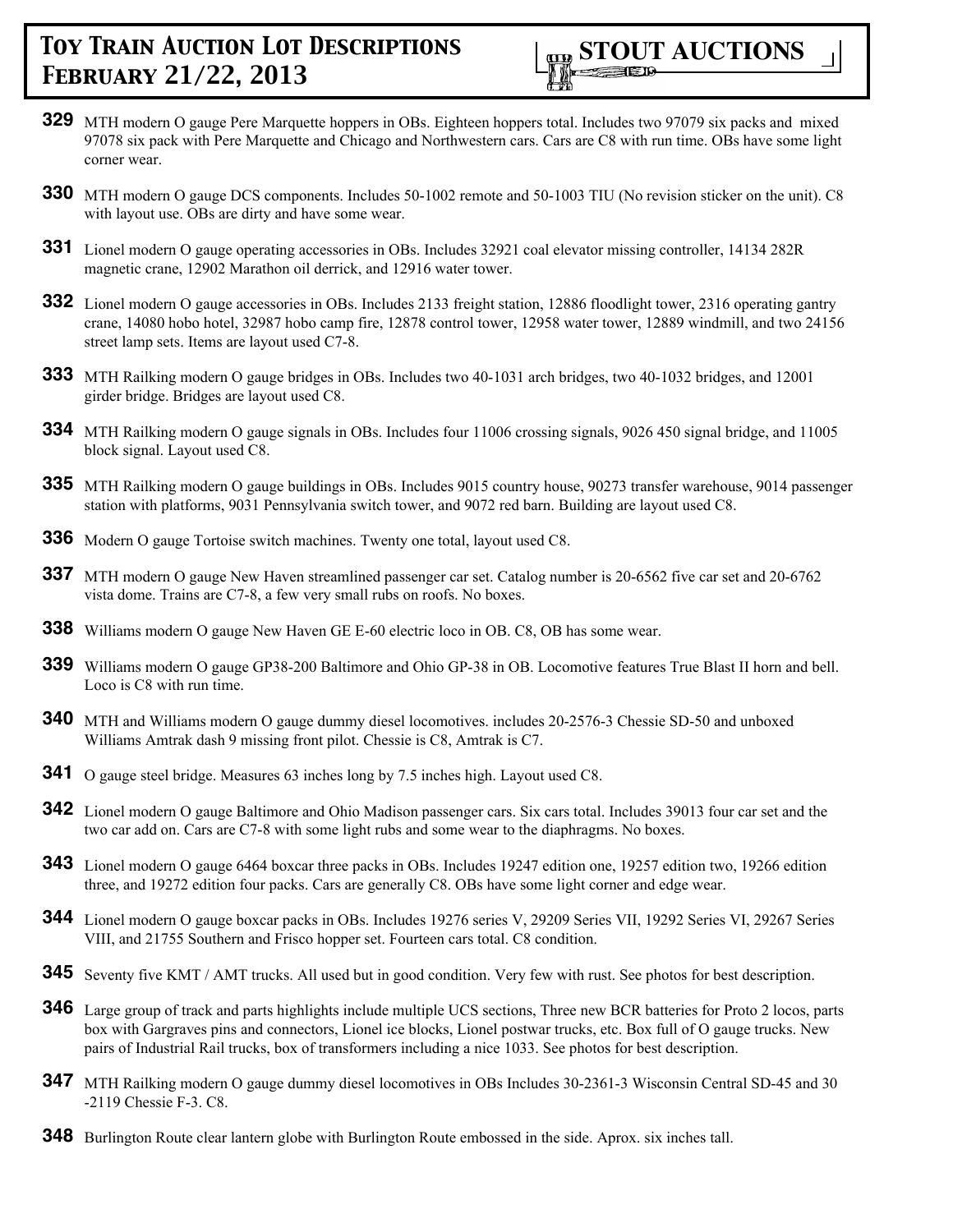# Toy Train Auction Lot Descriptions February 21/22, 2013

**329** MTH modern O gauge Pere Marquette hoppers in OBs. Eighteen hoppers total. Includes two 97079 six packs and mixed 97078 six pack with Pere Marquette and Chicago and Northwestern cars. Cars are C8 with run time. OBs have some light corner wear.

**330** MTH modern O gauge DCS components. Includes 50-1002 remote and 50-1003 TIU (No revision sticker on the unit). C8 with layout use. OBs are dirty and have some wear.

**331** Lionel modern O gauge operating accessories in OBs. Includes 32921 coal elevator missing controller, 14134 282R magnetic crane, 12902 Marathon oil derrick, and 12916 water tower.

**332** Lionel modern O gauge accessories in OBs. Includes 2133 freight station, 12886 floodlight tower, 2316 operating gantry crane, 14080 hobo hotel, 32987 hobo camp fire, 12878 control tower, 12958 water tower, 12889 windmill, and two 24156 street lamp sets. Items are layout used C7-8.

**333** MTH Railking modern O gauge bridges in OBs. Includes two 40-1031 arch bridges, two 40-1032 bridges, and 12001 girder bridge. Bridges are layout used C8.

**334** MTH Railking modern O gauge signals in OBs. Includes four 11006 crossing signals, 9026 450 signal bridge, and 11005 block signal. Layout used C8.

**335** MTH Railking modern O gauge buildings in OBs. Includes 9015 country house, 90273 transfer warehouse, 9014 passenger station with platforms, 9031 Pennsylvania switch tower, and 9072 red barn. Building are layout used C8.

**336** Modern O gauge Tortoise switch machines. Twenty one total, layout used C8.

**337** MTH modern O gauge New Haven streamlined passenger car set. Catalog number is 20-6562 five car set and 20-6762 vista dome. Trains are C7-8, a few very small rubs on roofs. No boxes.

**338** Williams modern O gauge New Haven GE E-60 electric loco in OB. C8, OB has some wear.

**339** Williams modern O gauge GP38-200 Baltimore and Ohio GP-38 in OB. Locomotive features True Blast II horn and bell. Loco is C8 with run time.

**340** MTH and Williams modern O gauge dummy diesel locomotives. includes 20-2576-3 Chessie SD-50 and unboxed Williams Amtrak dash 9 missing front pilot. Chessie is C8, Amtrak is C7.

**341** O gauge steel bridge. Measures 63 inches long by 7.5 inches high. Layout used C8.

**342** Lionel modern O gauge Baltimore and Ohio Madison passenger cars. Six cars total. Includes 39013 four car set and the two car add on. Cars are C7-8 with some light rubs and some wear to the diaphragms. No boxes.

**343** Lionel modern O gauge 6464 boxcar three packs in OBs. Includes 19247 edition one, 19257 edition two, 19266 edition three, and 19272 edition four packs. Cars are generally C8. OBs have some light corner and edge wear.

**344** Lionel modern O gauge boxcar packs in OBs. Includes 19276 series V, 29209 Series VII, 19292 Series VI, 29267 Series VIII, and 21755 Southern and Frisco hopper set. Fourteen cars total. C8 condition.

**345** Seventy five KMT / AMT trucks. All used but in good condition. Very few with rust. See photos for best description.

**346** Large group of track and parts highlights include multiple UCS sections, Three new BCR batteries for Proto 2 locos, parts box with Gargraves pins and connectors, Lionel ice blocks, Lionel postwar trucks, etc. Box full of O gauge trucks. New pairs of Industrial Rail trucks, box of transformers including a nice 1033. See photos for best description.

**347** MTH Railking modern O gauge dummy diesel locomotives in OBs Includes 30-2361-3 Wisconsin Central SD-45 and 30 -2119 Chessie F-3. C8.

**348** Burlington Route clear lantern globe with Burlington Route embossed in the side. Aprox. six inches tall.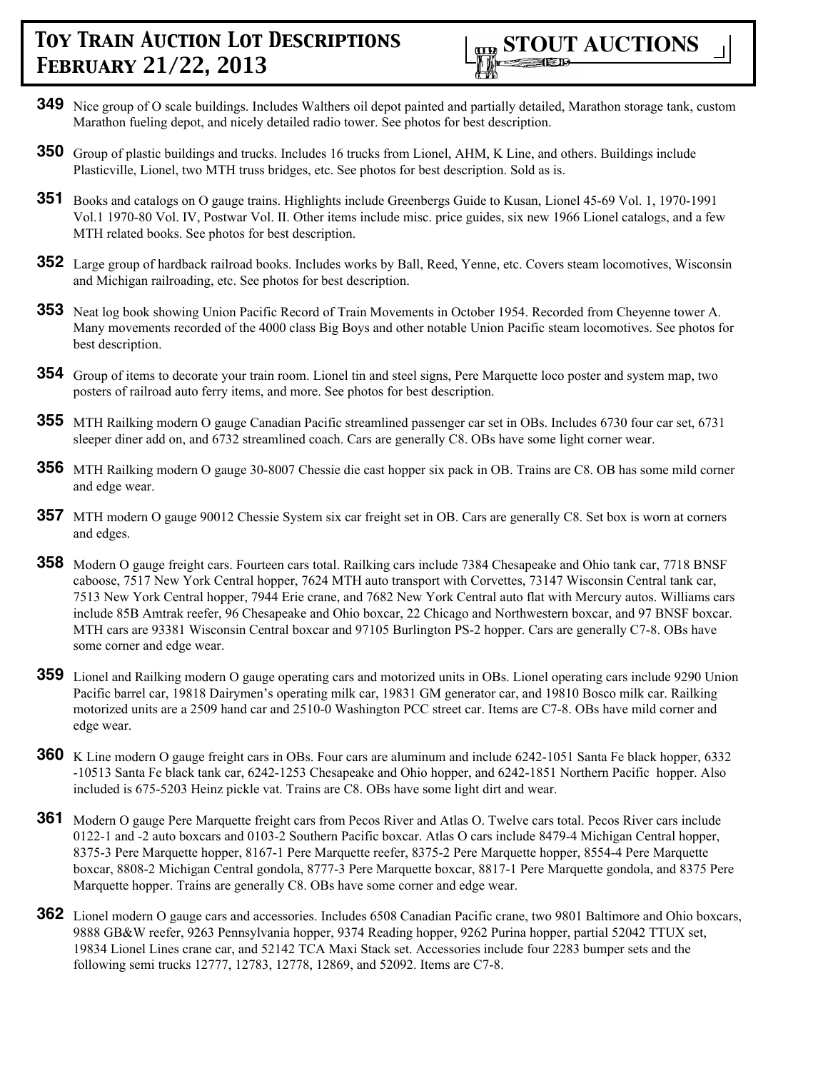**349** Nice group of O scale buildings. Includes Walthers oil depot painted and partially detailed, Marathon storage tank, custom Marathon fueling depot, and nicely detailed radio tower. See photos for best description.

**350** Group of plastic buildings and trucks. Includes 16 trucks from Lionel, AHM, K Line, and others. Buildings include Plasticville, Lionel, two MTH truss bridges, etc. See photos for best description. Sold as is.

**351** Books and catalogs on O gauge trains. Highlights include Greenbergs Guide to Kusan, Lionel 45-69 Vol. 1, 1970-1991 Vol.1 1970-80 Vol. IV, Postwar Vol. II. Other items include misc. price guides, six new 1966 Lionel catalogs, and a few MTH related books. See photos for best description.

**352** Large group of hardback railroad books. Includes works by Ball, Reed, Yenne, etc. Covers steam locomotives, Wisconsin and Michigan railroading, etc. See photos for best description.

**353** Neat log book showing Union Pacific Record of Train Movements in October 1954. Recorded from Cheyenne tower A. Many movements recorded of the 4000 class Big Boys and other notable Union Pacific steam locomotives. See photos for best description.

**354** Group of items to decorate your train room. Lionel tin and steel signs, Pere Marquette loco poster and system map, two posters of railroad auto ferry items, and more. See photos for best description.

**355** MTH Railking modern O gauge Canadian Pacific streamlined passenger car set in OBs. Includes 6730 four car set, 6731 sleeper diner add on, and 6732 streamlined coach. Cars are generally C8. OBs have some light corner wear.

**356** MTH Railking modern O gauge 30-8007 Chessie die cast hopper six pack in OB. Trains are C8. OB has some mild corner and edge wear.

**357** MTH modern O gauge 90012 Chessie System six car freight set in OB. Cars are generally C8. Set box is worn at corners and edges.

**358** Modern O gauge freight cars. Fourteen cars total. Railking cars include 7384 Chesapeake and Ohio tank car, 7718 BNSF caboose, 7517 New York Central hopper, 7624 MTH auto transport with Corvettes, 73147 Wisconsin Central tank car, 7513 New York Central hopper, 7944 Erie crane, and 7682 New York Central auto flat with Mercury autos. Williams cars include 85B Amtrak reefer, 96 Chesapeake and Ohio boxcar, 22 Chicago and Northwestern boxcar, and 97 BNSF boxcar. MTH cars are 93381 Wisconsin Central boxcar and 97105 Burlington PS-2 hopper. Cars are generally C7-8. OBs have some corner and edge wear.

**359** Lionel and Railking modern O gauge operating cars and motorized units in OBs. Lionel operating cars include 9290 Union Pacific barrel car, 19818 Dairymen's operating milk car, 19831 GM generator car, and 19810 Bosco milk car. Railking motorized units are a 2509 hand car and 2510-0 Washington PCC street car. Items are C7-8. OBs have mild corner and edge wear.

**360** K Line modern O gauge freight cars in OBs. Four cars are aluminum and include 6242-1051 Santa Fe black hopper, 6332 -10513 Santa Fe black tank car, 6242-1253 Chesapeake and Ohio hopper, and 6242-1851 Northern Pacific hopper. Also included is 675-5203 Heinz pickle vat. Trains are C8. OBs have some light dirt and wear.

**361** Modern O gauge Pere Marquette freight cars from Pecos River and Atlas O. Twelve cars total. Pecos River cars include 0122-1 and -2 auto boxcars and 0103-2 Southern Pacific boxcar. Atlas O cars include 8479-4 Michigan Central hopper, 8375-3 Pere Marquette hopper, 8167-1 Pere Marquette reefer, 8375-2 Pere Marquette hopper, 8554-4 Pere Marquette boxcar, 8808-2 Michigan Central gondola, 8777-3 Pere Marquette boxcar, 8817-1 Pere Marquette gondola, and 8375 Pere Marquette hopper. Trains are generally C8. OBs have some corner and edge wear.

**362** Lionel modern O gauge cars and accessories. Includes 6508 Canadian Pacific crane, two 9801 Baltimore and Ohio boxcars, 9888 GB&W reefer, 9263 Pennsylvania hopper, 9374 Reading hopper, 9262 Purina hopper, partial 52042 TTUX set, 19834 Lionel Lines crane car, and 52142 TCA Maxi Stack set. Accessories include four 2283 bumper sets and the following semi trucks 12777, 12783, 12778, 12869, and 52092. Items are C7-8.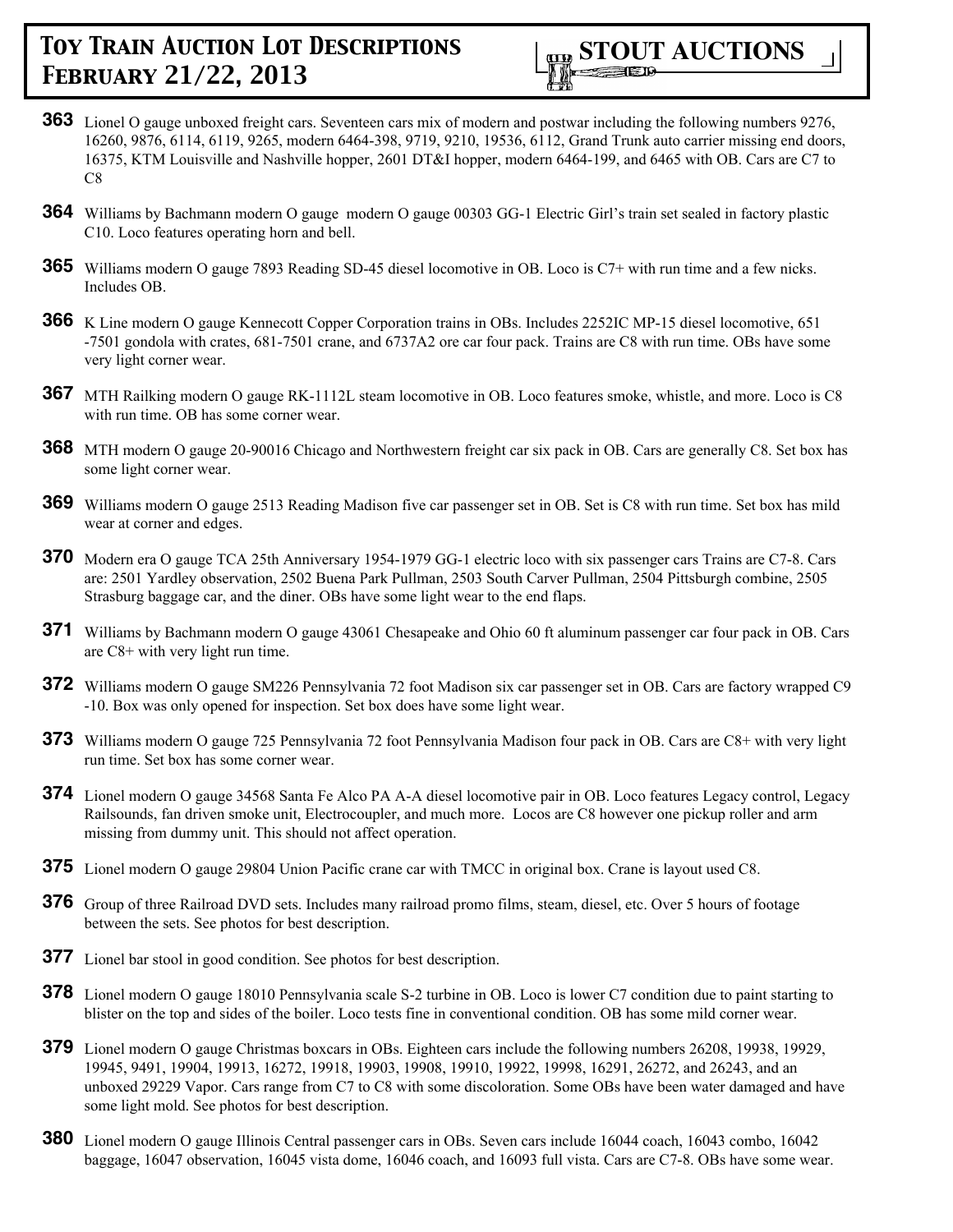**363** Lionel O gauge unboxed freight cars. Seventeen cars mix of modern and postwar including the following numbers 9276, 16260, 9876, 6114, 6119, 9265, modern 6464-398, 9719, 9210, 19536, 6112, Grand Trunk auto carrier missing end doors, 16375, KTM Louisville and Nashville hopper, 2601 DT&I hopper, modern 6464-199, and 6465 with OB. Cars are C7 to C8

**364** Williams by Bachmann modern O gauge modern O gauge 00303 GG-1 Electric Girl's train set sealed in factory plastic C10. Loco features operating horn and bell.

**365** Williams modern O gauge 7893 Reading SD-45 diesel locomotive in OB. Loco is C7+ with run time and a few nicks. Includes OB.

**366** K Line modern O gauge Kennecott Copper Corporation trains in OBs. Includes 2252IC MP-15 diesel locomotive, 651 -7501 gondola with crates, 681-7501 crane, and 6737A2 ore car four pack. Trains are C8 with run time. OBs have some very light corner wear.

**367** MTH Railking modern O gauge RK-1112L steam locomotive in OB. Loco features smoke, whistle, and more. Loco is C8 with run time. OB has some corner wear.

**368** MTH modern O gauge 20-90016 Chicago and Northwestern freight car six pack in OB. Cars are generally C8. Set box has some light corner wear.

**369** Williams modern O gauge 2513 Reading Madison five car passenger set in OB. Set is C8 with run time. Set box has mild wear at corner and edges.

**370** Modern era O gauge TCA 25th Anniversary 1954-1979 GG-1 electric loco with six passenger cars Trains are C7-8. Cars are: 2501 Yardley observation, 2502 Buena Park Pullman, 2503 South Carver Pullman, 2504 Pittsburgh combine, 2505 Strasburg baggage car, and the diner. OBs have some light wear to the end flaps.

**371** Williams by Bachmann modern O gauge 43061 Chesapeake and Ohio 60 ft aluminum passenger car four pack in OB. Cars are C8+ with very light run time.

**372** Williams modern O gauge SM226 Pennsylvania 72 foot Madison six car passenger set in OB. Cars are factory wrapped C9 -10. Box was only opened for inspection. Set box does have some light wear.

**373** Williams modern O gauge 725 Pennsylvania 72 foot Pennsylvania Madison four pack in OB. Cars are C8+ with very light run time. Set box has some corner wear.

**374** Lionel modern O gauge 34568 Santa Fe Alco PA A-A diesel locomotive pair in OB. Loco features Legacy control, Legacy Railsounds, fan driven smoke unit, Electrocoupler, and much more. Locos are C8 however one pickup roller and arm missing from dummy unit. This should not affect operation.

**375** Lionel modern O gauge 29804 Union Pacific crane car with TMCC in original box. Crane is layout used C8.

**376** Group of three Railroad DVD sets. Includes many railroad promo films, steam, diesel, etc. Over 5 hours of footage between the sets. See photos for best description.

**377** Lionel bar stool in good condition. See photos for best description.

**378** Lionel modern O gauge 18010 Pennsylvania scale S-2 turbine in OB. Loco is lower C7 condition due to paint starting to blister on the top and sides of the boiler. Loco tests fine in conventional condition. OB has some mild corner wear.

**379** Lionel modern O gauge Christmas boxcars in OBs. Eighteen cars include the following numbers 26208, 19938, 19929, 19945, 9491, 19904, 19913, 16272, 19918, 19903, 19908, 19910, 19922, 19998, 16291, 26272, and 26243, and an unboxed 29229 Vapor. Cars range from C7 to C8 with some discoloration. Some OBs have been water damaged and have some light mold. See photos for best description.

**380** Lionel modern O gauge Illinois Central passenger cars in OBs. Seven cars include 16044 coach, 16043 combo, 16042 baggage, 16047 observation, 16045 vista dome, 16046 coach, and 16093 full vista. Cars are C7-8. OBs have some wear.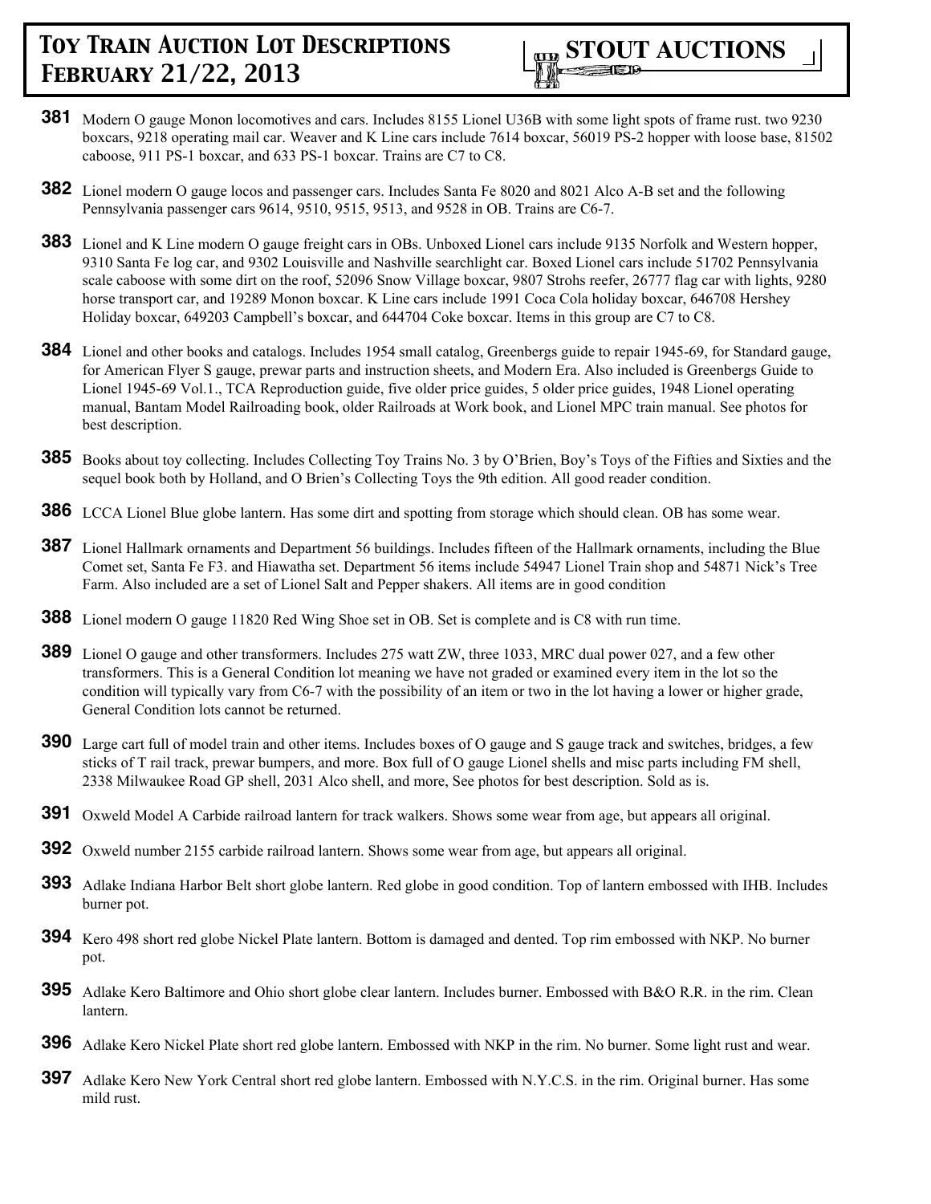**381** Modern O gauge Monon locomotives and cars. Includes 8155 Lionel U36B with some light spots of frame rust. two 9230 boxcars, 9218 operating mail car. Weaver and K Line cars include 7614 boxcar, 56019 PS-2 hopper with loose base, 81502 caboose, 911 PS-1 boxcar, and 633 PS-1 boxcar. Trains are C7 to C8.

**382** Lionel modern O gauge locos and passenger cars. Includes Santa Fe 8020 and 8021 Alco A-B set and the following Pennsylvania passenger cars 9614, 9510, 9515, 9513, and 9528 in OB. Trains are C6-7.

**383** Lionel and K Line modern O gauge freight cars in OBs. Unboxed Lionel cars include 9135 Norfolk and Western hopper, 9310 Santa Fe log car, and 9302 Louisville and Nashville searchlight car. Boxed Lionel cars include 51702 Pennsylvania scale caboose with some dirt on the roof, 52096 Snow Village boxcar, 9807 Strohs reefer, 26777 flag car with lights, 9280 horse transport car, and 19289 Monon boxcar. K Line cars include 1991 Coca Cola holiday boxcar, 646708 Hershey Holiday boxcar, 649203 Campbell's boxcar, and 644704 Coke boxcar. Items in this group are C7 to C8.

**384** Lionel and other books and catalogs. Includes 1954 small catalog, Greenbergs guide to repair 1945-69, for Standard gauge, for American Flyer S gauge, prewar parts and instruction sheets, and Modern Era. Also included is Greenbergs Guide to Lionel 1945-69 Vol.1., TCA Reproduction guide, five older price guides, 5 older price guides, 1948 Lionel operating manual, Bantam Model Railroading book, older Railroads at Work book, and Lionel MPC train manual. See photos for best description.

**385** Books about toy collecting. Includes Collecting Toy Trains No. 3 by O'Brien, Boy's Toys of the Fifties and Sixties and the sequel book both by Holland, and O Brien's Collecting Toys the 9th edition. All good reader condition.

**386** LCCA Lionel Blue globe lantern. Has some dirt and spotting from storage which should clean. OB has some wear.

**387** Lionel Hallmark ornaments and Department 56 buildings. Includes fifteen of the Hallmark ornaments, including the Blue Comet set, Santa Fe F3. and Hiawatha set. Department 56 items include 54947 Lionel Train shop and 54871 Nick's Tree Farm. Also included are a set of Lionel Salt and Pepper shakers. All items are in good condition

**388** Lionel modern O gauge 11820 Red Wing Shoe set in OB. Set is complete and is C8 with run time.

**389** Lionel O gauge and other transformers. Includes 275 watt ZW, three 1033, MRC dual power 027, and a few other transformers. This is a General Condition lot meaning we have not graded or examined every item in the lot so the condition will typically vary from C6-7 with the possibility of an item or two in the lot having a lower or higher grade, General Condition lots cannot be returned.

**390** Large cart full of model train and other items. Includes boxes of O gauge and S gauge track and switches, bridges, a few sticks of T rail track, prewar bumpers, and more. Box full of O gauge Lionel shells and misc parts including FM shell, 2338 Milwaukee Road GP shell, 2031 Alco shell, and more, See photos for best description. Sold as is.

**391** Oxweld Model A Carbide railroad lantern for track walkers. Shows some wear from age, but appears all original.

**392** Oxweld number 2155 carbide railroad lantern. Shows some wear from age, but appears all original.

**393** Adlake Indiana Harbor Belt short globe lantern. Red globe in good condition. Top of lantern embossed with IHB. Includes burner pot.

**394** Kero 498 short red globe Nickel Plate lantern. Bottom is damaged and dented. Top rim embossed with NKP. No burner pot.

**395** Adlake Kero Baltimore and Ohio short globe clear lantern. Includes burner. Embossed with B&O R.R. in the rim. Clean lantern.

**396** Adlake Kero Nickel Plate short red globe lantern. Embossed with NKP in the rim. No burner. Some light rust and wear.

**397** Adlake Kero New York Central short red globe lantern. Embossed with N.Y.C.S. in the rim. Original burner. Has some mild rust.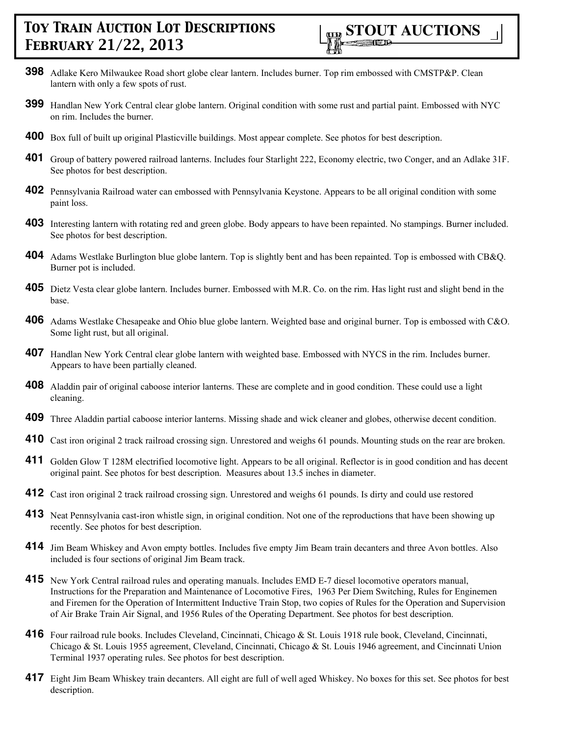**398** Adlake Kero Milwaukee Road short globe clear lantern. Includes burner. Top rim embossed with CMSTP&P. Clean lantern with only a few spots of rust.

**399** Handlan New York Central clear globe lantern. Original condition with some rust and partial paint. Embossed with NYC on rim. Includes the burner.

**400** Box full of built up original Plasticville buildings. Most appear complete. See photos for best description.

**401** Group of battery powered railroad lanterns. Includes four Starlight 222, Economy electric, two Conger, and an Adlake 31F. See photos for best description.

**402** Pennsylvania Railroad water can embossed with Pennsylvania Keystone. Appears to be all original condition with some paint loss.

**403** Interesting lantern with rotating red and green globe. Body appears to have been repainted. No stampings. Burner included. See photos for best description.

**404** Adams Westlake Burlington blue globe lantern. Top is slightly bent and has been repainted. Top is embossed with CB&Q. Burner pot is included.

**405** Dietz Vesta clear globe lantern. Includes burner. Embossed with M.R. Co. on the rim. Has light rust and slight bend in the base.

**406** Adams Westlake Chesapeake and Ohio blue globe lantern. Weighted base and original burner. Top is embossed with C&O. Some light rust, but all original.

**407** Handlan New York Central clear globe lantern with weighted base. Embossed with NYCS in the rim. Includes burner. Appears to have been partially cleaned.

**408** Aladdin pair of original caboose interior lanterns. These are complete and in good condition. These could use a light cleaning.

**409** Three Aladdin partial caboose interior lanterns. Missing shade and wick cleaner and globes, otherwise decent condition.

**410** Cast iron original 2 track railroad crossing sign. Unrestored and weighs 61 pounds. Mounting studs on the rear are broken.

**411** Golden Glow T 128M electrified locomotive light. Appears to be all original. Reflector is in good condition and has decent original paint. See photos for best description. Measures about 13.5 inches in diameter.

**412** Cast iron original 2 track railroad crossing sign. Unrestored and weighs 61 pounds. Is dirty and could use restored

**413** Neat Pennsylvania cast-iron whistle sign, in original condition. Not one of the reproductions that have been showing up recently. See photos for best description.

**414** Jim Beam Whiskey and Avon empty bottles. Includes five empty Jim Beam train decanters and three Avon bottles. Also included is four sections of original Jim Beam track.

**415** New York Central railroad rules and operating manuals. Includes EMD E-7 diesel locomotive operators manual, Instructions for the Preparation and Maintenance of Locomotive Fires, 1963 Per Diem Switching, Rules for Enginemen and Firemen for the Operation of Intermittent Inductive Train Stop, two copies of Rules for the Operation and Supervision of Air Brake Train Air Signal, and 1956 Rules of the Operating Department. See photos for best description.

**416** Four railroad rule books. Includes Cleveland, Cincinnati, Chicago & St. Louis 1918 rule book, Cleveland, Cincinnati, Chicago & St. Louis 1955 agreement, Cleveland, Cincinnati, Chicago & St. Louis 1946 agreement, and Cincinnati Union Terminal 1937 operating rules. See photos for best description.

**417** Eight Jim Beam Whiskey train decanters. All eight are full of well aged Whiskey. No boxes for this set. See photos for best description.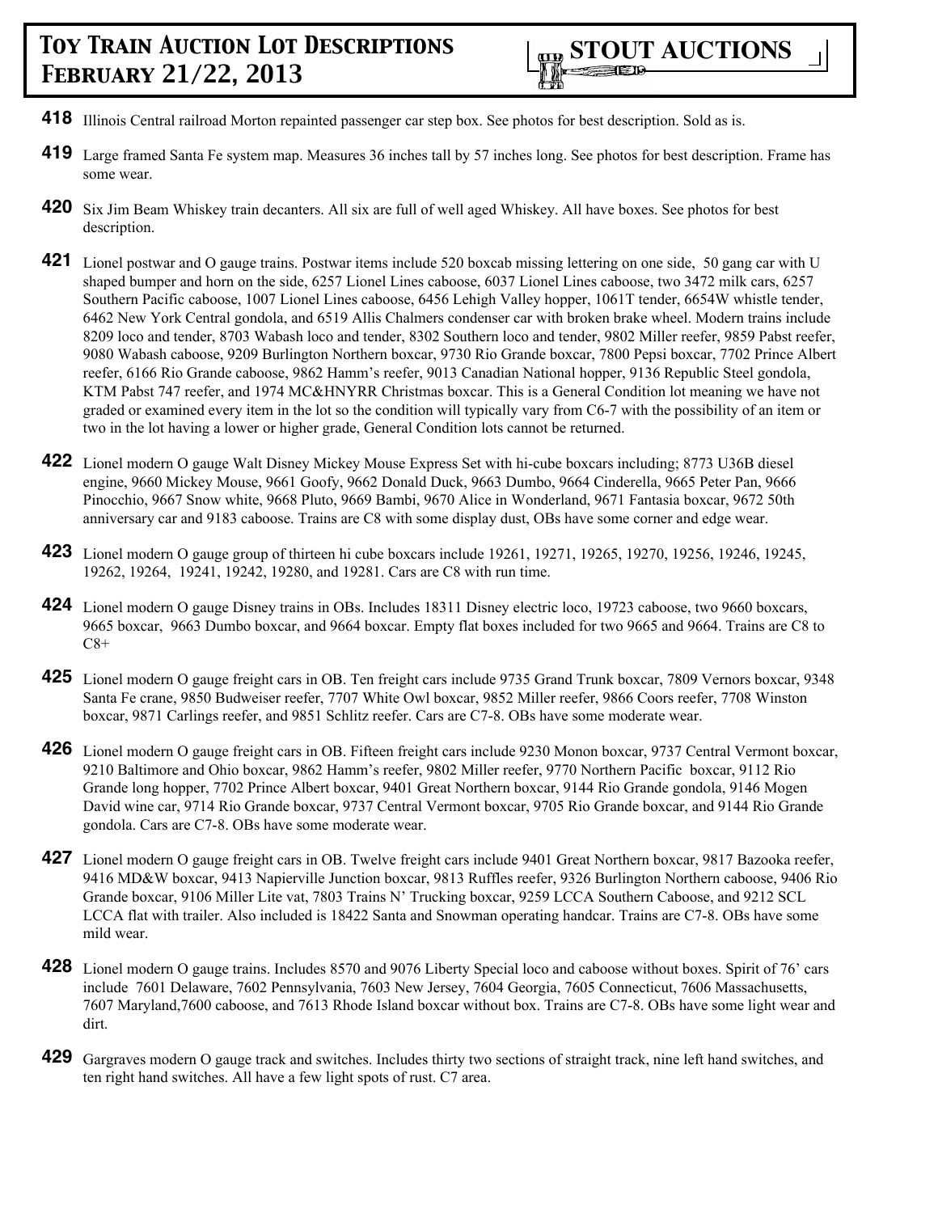**418** Illinois Central railroad Morton repainted passenger car step box. See photos for best description. Sold as is.

**419** Large framed Santa Fe system map. Measures 36 inches tall by 57 inches long. See photos for best description. Frame has some wear.

**420** Six Jim Beam Whiskey train decanters. All six are full of well aged Whiskey. All have boxes. See photos for best description.

**421** Lionel postwar and O gauge trains. Postwar items include 520 boxcab missing lettering on one side, 50 gang car with U shaped bumper and horn on the side, 6257 Lionel Lines caboose, 6037 Lionel Lines caboose, two 3472 milk cars, 6257 Southern Pacific caboose, 1007 Lionel Lines caboose, 6456 Lehigh Valley hopper, 1061T tender, 6654W whistle tender, 6462 New York Central gondola, and 6519 Allis Chalmers condenser car with broken brake wheel. Modern trains include 8209 loco and tender, 8703 Wabash loco and tender, 8302 Southern loco and tender, 9802 Miller reefer, 9859 Pabst reefer, 9080 Wabash caboose, 9209 Burlington Northern boxcar, 9730 Rio Grande boxcar, 7800 Pepsi boxcar, 7702 Prince Albert reefer, 6166 Rio Grande caboose, 9862 Hamm's reefer, 9013 Canadian National hopper, 9136 Republic Steel gondola, KTM Pabst 747 reefer, and 1974 MC&HNYRR Christmas boxcar. This is a General Condition lot meaning we have not graded or examined every item in the lot so the condition will typically vary from C6-7 with the possibility of an item or two in the lot having a lower or higher grade, General Condition lots cannot be returned.

**422** Lionel modern O gauge Walt Disney Mickey Mouse Express Set with hi-cube boxcars including; 8773 U36B diesel engine, 9660 Mickey Mouse, 9661 Goofy, 9662 Donald Duck, 9663 Dumbo, 9664 Cinderella, 9665 Peter Pan, 9666 Pinocchio, 9667 Snow white, 9668 Pluto, 9669 Bambi, 9670 Alice in Wonderland, 9671 Fantasia boxcar, 9672 50th anniversary car and 9183 caboose. Trains are C8 with some display dust, OBs have some corner and edge wear.

**423** Lionel modern O gauge group of thirteen hi cube boxcars include 19261, 19271, 19265, 19270, 19256, 19246, 19245, 19262, 19264, 19241, 19242, 19280, and 19281. Cars are C8 with run time.

**424** Lionel modern O gauge Disney trains in OBs. Includes 18311 Disney electric loco, 19723 caboose, two 9660 boxcars, 9665 boxcar, 9663 Dumbo boxcar, and 9664 boxcar. Empty flat boxes included for two 9665 and 9664. Trains are C8 to C8+

**425** Lionel modern O gauge freight cars in OB. Ten freight cars include 9735 Grand Trunk boxcar, 7809 Vernors boxcar, 9348 Santa Fe crane, 9850 Budweiser reefer, 7707 White Owl boxcar, 9852 Miller reefer, 9866 Coors reefer, 7708 Winston boxcar, 9871 Carlings reefer, and 9851 Schlitz reefer. Cars are C7-8. OBs have some moderate wear.

**426** Lionel modern O gauge freight cars in OB. Fifteen freight cars include 9230 Monon boxcar, 9737 Central Vermont boxcar, 9210 Baltimore and Ohio boxcar, 9862 Hamm's reefer, 9802 Miller reefer, 9770 Northern Pacific boxcar, 9112 Rio Grande long hopper, 7702 Prince Albert boxcar, 9401 Great Northern boxcar, 9144 Rio Grande gondola, 9146 Mogen David wine car, 9714 Rio Grande boxcar, 9737 Central Vermont boxcar, 9705 Rio Grande boxcar, and 9144 Rio Grande gondola. Cars are C7-8. OBs have some moderate wear.

**427** Lionel modern O gauge freight cars in OB. Twelve freight cars include 9401 Great Northern boxcar, 9817 Bazooka reefer, 9416 MD&W boxcar, 9413 Napierville Junction boxcar, 9813 Ruffles reefer, 9326 Burlington Northern caboose, 9406 Rio Grande boxcar, 9106 Miller Lite vat, 7803 Trains N' Trucking boxcar, 9259 LCCA Southern Caboose, and 9212 SCL LCCA flat with trailer. Also included is 18422 Santa and Snowman operating handcar. Trains are C7-8. OBs have some mild wear.

**428** Lionel modern O gauge trains. Includes 8570 and 9076 Liberty Special loco and caboose without boxes. Spirit of 76' cars include 7601 Delaware, 7602 Pennsylvania, 7603 New Jersey, 7604 Georgia, 7605 Connecticut, 7606 Massachusetts, 7607 Maryland,7600 caboose, and 7613 Rhode Island boxcar without box. Trains are C7-8. OBs have some light wear and dirt.

**429** Gargraves modern O gauge track and switches. Includes thirty two sections of straight track, nine left hand switches, and ten right hand switches. All have a few light spots of rust. C7 area.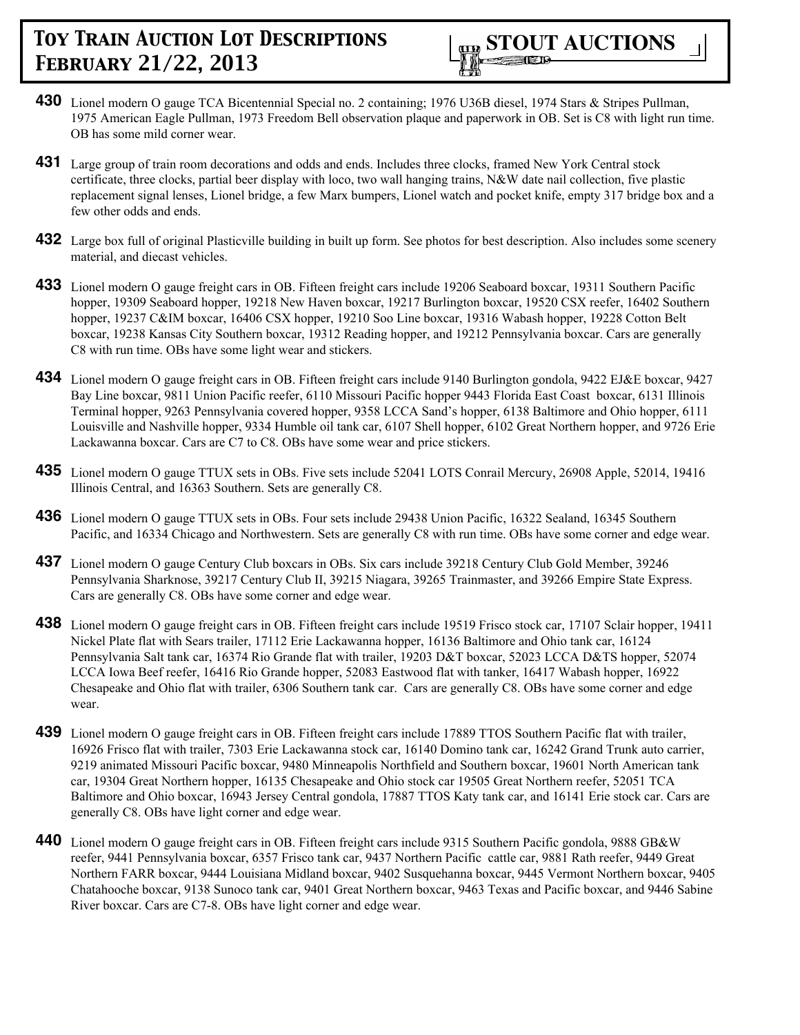**430** Lionel modern O gauge TCA Bicentennial Special no. 2 containing; 1976 U36B diesel, 1974 Stars & Stripes Pullman, 1975 American Eagle Pullman, 1973 Freedom Bell observation plaque and paperwork in OB. Set is C8 with light run time. OB has some mild corner wear.

**431** Large group of train room decorations and odds and ends. Includes three clocks, framed New York Central stock certificate, three clocks, partial beer display with loco, two wall hanging trains, N&W date nail collection, five plastic replacement signal lenses, Lionel bridge, a few Marx bumpers, Lionel watch and pocket knife, empty 317 bridge box and a few other odds and ends.

**432** Large box full of original Plasticville building in built up form. See photos for best description. Also includes some scenery material, and diecast vehicles.

**433** Lionel modern O gauge freight cars in OB. Fifteen freight cars include 19206 Seaboard boxcar, 19311 Southern Pacific hopper, 19309 Seaboard hopper, 19218 New Haven boxcar, 19217 Burlington boxcar, 19520 CSX reefer, 16402 Southern hopper, 19237 C&IM boxcar, 16406 CSX hopper, 19210 Soo Line boxcar, 19316 Wabash hopper, 19228 Cotton Belt boxcar, 19238 Kansas City Southern boxcar, 19312 Reading hopper, and 19212 Pennsylvania boxcar. Cars are generally C8 with run time. OBs have some light wear and stickers.

**434** Lionel modern O gauge freight cars in OB. Fifteen freight cars include 9140 Burlington gondola, 9422 EJ&E boxcar, 9427 Bay Line boxcar, 9811 Union Pacific reefer, 6110 Missouri Pacific hopper 9443 Florida East Coast boxcar, 6131 Illinois Terminal hopper, 9263 Pennsylvania covered hopper, 9358 LCCA Sand's hopper, 6138 Baltimore and Ohio hopper, 6111 Louisville and Nashville hopper, 9334 Humble oil tank car, 6107 Shell hopper, 6102 Great Northern hopper, and 9726 Erie Lackawanna boxcar. Cars are C7 to C8. OBs have some wear and price stickers.

**435** Lionel modern O gauge TTUX sets in OBs. Five sets include 52041 LOTS Conrail Mercury, 26908 Apple, 52014, 19416 Illinois Central, and 16363 Southern. Sets are generally C8.

**436** Lionel modern O gauge TTUX sets in OBs. Four sets include 29438 Union Pacific, 16322 Sealand, 16345 Southern Pacific, and 16334 Chicago and Northwestern. Sets are generally C8 with run time. OBs have some corner and edge wear.

**437** Lionel modern O gauge Century Club boxcars in OBs. Six cars include 39218 Century Club Gold Member, 39246 Pennsylvania Sharknose, 39217 Century Club II, 39215 Niagara, 39265 Trainmaster, and 39266 Empire State Express. Cars are generally C8. OBs have some corner and edge wear.

**438** Lionel modern O gauge freight cars in OB. Fifteen freight cars include 19519 Frisco stock car, 17107 Sclair hopper, 19411 Nickel Plate flat with Sears trailer, 17112 Erie Lackawanna hopper, 16136 Baltimore and Ohio tank car, 16124 Pennsylvania Salt tank car, 16374 Rio Grande flat with trailer, 19203 D&T boxcar, 52023 LCCA D&TS hopper, 52074 LCCA Iowa Beef reefer, 16416 Rio Grande hopper, 52083 Eastwood flat with tanker, 16417 Wabash hopper, 16922 Chesapeake and Ohio flat with trailer, 6306 Southern tank car. Cars are generally C8. OBs have some corner and edge wear.

**439** Lionel modern O gauge freight cars in OB. Fifteen freight cars include 17889 TTOS Southern Pacific flat with trailer, 16926 Frisco flat with trailer, 7303 Erie Lackawanna stock car, 16140 Domino tank car, 16242 Grand Trunk auto carrier, 9219 animated Missouri Pacific boxcar, 9480 Minneapolis Northfield and Southern boxcar, 19601 North American tank car, 19304 Great Northern hopper, 16135 Chesapeake and Ohio stock car 19505 Great Northern reefer, 52051 TCA Baltimore and Ohio boxcar, 16943 Jersey Central gondola, 17887 TTOS Katy tank car, and 16141 Erie stock car. Cars are generally C8. OBs have light corner and edge wear.

**440** Lionel modern O gauge freight cars in OB. Fifteen freight cars include 9315 Southern Pacific gondola, 9888 GB&W reefer, 9441 Pennsylvania boxcar, 6357 Frisco tank car, 9437 Northern Pacific cattle car, 9881 Rath reefer, 9449 Great Northern FARR boxcar, 9444 Louisiana Midland boxcar, 9402 Susquehanna boxcar, 9445 Vermont Northern boxcar, 9405 Chatahooche boxcar, 9138 Sunoco tank car, 9401 Great Northern boxcar, 9463 Texas and Pacific boxcar, and 9446 Sabine River boxcar. Cars are C7-8. OBs have light corner and edge wear.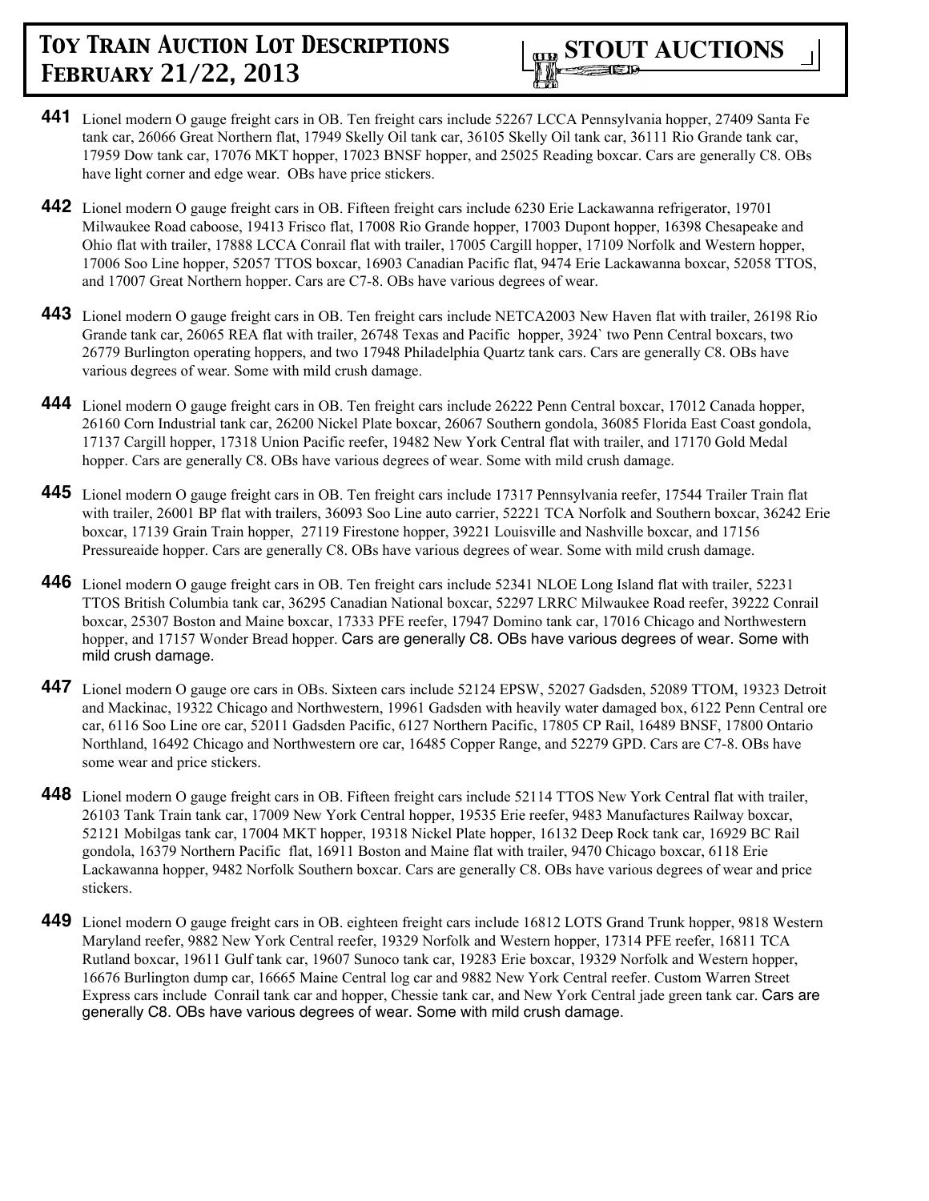**441** Lionel modern O gauge freight cars in OB. Ten freight cars include 52267 LCCA Pennsylvania hopper, 27409 Santa Fe tank car, 26066 Great Northern flat, 17949 Skelly Oil tank car, 36105 Skelly Oil tank car, 36111 Rio Grande tank car, 17959 Dow tank car, 17076 MKT hopper, 17023 BNSF hopper, and 25025 Reading boxcar. Cars are generally C8. OBs have light corner and edge wear. OBs have price stickers.

**442** Lionel modern O gauge freight cars in OB. Fifteen freight cars include 6230 Erie Lackawanna refrigerator, 19701 Milwaukee Road caboose, 19413 Frisco flat, 17008 Rio Grande hopper, 17003 Dupont hopper, 16398 Chesapeake and Ohio flat with trailer, 17888 LCCA Conrail flat with trailer, 17005 Cargill hopper, 17109 Norfolk and Western hopper, 17006 Soo Line hopper, 52057 TTOS boxcar, 16903 Canadian Pacific flat, 9474 Erie Lackawanna boxcar, 52058 TTOS, and 17007 Great Northern hopper. Cars are C7-8. OBs have various degrees of wear.

**443** Lionel modern O gauge freight cars in OB. Ten freight cars include NETCA2003 New Haven flat with trailer, 26198 Rio Grande tank car, 26065 REA flat with trailer, 26748 Texas and Pacific hopper, 3924` two Penn Central boxcars, two 26779 Burlington operating hoppers, and two 17948 Philadelphia Quartz tank cars. Cars are generally C8. OBs have various degrees of wear. Some with mild crush damage.

**444** Lionel modern O gauge freight cars in OB. Ten freight cars include 26222 Penn Central boxcar, 17012 Canada hopper, 26160 Corn Industrial tank car, 26200 Nickel Plate boxcar, 26067 Southern gondola, 36085 Florida East Coast gondola, 17137 Cargill hopper, 17318 Union Pacific reefer, 19482 New York Central flat with trailer, and 17170 Gold Medal hopper. Cars are generally C8. OBs have various degrees of wear. Some with mild crush damage.

**445** Lionel modern O gauge freight cars in OB. Ten freight cars include 17317 Pennsylvania reefer, 17544 Trailer Train flat with trailer, 26001 BP flat with trailers, 36093 Soo Line auto carrier, 52221 TCA Norfolk and Southern boxcar, 36242 Erie boxcar, 17139 Grain Train hopper, 27119 Firestone hopper, 39221 Louisville and Nashville boxcar, and 17156 Pressureaide hopper. Cars are generally C8. OBs have various degrees of wear. Some with mild crush damage.

**446** Lionel modern O gauge freight cars in OB. Ten freight cars include 52341 NLOE Long Island flat with trailer, 52231 TTOS British Columbia tank car, 36295 Canadian National boxcar, 52297 LRRC Milwaukee Road reefer, 39222 Conrail boxcar, 25307 Boston and Maine boxcar, 17333 PFE reefer, 17947 Domino tank car, 17016 Chicago and Northwestern hopper, and 17157 Wonder Bread hopper. Cars are generally C8. OBs have various degrees of wear. Some with mild crush damage.

**447** Lionel modern O gauge ore cars in OBs. Sixteen cars include 52124 EPSW, 52027 Gadsden, 52089 TTOM, 19323 Detroit and Mackinac, 19322 Chicago and Northwestern, 19961 Gadsden with heavily water damaged box, 6122 Penn Central ore car, 6116 Soo Line ore car, 52011 Gadsden Pacific, 6127 Northern Pacific, 17805 CP Rail, 16489 BNSF, 17800 Ontario Northland, 16492 Chicago and Northwestern ore car, 16485 Copper Range, and 52279 GPD. Cars are C7-8. OBs have some wear and price stickers.

**448** Lionel modern O gauge freight cars in OB. Fifteen freight cars include 52114 TTOS New York Central flat with trailer, 26103 Tank Train tank car, 17009 New York Central hopper, 19535 Erie reefer, 9483 Manufactures Railway boxcar, 52121 Mobilgas tank car, 17004 MKT hopper, 19318 Nickel Plate hopper, 16132 Deep Rock tank car, 16929 BC Rail gondola, 16379 Northern Pacific flat, 16911 Boston and Maine flat with trailer, 9470 Chicago boxcar, 6118 Erie Lackawanna hopper, 9482 Norfolk Southern boxcar. Cars are generally C8. OBs have various degrees of wear and price stickers.

**449** Lionel modern O gauge freight cars in OB. eighteen freight cars include 16812 LOTS Grand Trunk hopper, 9818 Western Maryland reefer, 9882 New York Central reefer, 19329 Norfolk and Western hopper, 17314 PFE reefer, 16811 TCA Rutland boxcar, 19611 Gulf tank car, 19607 Sunoco tank car, 19283 Erie boxcar, 19329 Norfolk and Western hopper, 16676 Burlington dump car, 16665 Maine Central log car and 9882 New York Central reefer. Custom Warren Street Express cars include Conrail tank car and hopper, Chessie tank car, and New York Central jade green tank car. Cars are generally C8. OBs have various degrees of wear. Some with mild crush damage.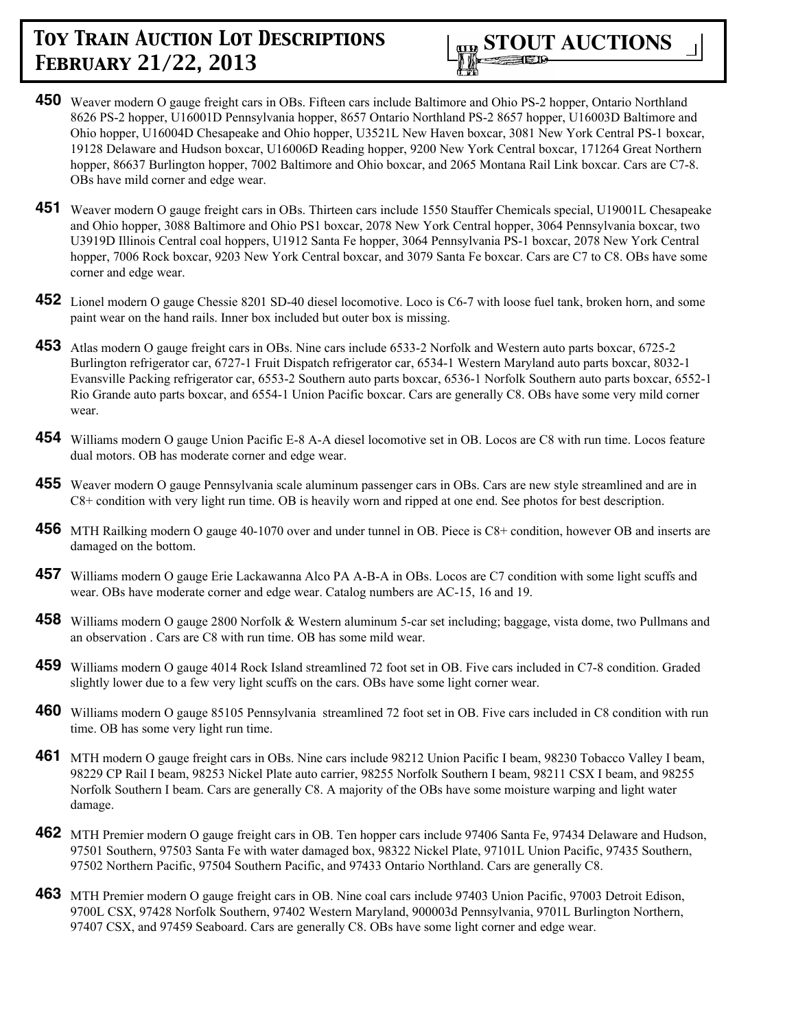**450** Weaver modern O gauge freight cars in OBs. Fifteen cars include Baltimore and Ohio PS-2 hopper, Ontario Northland 8626 PS-2 hopper, U16001D Pennsylvania hopper, 8657 Ontario Northland PS-2 8657 hopper, U16003D Baltimore and Ohio hopper, U16004D Chesapeake and Ohio hopper, U3521L New Haven boxcar, 3081 New York Central PS-1 boxcar, 19128 Delaware and Hudson boxcar, U16006D Reading hopper, 9200 New York Central boxcar, 171264 Great Northern hopper, 86637 Burlington hopper, 7002 Baltimore and Ohio boxcar, and 2065 Montana Rail Link boxcar. Cars are C7-8. OBs have mild corner and edge wear.

**451** Weaver modern O gauge freight cars in OBs. Thirteen cars include 1550 Stauffer Chemicals special, U19001L Chesapeake and Ohio hopper, 3088 Baltimore and Ohio PS1 boxcar, 2078 New York Central hopper, 3064 Pennsylvania boxcar, two U3919D Illinois Central coal hoppers, U1912 Santa Fe hopper, 3064 Pennsylvania PS-1 boxcar, 2078 New York Central hopper, 7006 Rock boxcar, 9203 New York Central boxcar, and 3079 Santa Fe boxcar. Cars are C7 to C8. OBs have some corner and edge wear.

**452** Lionel modern O gauge Chessie 8201 SD-40 diesel locomotive. Loco is C6-7 with loose fuel tank, broken horn, and some paint wear on the hand rails. Inner box included but outer box is missing.

**453** Atlas modern O gauge freight cars in OBs. Nine cars include 6533-2 Norfolk and Western auto parts boxcar, 6725-2 Burlington refrigerator car, 6727-1 Fruit Dispatch refrigerator car, 6534-1 Western Maryland auto parts boxcar, 8032-1 Evansville Packing refrigerator car, 6553-2 Southern auto parts boxcar, 6536-1 Norfolk Southern auto parts boxcar, 6552-1 Rio Grande auto parts boxcar, and 6554-1 Union Pacific boxcar. Cars are generally C8. OBs have some very mild corner wear.

**454** Williams modern O gauge Union Pacific E-8 A-A diesel locomotive set in OB. Locos are C8 with run time. Locos feature dual motors. OB has moderate corner and edge wear.

**455** Weaver modern O gauge Pennsylvania scale aluminum passenger cars in OBs. Cars are new style streamlined and are in C8+ condition with very light run time. OB is heavily worn and ripped at one end. See photos for best description.

**456** MTH Railking modern O gauge 40-1070 over and under tunnel in OB. Piece is C8+ condition, however OB and inserts are damaged on the bottom.

**457** Williams modern O gauge Erie Lackawanna Alco PA A-B-A in OBs. Locos are C7 condition with some light scuffs and wear. OBs have moderate corner and edge wear. Catalog numbers are AC-15, 16 and 19.

**458** Williams modern O gauge 2800 Norfolk & Western aluminum 5-car set including; baggage, vista dome, two Pullmans and an observation . Cars are C8 with run time. OB has some mild wear.

**459** Williams modern O gauge 4014 Rock Island streamlined 72 foot set in OB. Five cars included in C7-8 condition. Graded slightly lower due to a few very light scuffs on the cars. OBs have some light corner wear.

**460** Williams modern O gauge 85105 Pennsylvania streamlined 72 foot set in OB. Five cars included in C8 condition with run time. OB has some very light run time.

**461** MTH modern O gauge freight cars in OBs. Nine cars include 98212 Union Pacific I beam, 98230 Tobacco Valley I beam, 98229 CP Rail I beam, 98253 Nickel Plate auto carrier, 98255 Norfolk Southern I beam, 98211 CSX I beam, and 98255 Norfolk Southern I beam. Cars are generally C8. A majority of the OBs have some moisture warping and light water damage.

**462** MTH Premier modern O gauge freight cars in OB. Ten hopper cars include 97406 Santa Fe, 97434 Delaware and Hudson, 97501 Southern, 97503 Santa Fe with water damaged box, 98322 Nickel Plate, 97101L Union Pacific, 97435 Southern, 97502 Northern Pacific, 97504 Southern Pacific, and 97433 Ontario Northland. Cars are generally C8.

**463** MTH Premier modern O gauge freight cars in OB. Nine coal cars include 97403 Union Pacific, 97003 Detroit Edison, 9700L CSX, 97428 Norfolk Southern, 97402 Western Maryland, 900003d Pennsylvania, 9701L Burlington Northern, 97407 CSX, and 97459 Seaboard. Cars are generally C8. OBs have some light corner and edge wear.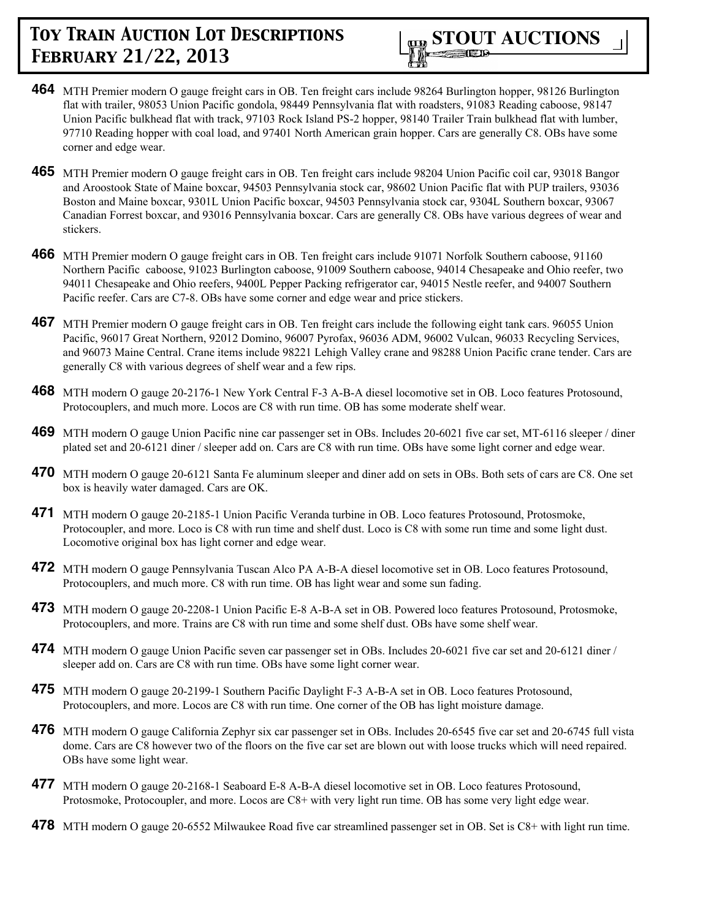**464** MTH Premier modern O gauge freight cars in OB. Ten freight cars include 98264 Burlington hopper, 98126 Burlington flat with trailer, 98053 Union Pacific gondola, 98449 Pennsylvania flat with roadsters, 91083 Reading caboose, 98147 Union Pacific bulkhead flat with track, 97103 Rock Island PS-2 hopper, 98140 Trailer Train bulkhead flat with lumber, 97710 Reading hopper with coal load, and 97401 North American grain hopper. Cars are generally C8. OBs have some corner and edge wear.

**465** MTH Premier modern O gauge freight cars in OB. Ten freight cars include 98204 Union Pacific coil car, 93018 Bangor and Aroostook State of Maine boxcar, 94503 Pennsylvania stock car, 98602 Union Pacific flat with PUP trailers, 93036 Boston and Maine boxcar, 9301L Union Pacific boxcar, 94503 Pennsylvania stock car, 9304L Southern boxcar, 93067 Canadian Forrest boxcar, and 93016 Pennsylvania boxcar. Cars are generally C8. OBs have various degrees of wear and stickers.

**466** MTH Premier modern O gauge freight cars in OB. Ten freight cars include 91071 Norfolk Southern caboose, 91160 Northern Pacific caboose, 91023 Burlington caboose, 91009 Southern caboose, 94014 Chesapeake and Ohio reefer, two 94011 Chesapeake and Ohio reefers, 9400L Pepper Packing refrigerator car, 94015 Nestle reefer, and 94007 Southern Pacific reefer. Cars are C7-8. OBs have some corner and edge wear and price stickers.

**467** MTH Premier modern O gauge freight cars in OB. Ten freight cars include the following eight tank cars. 96055 Union Pacific, 96017 Great Northern, 92012 Domino, 96007 Pyrofax, 96036 ADM, 96002 Vulcan, 96033 Recycling Services, and 96073 Maine Central. Crane items include 98221 Lehigh Valley crane and 98288 Union Pacific crane tender. Cars are generally C8 with various degrees of shelf wear and a few rips.

**468** MTH modern O gauge 20-2176-1 New York Central F-3 A-B-A diesel locomotive set in OB. Loco features Protosound, Protocouplers, and much more. Locos are C8 with run time. OB has some moderate shelf wear.

**469** MTH modern O gauge Union Pacific nine car passenger set in OBs. Includes 20-6021 five car set, MT-6116 sleeper / diner plated set and 20-6121 diner / sleeper add on. Cars are C8 with run time. OBs have some light corner and edge wear.

**470** MTH modern O gauge 20-6121 Santa Fe aluminum sleeper and diner add on sets in OBs. Both sets of cars are C8. One set box is heavily water damaged. Cars are OK.

**471** MTH modern O gauge 20-2185-1 Union Pacific Veranda turbine in OB. Loco features Protosound, Protosmoke, Protocoupler, and more. Loco is C8 with run time and shelf dust. Loco is C8 with some run time and some light dust. Locomotive original box has light corner and edge wear.

**472** MTH modern O gauge Pennsylvania Tuscan Alco PA A-B-A diesel locomotive set in OB. Loco features Protosound, Protocouplers, and much more. C8 with run time. OB has light wear and some sun fading.

**473** MTH modern O gauge 20-2208-1 Union Pacific E-8 A-B-A set in OB. Powered loco features Protosound, Protosmoke, Protocouplers, and more. Trains are C8 with run time and some shelf dust. OBs have some shelf wear.

**474** MTH modern O gauge Union Pacific seven car passenger set in OBs. Includes 20-6021 five car set and 20-6121 diner / sleeper add on. Cars are C8 with run time. OBs have some light corner wear.

**475** MTH modern O gauge 20-2199-1 Southern Pacific Daylight F-3 A-B-A set in OB. Loco features Protosound, Protocouplers, and more. Locos are C8 with run time. One corner of the OB has light moisture damage.

**476** MTH modern O gauge California Zephyr six car passenger set in OBs. Includes 20-6545 five car set and 20-6745 full vista dome. Cars are C8 however two of the floors on the five car set are blown out with loose trucks which will need repaired. OBs have some light wear.

**477** MTH modern O gauge 20-2168-1 Seaboard E-8 A-B-A diesel locomotive set in OB. Loco features Protosound, Protosmoke, Protocoupler, and more. Locos are C8+ with very light run time. OB has some very light edge wear.

**478** MTH modern O gauge 20-6552 Milwaukee Road five car streamlined passenger set in OB. Set is C8+ with light run time.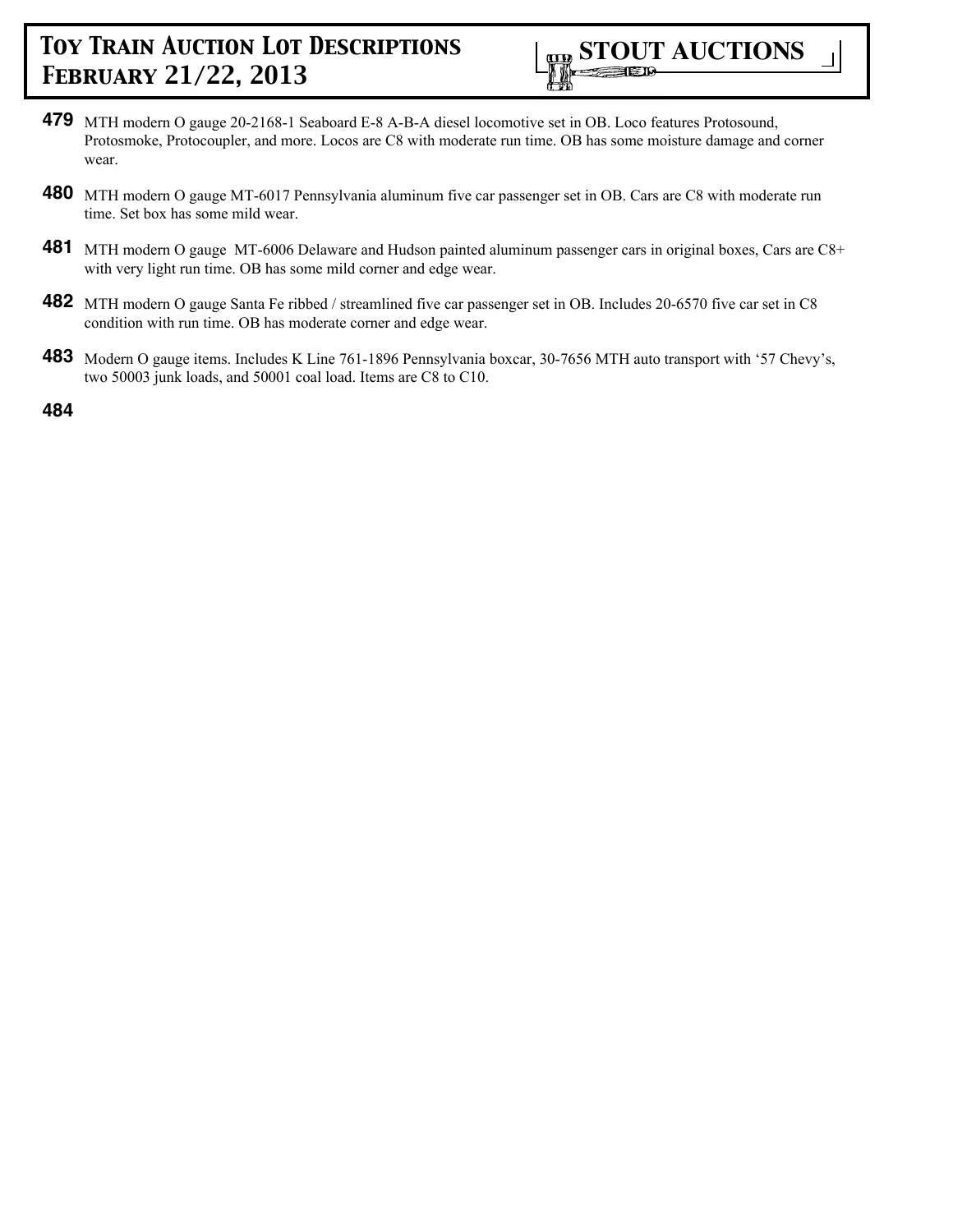**479** MTH modern O gauge 20-2168-1 Seaboard E-8 A-B-A diesel locomotive set in OB. Loco features Protosound, Protosmoke, Protocoupler, and more. Locos are C8 with moderate run time. OB has some moisture damage and corner wear.

**480** MTH modern O gauge MT-6017 Pennsylvania aluminum five car passenger set in OB. Cars are C8 with moderate run time. Set box has some mild wear.

**481** MTH modern O gauge MT-6006 Delaware and Hudson painted aluminum passenger cars in original boxes, Cars are C8+ with very light run time. OB has some mild corner and edge wear.

**482** MTH modern O gauge Santa Fe ribbed / streamlined five car passenger set in OB. Includes 20-6570 five car set in C8 condition with run time. OB has moderate corner and edge wear.

**483** Modern O gauge items. Includes K Line 761-1896 Pennsylvania boxcar, 30-7656 MTH auto transport with '57 Chevy's, two 50003 junk loads, and 50001 coal load. Items are C8 to C10.

**484**